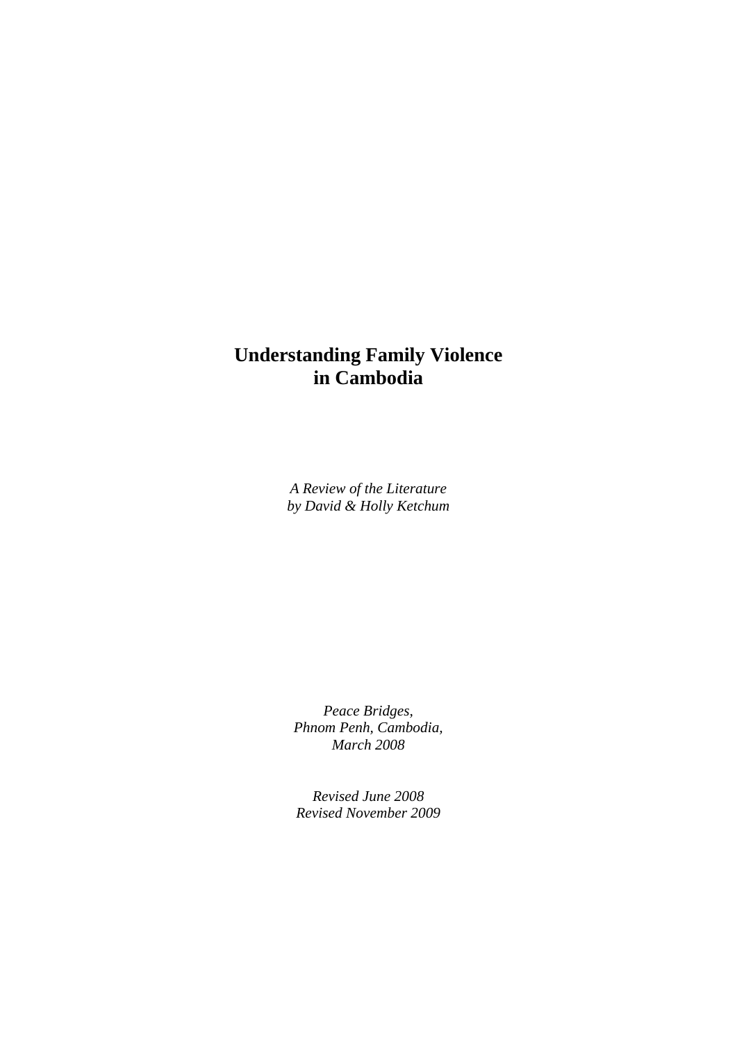# Understanding Family Violence in Cambodia

*A Review of the Literature*
*by David & Holly Ketchum*

*Peace Bridges,*
*Phnom Penh, Cambodia,*
*March 2008*

*Revised June 2008*
*Revised November 2009*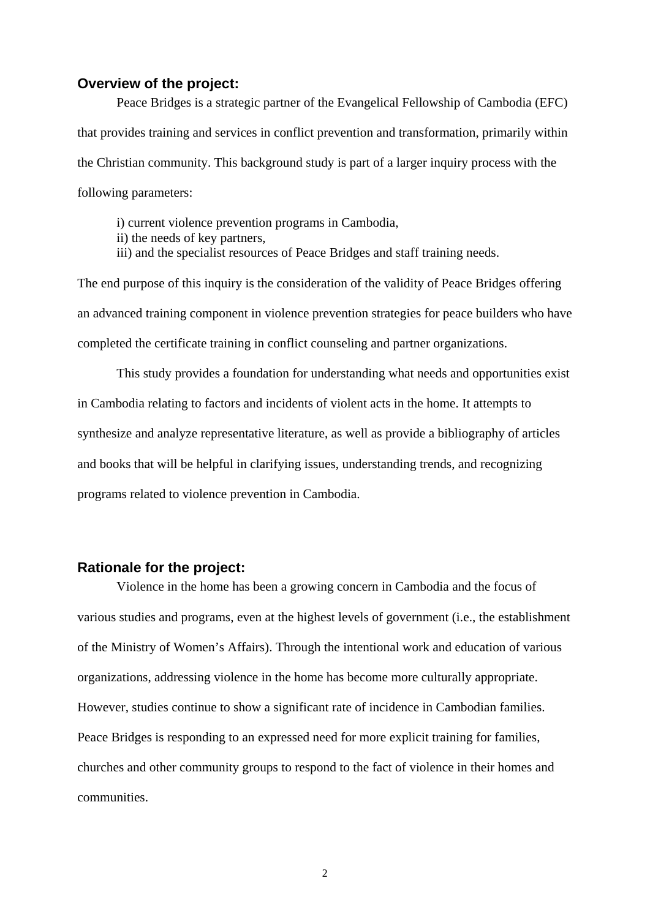## Overview of the project:

Peace Bridges is a strategic partner of the Evangelical Fellowship of Cambodia (EFC) that provides training and services in conflict prevention and transformation, primarily within the Christian community. This background study is part of a larger inquiry process with the following parameters:

i) current violence prevention programs in Cambodia,
ii) the needs of key partners,
iii) and the specialist resources of Peace Bridges and staff training needs.

The end purpose of this inquiry is the consideration of the validity of Peace Bridges offering an advanced training component in violence prevention strategies for peace builders who have completed the certificate training in conflict counseling and partner organizations.

This study provides a foundation for understanding what needs and opportunities exist in Cambodia relating to factors and incidents of violent acts in the home. It attempts to synthesize and analyze representative literature, as well as provide a bibliography of articles and books that will be helpful in clarifying issues, understanding trends, and recognizing programs related to violence prevention in Cambodia.

## Rationale for the project:

Violence in the home has been a growing concern in Cambodia and the focus of various studies and programs, even at the highest levels of government (i.e., the establishment of the Ministry of Women's Affairs). Through the intentional work and education of various organizations, addressing violence in the home has become more culturally appropriate. However, studies continue to show a significant rate of incidence in Cambodian families. Peace Bridges is responding to an expressed need for more explicit training for families, churches and other community groups to respond to the fact of violence in their homes and communities.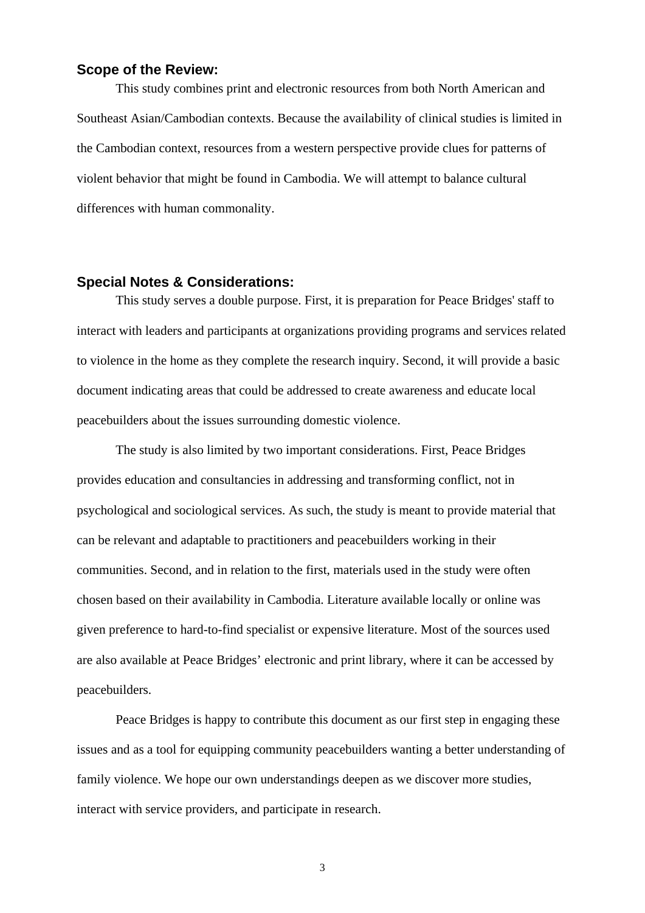### Scope of the Review:

This study combines print and electronic resources from both North American and Southeast Asian/Cambodian contexts. Because the availability of clinical studies is limited in the Cambodian context, resources from a western perspective provide clues for patterns of violent behavior that might be found in Cambodia. We will attempt to balance cultural differences with human commonality.

### Special Notes & Considerations:

This study serves a double purpose. First, it is preparation for Peace Bridges' staff to interact with leaders and participants at organizations providing programs and services related to violence in the home as they complete the research inquiry. Second, it will provide a basic document indicating areas that could be addressed to create awareness and educate local peacebuilders about the issues surrounding domestic violence.

The study is also limited by two important considerations. First, Peace Bridges provides education and consultancies in addressing and transforming conflict, not in psychological and sociological services. As such, the study is meant to provide material that can be relevant and adaptable to practitioners and peacebuilders working in their communities. Second, and in relation to the first, materials used in the study were often chosen based on their availability in Cambodia. Literature available locally or online was given preference to hard-to-find specialist or expensive literature. Most of the sources used are also available at Peace Bridges' electronic and print library, where it can be accessed by peacebuilders.

Peace Bridges is happy to contribute this document as our first step in engaging these issues and as a tool for equipping community peacebuilders wanting a better understanding of family violence. We hope our own understandings deepen as we discover more studies, interact with service providers, and participate in research.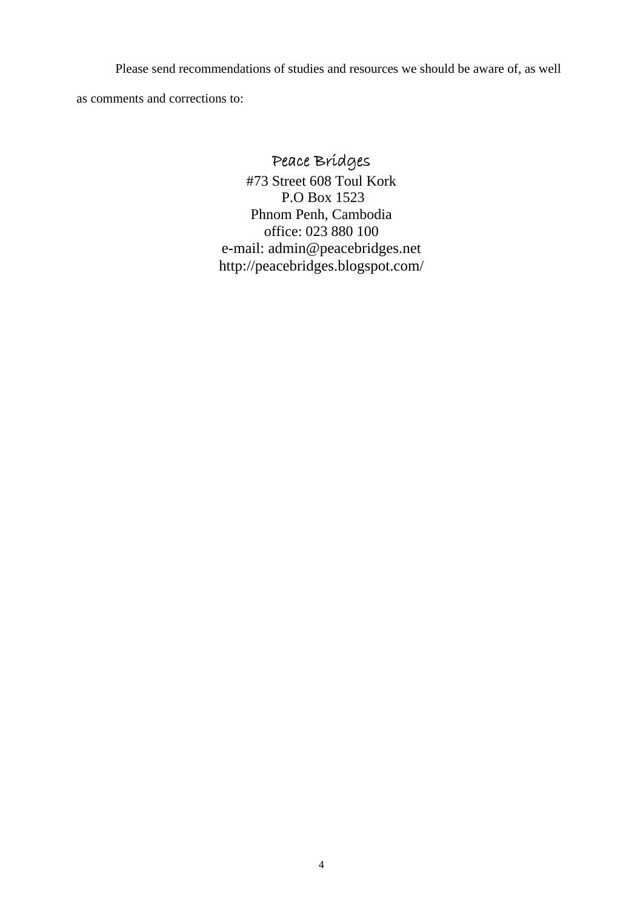Please send recommendations of studies and resources we should be aware of, as well as comments and corrections to:

Peace Bridges  
#73 Street 608 Toul Kork  
P.O Box 1523  
Phnom Penh, Cambodia  
office: 023 880 100  
e-mail: admin@peacebridges.net  
http://peacebridges.blogspot.com/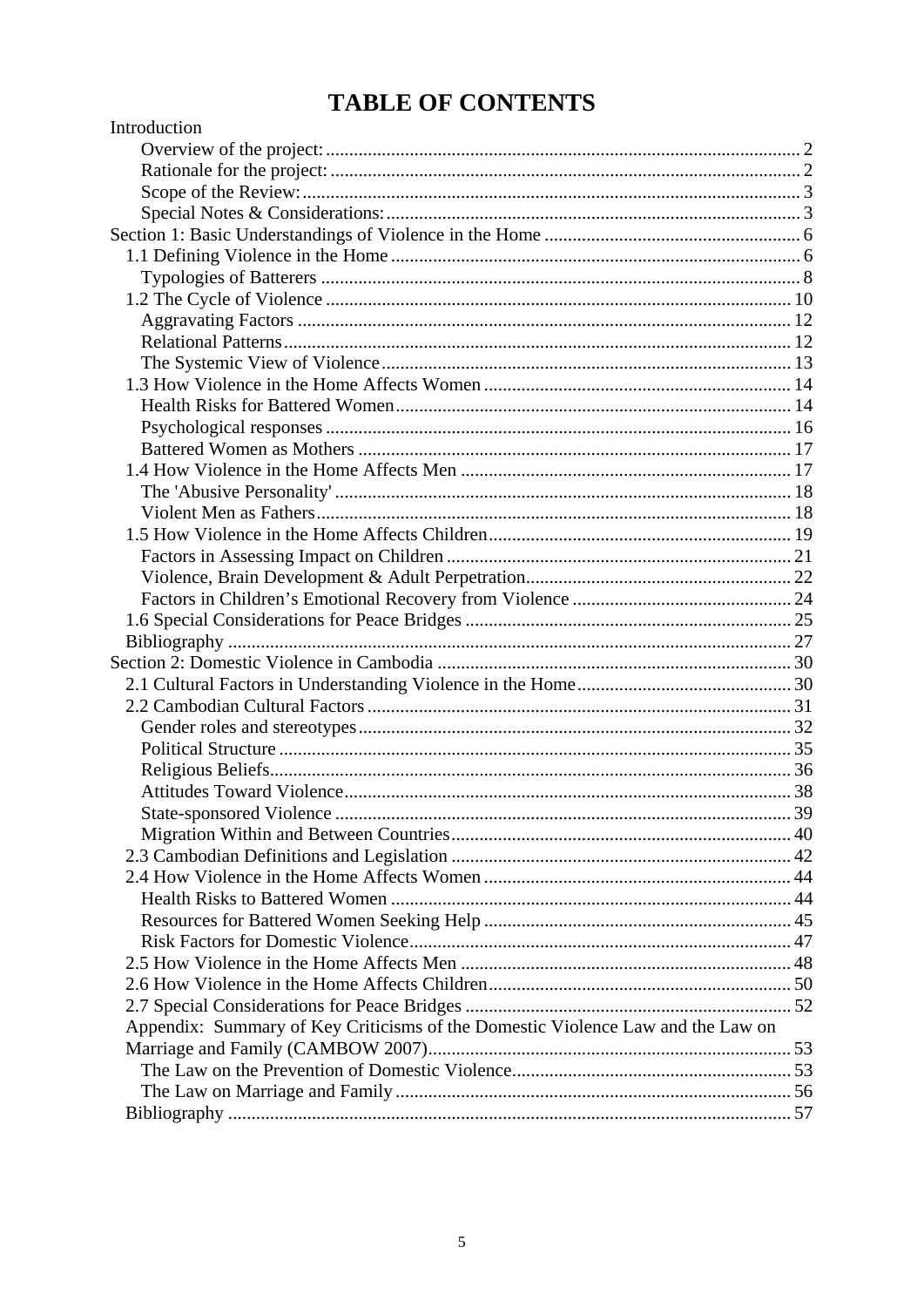# TABLE OF CONTENTS

Introduction

- Overview of the project: 2
- Rationale for the project: 2
- Scope of the Review: 3
- Special Notes & Considerations: 3

Section 1: Basic Understandings of Violence in the Home 6

- 1.1 Defining Violence in the Home 6
  - Typologies of Batterers 8
- 1.2 The Cycle of Violence 10
  - Aggravating Factors 12
  - Relational Patterns 12
  - The Systemic View of Violence 13
- 1.3 How Violence in the Home Affects Women 14
  - Health Risks for Battered Women 14
  - Psychological responses 16
  - Battered Women as Mothers 17
- 1.4 How Violence in the Home Affects Men 17
  - The 'Abusive Personality' 18
  - Violent Men as Fathers 18
- 1.5 How Violence in the Home Affects Children 19
  - Factors in Assessing Impact on Children 21
  - Violence, Brain Development & Adult Perpetration 22
  - Factors in Children's Emotional Recovery from Violence 24
- 1.6 Special Considerations for Peace Bridges 25
- Bibliography 27

Section 2: Domestic Violence in Cambodia 30

- 2.1 Cultural Factors in Understanding Violence in the Home 30
- 2.2 Cambodian Cultural Factors 31
  - Gender roles and stereotypes 32
  - Political Structure 35
  - Religious Beliefs 36
  - Attitudes Toward Violence 38
  - State-sponsored Violence 39
  - Migration Within and Between Countries 40
- 2.3 Cambodian Definitions and Legislation 42
- 2.4 How Violence in the Home Affects Women 44
  - Health Risks to Battered Women 44
  - Resources for Battered Women Seeking Help 45
  - Risk Factors for Domestic Violence 47
- 2.5 How Violence in the Home Affects Men 48
- 2.6 How Violence in the Home Affects Children 50
- 2.7 Special Considerations for Peace Bridges 52
- Appendix: Summary of Key Criticisms of the Domestic Violence Law and the Law on Marriage and Family (CAMBOW 2007) 53
  - The Law on the Prevention of Domestic Violence 53
  - The Law on Marriage and Family 56
- Bibliography 57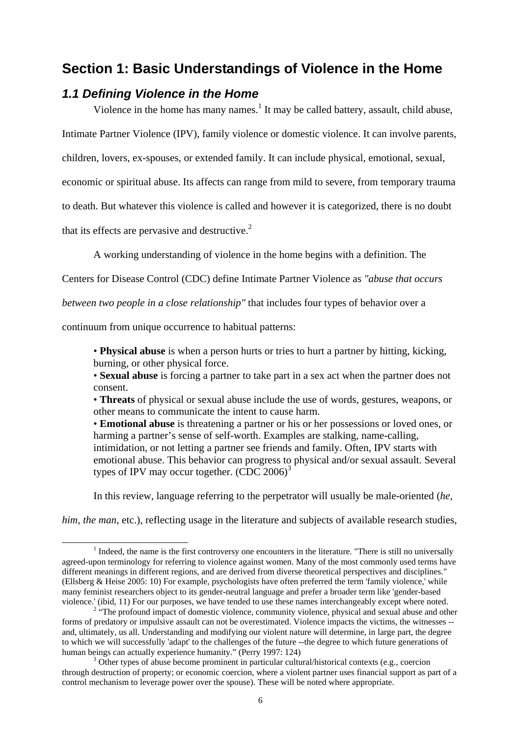# Section 1: Basic Understandings of Violence in the Home

## *1.1 Defining Violence in the Home*

Violence in the home has many names.[1] It may be called battery, assault, child abuse, Intimate Partner Violence (IPV), family violence or domestic violence. It can involve parents, children, lovers, ex-spouses, or extended family. It can include physical, emotional, sexual, economic or spiritual abuse. Its affects can range from mild to severe, from temporary trauma to death. But whatever this violence is called and however it is categorized, there is no doubt that its effects are pervasive and destructive.[2]

A working understanding of violence in the home begins with a definition. The Centers for Disease Control (CDC) define Intimate Partner Violence as *"abuse that occurs between two people in a close relationship"* that includes four types of behavior over a continuum from unique occurrence to habitual patterns:

> • **Physical abuse** is when a person hurts or tries to hurt a partner by hitting, kicking, burning, or other physical force.
> • **Sexual abuse** is forcing a partner to take part in a sex act when the partner does not consent.
> • **Threats** of physical or sexual abuse include the use of words, gestures, weapons, or other means to communicate the intent to cause harm.
> • **Emotional abuse** is threatening a partner or his or her possessions or loved ones, or harming a partner's sense of self-worth. Examples are stalking, name-calling, intimidation, or not letting a partner see friends and family. Often, IPV starts with emotional abuse. This behavior can progress to physical and/or sexual assault. Several types of IPV may occur together. (CDC 2006)[3]

In this review, language referring to the perpetrator will usually be male-oriented (*he, him, the man*, etc.), reflecting usage in the literature and subjects of available research studies,

---

[1] Indeed, the name is the first controversy one encounters in the literature. "There is still no universally agreed-upon terminology for referring to violence against women. Many of the most commonly used terms have different meanings in different regions, and are derived from diverse theoretical perspectives and disciplines." (Ellsberg & Heise 2005: 10) For example, psychologists have often preferred the term 'family violence,' while many feminist researchers object to its gender-neutral language and prefer a broader term like 'gender-based violence.' (ibid, 11) For our purposes, we have tended to use these names interchangeably except where noted.

[2] "The profound impact of domestic violence, community violence, physical and sexual abuse and other forms of predatory or impulsive assault can not be overestimated. Violence impacts the victims, the witnesses -- and, ultimately, us all. Understanding and modifying our violent nature will determine, in large part, the degree to which we will successfully 'adapt' to the challenges of the future --the degree to which future generations of human beings can actually experience humanity." (Perry 1997: 124)

[3] Other types of abuse become prominent in particular cultural/historical contexts (e.g., coercion through destruction of property; or economic coercion, where a violent partner uses financial support as part of a control mechanism to leverage power over the spouse). These will be noted where appropriate.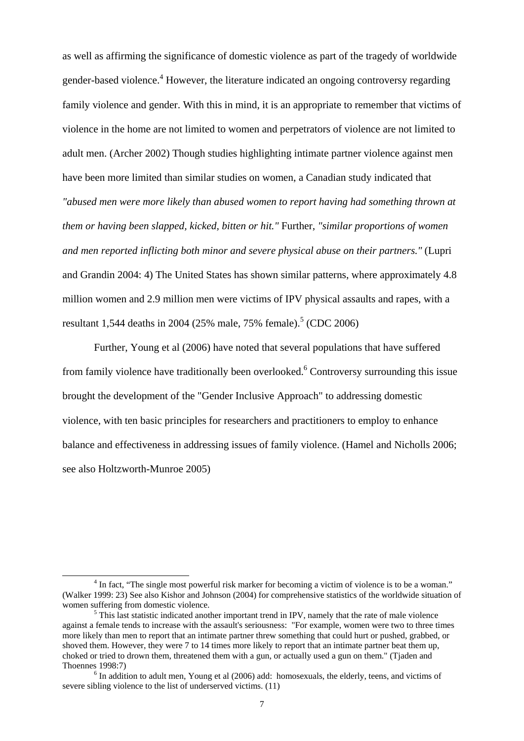as well as affirming the significance of domestic violence as part of the tragedy of worldwide gender-based violence.[4] However, the literature indicated an ongoing controversy regarding family violence and gender. With this in mind, it is an appropriate to remember that victims of violence in the home are not limited to women and perpetrators of violence are not limited to adult men. (Archer 2002) Though studies highlighting intimate partner violence against men have been more limited than similar studies on women, a Canadian study indicated that *"abused men were more likely than abused women to report having had something thrown at them or having been slapped, kicked, bitten or hit."* Further, *"similar proportions of women and men reported inflicting both minor and severe physical abuse on their partners."* (Lupri and Grandin 2004: 4) The United States has shown similar patterns, where approximately 4.8 million women and 2.9 million men were victims of IPV physical assaults and rapes, with a resultant 1,544 deaths in 2004 (25% male, 75% female).[5] (CDC 2006)

Further, Young et al (2006) have noted that several populations that have suffered from family violence have traditionally been overlooked.[6] Controversy surrounding this issue brought the development of the "Gender Inclusive Approach" to addressing domestic violence, with ten basic principles for researchers and practitioners to employ to enhance balance and effectiveness in addressing issues of family violence. (Hamel and Nicholls 2006; see also Holtzworth-Munroe 2005)

---

[4] In fact, "The single most powerful risk marker for becoming a victim of violence is to be a woman." (Walker 1999: 23) See also Kishor and Johnson (2004) for comprehensive statistics of the worldwide situation of women suffering from domestic violence.

[5] This last statistic indicated another important trend in IPV, namely that the rate of male violence against a female tends to increase with the assault's seriousness: "For example, women were two to three times more likely than men to report that an intimate partner threw something that could hurt or pushed, grabbed, or shoved them. However, they were 7 to 14 times more likely to report that an intimate partner beat them up, choked or tried to drown them, threatened them with a gun, or actually used a gun on them." (Tjaden and Thoennes 1998:7)

[6] In addition to adult men, Young et al (2006) add: homosexuals, the elderly, teens, and victims of severe sibling violence to the list of underserved victims. (11)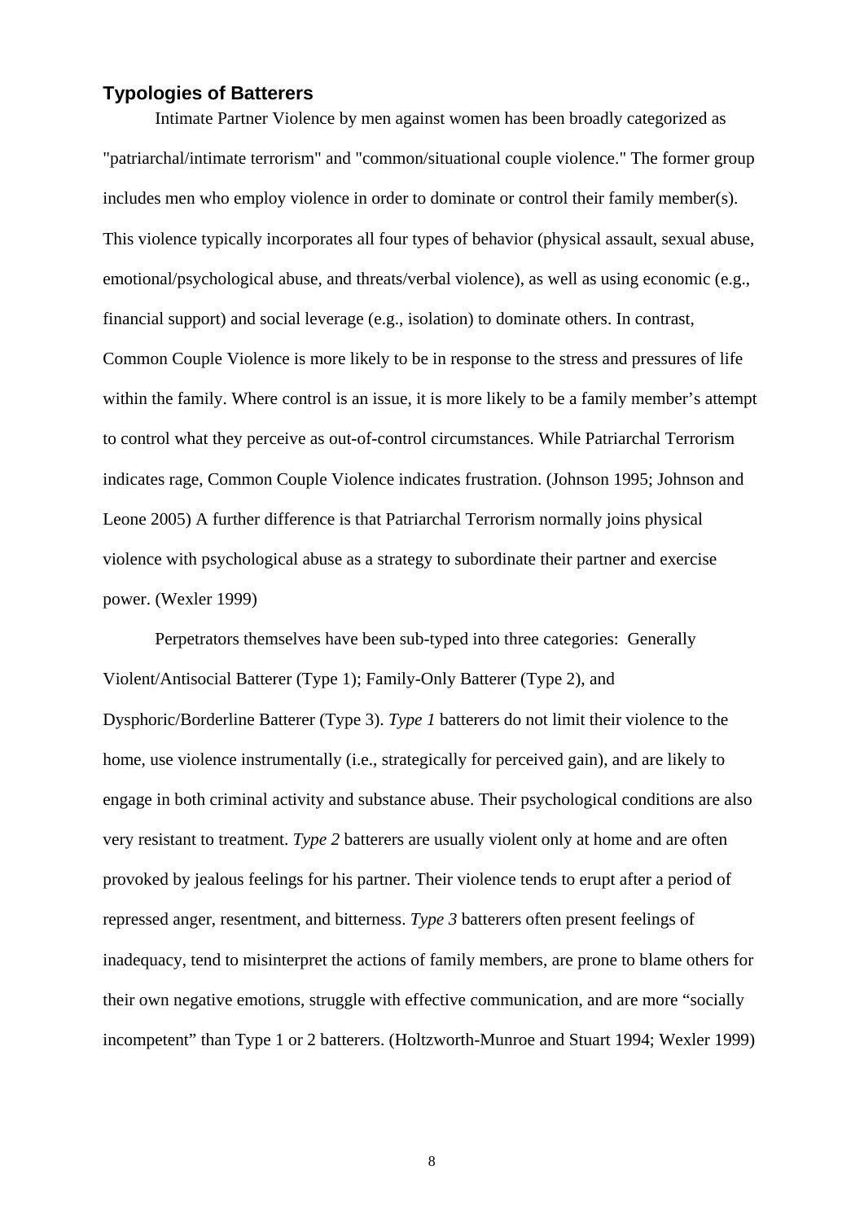## Typologies of Batterers

Intimate Partner Violence by men against women has been broadly categorized as "patriarchal/intimate terrorism" and "common/situational couple violence." The former group includes men who employ violence in order to dominate or control their family member(s). This violence typically incorporates all four types of behavior (physical assault, sexual abuse, emotional/psychological abuse, and threats/verbal violence), as well as using economic (e.g., financial support) and social leverage (e.g., isolation) to dominate others. In contrast, Common Couple Violence is more likely to be in response to the stress and pressures of life within the family. Where control is an issue, it is more likely to be a family member's attempt to control what they perceive as out-of-control circumstances. While Patriarchal Terrorism indicates rage, Common Couple Violence indicates frustration. (Johnson 1995; Johnson and Leone 2005) A further difference is that Patriarchal Terrorism normally joins physical violence with psychological abuse as a strategy to subordinate their partner and exercise power. (Wexler 1999)

Perpetrators themselves have been sub-typed into three categories: Generally Violent/Antisocial Batterer (Type 1); Family-Only Batterer (Type 2), and Dysphoric/Borderline Batterer (Type 3). *Type 1* batterers do not limit their violence to the home, use violence instrumentally (i.e., strategically for perceived gain), and are likely to engage in both criminal activity and substance abuse. Their psychological conditions are also very resistant to treatment. *Type 2* batterers are usually violent only at home and are often provoked by jealous feelings for his partner. Their violence tends to erupt after a period of repressed anger, resentment, and bitterness. *Type 3* batterers often present feelings of inadequacy, tend to misinterpret the actions of family members, are prone to blame others for their own negative emotions, struggle with effective communication, and are more "socially incompetent" than Type 1 or 2 batterers. (Holtzworth-Munroe and Stuart 1994; Wexler 1999)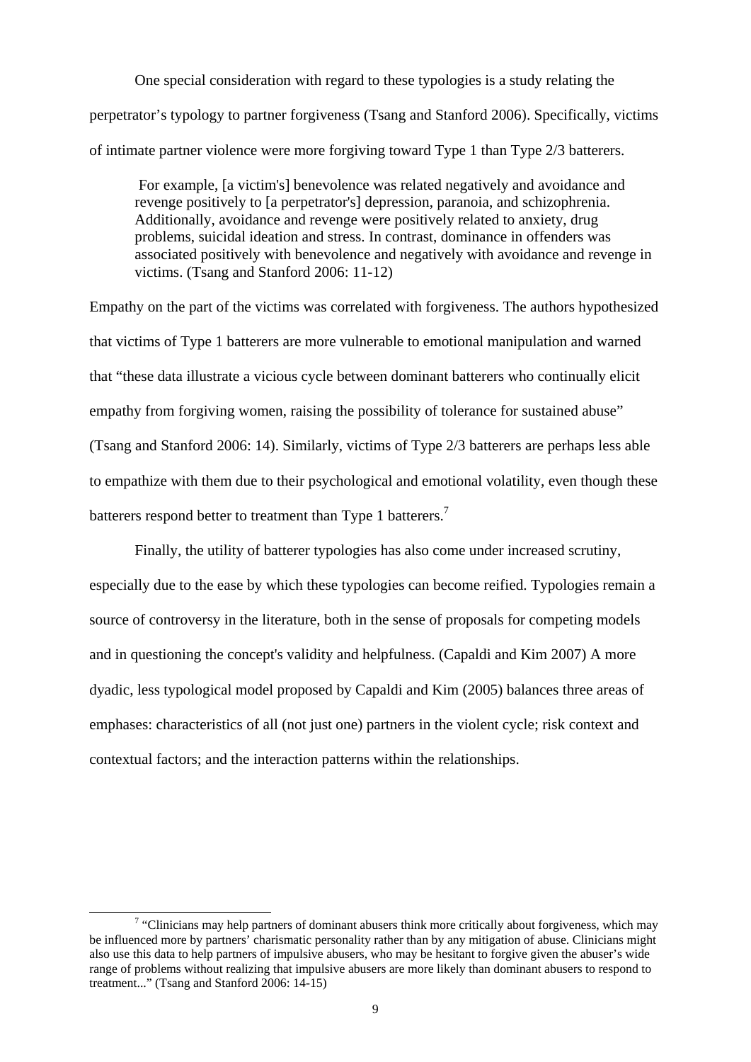One special consideration with regard to these typologies is a study relating the perpetrator's typology to partner forgiveness (Tsang and Stanford 2006). Specifically, victims of intimate partner violence were more forgiving toward Type 1 than Type 2/3 batterers.

> For example, [a victim's] benevolence was related negatively and avoidance and revenge positively to [a perpetrator's] depression, paranoia, and schizophrenia. Additionally, avoidance and revenge were positively related to anxiety, drug problems, suicidal ideation and stress. In contrast, dominance in offenders was associated positively with benevolence and negatively with avoidance and revenge in victims. (Tsang and Stanford 2006: 11-12)

Empathy on the part of the victims was correlated with forgiveness. The authors hypothesized that victims of Type 1 batterers are more vulnerable to emotional manipulation and warned that "these data illustrate a vicious cycle between dominant batterers who continually elicit empathy from forgiving women, raising the possibility of tolerance for sustained abuse" (Tsang and Stanford 2006: 14). Similarly, victims of Type 2/3 batterers are perhaps less able to empathize with them due to their psychological and emotional volatility, even though these batterers respond better to treatment than Type 1 batterers.[7]

Finally, the utility of batterer typologies has also come under increased scrutiny, especially due to the ease by which these typologies can become reified. Typologies remain a source of controversy in the literature, both in the sense of proposals for competing models and in questioning the concept's validity and helpfulness. (Capaldi and Kim 2007) A more dyadic, less typological model proposed by Capaldi and Kim (2005) balances three areas of emphases: characteristics of all (not just one) partners in the violent cycle; risk context and contextual factors; and the interaction patterns within the relationships.

---

[7] "Clinicians may help partners of dominant abusers think more critically about forgiveness, which may be influenced more by partners' charismatic personality rather than by any mitigation of abuse. Clinicians might also use this data to help partners of impulsive abusers, who may be hesitant to forgive given the abuser's wide range of problems without realizing that impulsive abusers are more likely than dominant abusers to respond to treatment..." (Tsang and Stanford 2006: 14-15)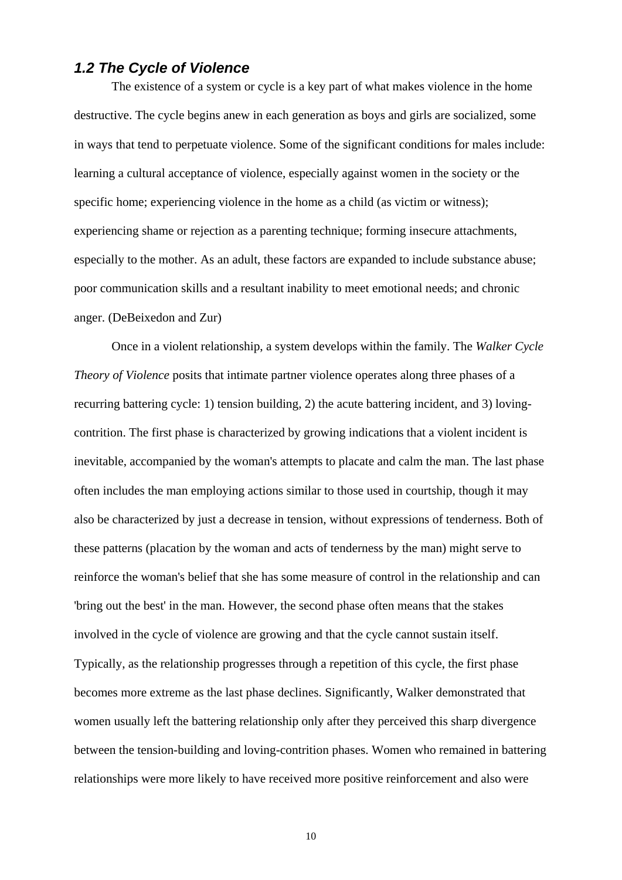### *1.2 The Cycle of Violence*

The existence of a system or cycle is a key part of what makes violence in the home destructive. The cycle begins anew in each generation as boys and girls are socialized, some in ways that tend to perpetuate violence. Some of the significant conditions for males include: learning a cultural acceptance of violence, especially against women in the society or the specific home; experiencing violence in the home as a child (as victim or witness); experiencing shame or rejection as a parenting technique; forming insecure attachments, especially to the mother. As an adult, these factors are expanded to include substance abuse; poor communication skills and a resultant inability to meet emotional needs; and chronic anger. (DeBeixedon and Zur)

Once in a violent relationship, a system develops within the family. The *Walker Cycle Theory of Violence* posits that intimate partner violence operates along three phases of a recurring battering cycle: 1) tension building, 2) the acute battering incident, and 3) loving-contrition. The first phase is characterized by growing indications that a violent incident is inevitable, accompanied by the woman's attempts to placate and calm the man. The last phase often includes the man employing actions similar to those used in courtship, though it may also be characterized by just a decrease in tension, without expressions of tenderness. Both of these patterns (placation by the woman and acts of tenderness by the man) might serve to reinforce the woman's belief that she has some measure of control in the relationship and can 'bring out the best' in the man. However, the second phase often means that the stakes involved in the cycle of violence are growing and that the cycle cannot sustain itself. Typically, as the relationship progresses through a repetition of this cycle, the first phase becomes more extreme as the last phase declines. Significantly, Walker demonstrated that women usually left the battering relationship only after they perceived this sharp divergence between the tension-building and loving-contrition phases. Women who remained in battering relationships were more likely to have received more positive reinforcement and also were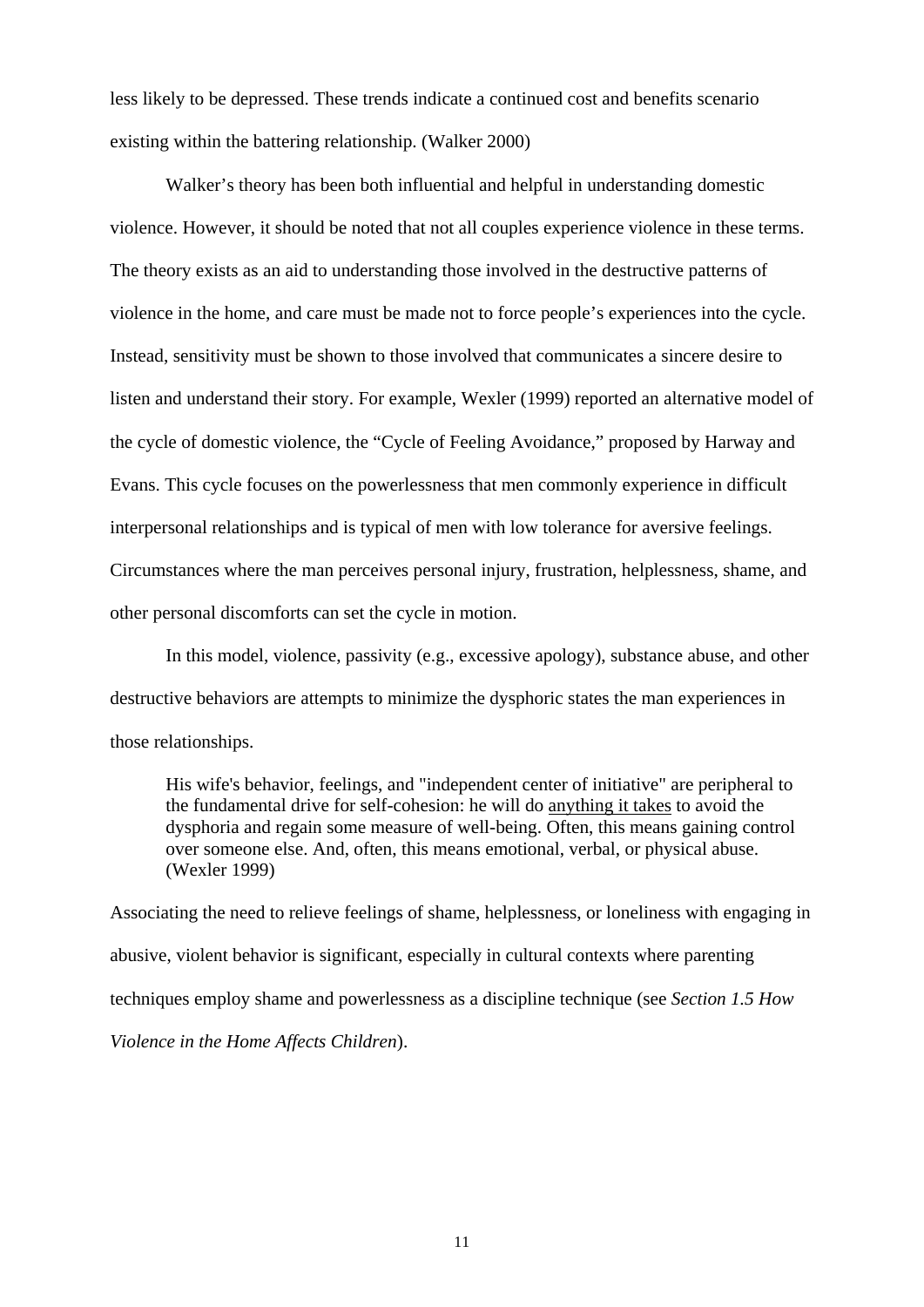less likely to be depressed. These trends indicate a continued cost and benefits scenario existing within the battering relationship. (Walker 2000)

Walker's theory has been both influential and helpful in understanding domestic violence. However, it should be noted that not all couples experience violence in these terms. The theory exists as an aid to understanding those involved in the destructive patterns of violence in the home, and care must be made not to force people's experiences into the cycle. Instead, sensitivity must be shown to those involved that communicates a sincere desire to listen and understand their story. For example, Wexler (1999) reported an alternative model of the cycle of domestic violence, the "Cycle of Feeling Avoidance," proposed by Harway and Evans. This cycle focuses on the powerlessness that men commonly experience in difficult interpersonal relationships and is typical of men with low tolerance for aversive feelings. Circumstances where the man perceives personal injury, frustration, helplessness, shame, and other personal discomforts can set the cycle in motion.

In this model, violence, passivity (e.g., excessive apology), substance abuse, and other destructive behaviors are attempts to minimize the dysphoric states the man experiences in those relationships.

> His wife's behavior, feelings, and "independent center of initiative" are peripheral to the fundamental drive for self-cohesion: he will do <u>anything it takes</u> to avoid the dysphoria and regain some measure of well-being. Often, this means gaining control over someone else. And, often, this means emotional, verbal, or physical abuse. (Wexler 1999)

Associating the need to relieve feelings of shame, helplessness, or loneliness with engaging in abusive, violent behavior is significant, especially in cultural contexts where parenting techniques employ shame and powerlessness as a discipline technique (see *Section 1.5 How Violence in the Home Affects Children*).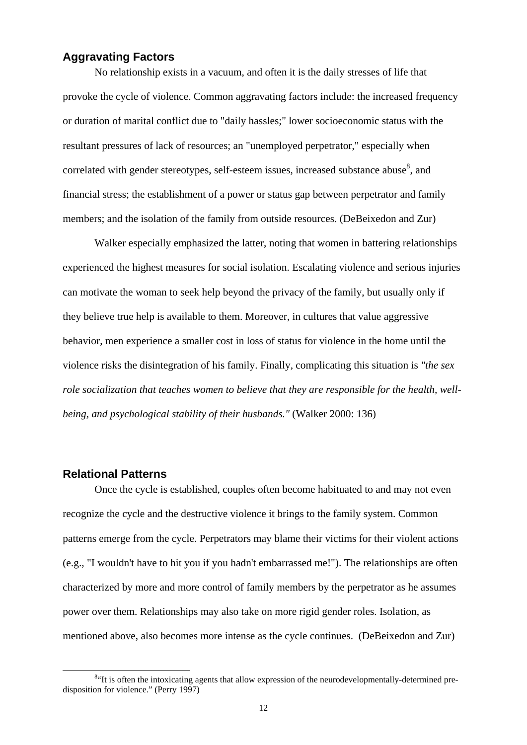## Aggravating Factors

No relationship exists in a vacuum, and often it is the daily stresses of life that provoke the cycle of violence. Common aggravating factors include: the increased frequency or duration of marital conflict due to "daily hassles;" lower socioeconomic status with the resultant pressures of lack of resources; an "unemployed perpetrator," especially when correlated with gender stereotypes, self-esteem issues, increased substance abuse[8], and financial stress; the establishment of a power or status gap between perpetrator and family members; and the isolation of the family from outside resources. (DeBeixedon and Zur)

Walker especially emphasized the latter, noting that women in battering relationships experienced the highest measures for social isolation. Escalating violence and serious injuries can motivate the woman to seek help beyond the privacy of the family, but usually only if they believe true help is available to them. Moreover, in cultures that value aggressive behavior, men experience a smaller cost in loss of status for violence in the home until the violence risks the disintegration of his family. Finally, complicating this situation is *"the sex role socialization that teaches women to believe that they are responsible for the health, well-being, and psychological stability of their husbands."* (Walker 2000: 136)

## Relational Patterns

Once the cycle is established, couples often become habituated to and may not even recognize the cycle and the destructive violence it brings to the family system. Common patterns emerge from the cycle. Perpetrators may blame their victims for their violent actions (e.g., "I wouldn't have to hit you if you hadn't embarrassed me!"). The relationships are often characterized by more and more control of family members by the perpetrator as he assumes power over them. Relationships may also take on more rigid gender roles. Isolation, as mentioned above, also becomes more intense as the cycle continues. (DeBeixedon and Zur)

---

[8] "It is often the intoxicating agents that allow expression of the neurodevelopmentally-determined pre-disposition for violence." (Perry 1997)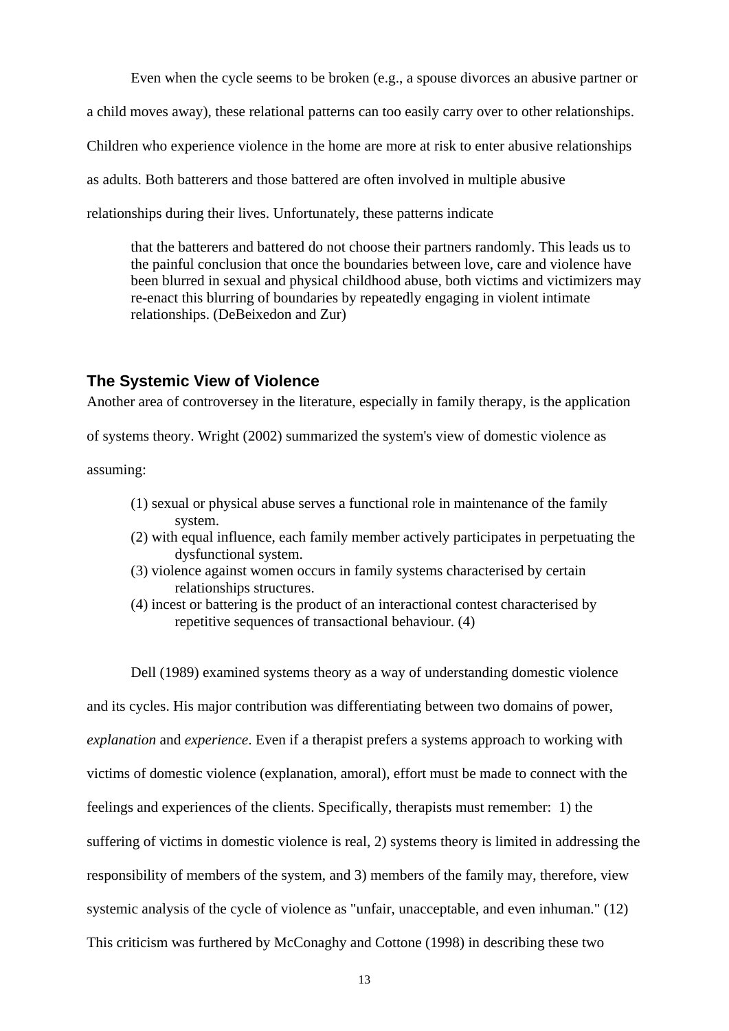Even when the cycle seems to be broken (e.g., a spouse divorces an abusive partner or a child moves away), these relational patterns can too easily carry over to other relationships. Children who experience violence in the home are more at risk to enter abusive relationships as adults. Both batterers and those battered are often involved in multiple abusive relationships during their lives. Unfortunately, these patterns indicate

> that the batterers and battered do not choose their partners randomly. This leads us to the painful conclusion that once the boundaries between love, care and violence have been blurred in sexual and physical childhood abuse, both victims and victimizers may re-enact this blurring of boundaries by repeatedly engaging in violent intimate relationships. (DeBeixedon and Zur)

## The Systemic View of Violence

Another area of controversey in the literature, especially in family therapy, is the application of systems theory. Wright (2002) summarized the system's view of domestic violence as assuming:

> (1) sexual or physical abuse serves a functional role in maintenance of the family system.
> (2) with equal influence, each family member actively participates in perpetuating the dysfunctional system.
> (3) violence against women occurs in family systems characterised by certain relationships structures.
> (4) incest or battering is the product of an interactional contest characterised by repetitive sequences of transactional behaviour. (4)

Dell (1989) examined systems theory as a way of understanding domestic violence and its cycles. His major contribution was differentiating between two domains of power, *explanation* and *experience*. Even if a therapist prefers a systems approach to working with victims of domestic violence (explanation, amoral), effort must be made to connect with the feelings and experiences of the clients. Specifically, therapists must remember: 1) the suffering of victims in domestic violence is real, 2) systems theory is limited in addressing the responsibility of members of the system, and 3) members of the family may, therefore, view systemic analysis of the cycle of violence as "unfair, unacceptable, and even inhuman." (12) This criticism was furthered by McConaghy and Cottone (1998) in describing these two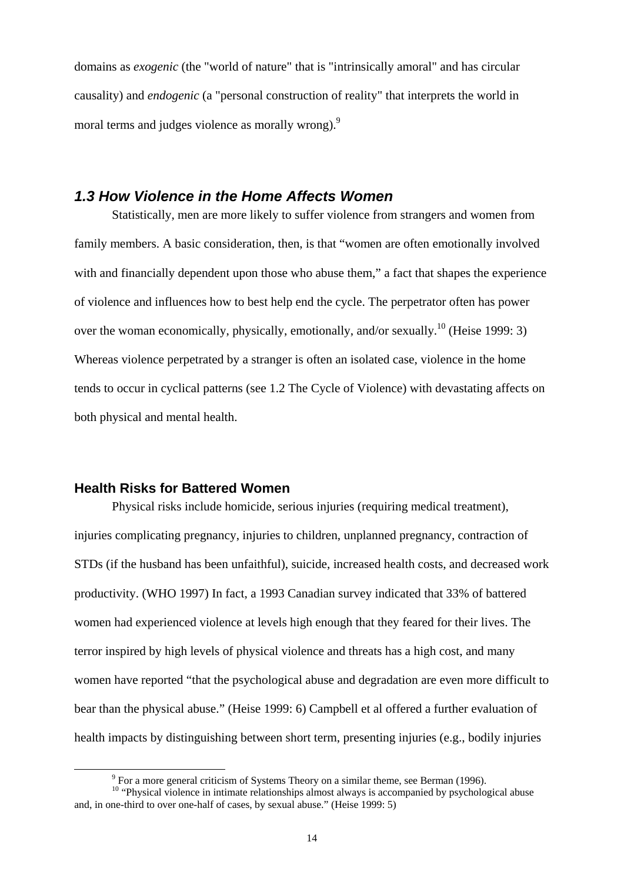domains as *exogenic* (the "world of nature" that is "intrinsically amoral" and has circular causality) and *endogenic* (a "personal construction of reality" that interprets the world in moral terms and judges violence as morally wrong).[9]

## *1.3 How Violence in the Home Affects Women*

Statistically, men are more likely to suffer violence from strangers and women from family members. A basic consideration, then, is that "women are often emotionally involved with and financially dependent upon those who abuse them," a fact that shapes the experience of violence and influences how to best help end the cycle. The perpetrator often has power over the woman economically, physically, emotionally, and/or sexually.[10] (Heise 1999: 3) Whereas violence perpetrated by a stranger is often an isolated case, violence in the home tends to occur in cyclical patterns (see 1.2 The Cycle of Violence) with devastating affects on both physical and mental health.

### Health Risks for Battered Women

Physical risks include homicide, serious injuries (requiring medical treatment), injuries complicating pregnancy, injuries to children, unplanned pregnancy, contraction of STDs (if the husband has been unfaithful), suicide, increased health costs, and decreased work productivity. (WHO 1997) In fact, a 1993 Canadian survey indicated that 33% of battered women had experienced violence at levels high enough that they feared for their lives. The terror inspired by high levels of physical violence and threats has a high cost, and many women have reported "that the psychological abuse and degradation are even more difficult to bear than the physical abuse." (Heise 1999: 6) Campbell et al offered a further evaluation of health impacts by distinguishing between short term, presenting injuries (e.g., bodily injuries

---

[9] For a more general criticism of Systems Theory on a similar theme, see Berman (1996).

[10] "Physical violence in intimate relationships almost always is accompanied by psychological abuse and, in one-third to over one-half of cases, by sexual abuse." (Heise 1999: 5)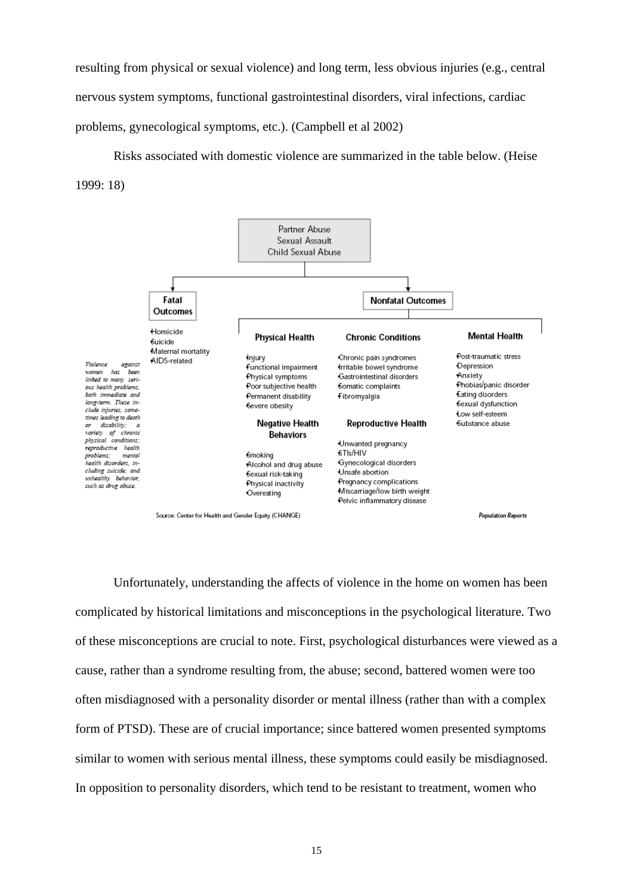resulting from physical or sexual violence) and long term, less obvious injuries (e.g., central nervous system symptoms, functional gastrointestinal disorders, viral infections, cardiac problems, gynecological symptoms, etc.). (Campbell et al 2002)

Risks associated with domestic violence are summarized in the table below. (Heise 1999: 18)

Partner Abuse
Sexual Assault
Child Sexual Abuse

**Fatal Outcomes**

- Homicide
- Suicide
- Maternal mortality
- AIDS-related

**Nonfatal Outcomes**

**Physical Health**

- Injury
- Functional impairment
- Physical symptoms
- Poor subjective health
- Permanent disability
- Severe obesity

**Chronic Conditions**

- Chronic pain syndromes
- Irritable bowel syndrome
- Gastrointestinal disorders
- Somatic complaints
- Fibromyalgia

**Mental Health**

- Post-traumatic stress
- Depression
- Anxiety
- Phobias/panic disorder
- Eating disorders
- Sexual dysfunction
- Low self-esteem
- Substance abuse

**Negative Health Behaviors**

- Smoking
- Alcohol and drug abuse
- Sexual risk-taking
- Physical inactivity
- Overeating

**Reproductive Health**

- Unwanted pregnancy
- STIs/HIV
- Gynecological disorders
- Unsafe abortion
- Pregnancy complications
- Miscarriage/low birth weight
- Pelvic inflammatory disease

*Violence against women has been linked to many serious health problems, both immediate and long-term. These include injuries, sometimes leading to death or disability; a variety of chronic physical conditions; reproductive health problems; mental health disorders, including suicide; and unhealthy behavior, such as drug abuse.*

Source: Center for Health and Gender Equity (CHANGE)

*Population Reports*

Unfortunately, understanding the affects of violence in the home on women has been complicated by historical limitations and misconceptions in the psychological literature. Two of these misconceptions are crucial to note. First, psychological disturbances were viewed as a cause, rather than a syndrome resulting from, the abuse; second, battered women were too often misdiagnosed with a personality disorder or mental illness (rather than with a complex form of PTSD). These are of crucial importance; since battered women presented symptoms similar to women with serious mental illness, these symptoms could easily be misdiagnosed. In opposition to personality disorders, which tend to be resistant to treatment, women who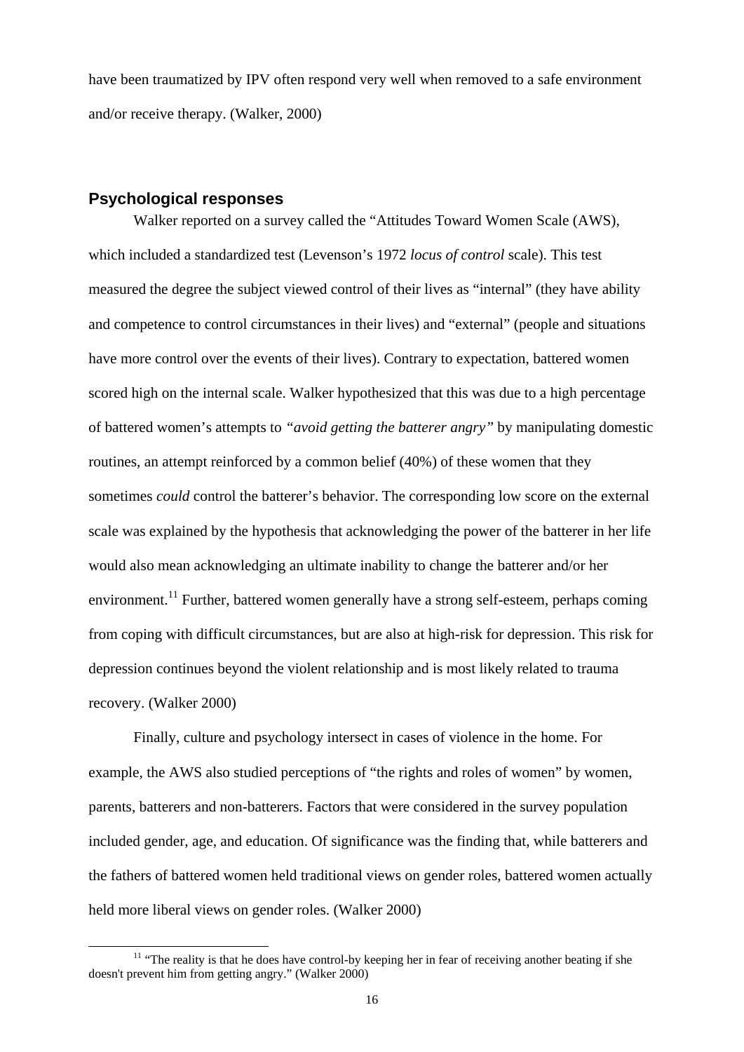have been traumatized by IPV often respond very well when removed to a safe environment and/or receive therapy. (Walker, 2000)

## Psychological responses

Walker reported on a survey called the "Attitudes Toward Women Scale (AWS), which included a standardized test (Levenson's 1972 *locus of control* scale). This test measured the degree the subject viewed control of their lives as "internal" (they have ability and competence to control circumstances in their lives) and "external" (people and situations have more control over the events of their lives). Contrary to expectation, battered women scored high on the internal scale. Walker hypothesized that this was due to a high percentage of battered women's attempts to *"avoid getting the batterer angry"* by manipulating domestic routines, an attempt reinforced by a common belief (40%) of these women that they sometimes *could* control the batterer's behavior. The corresponding low score on the external scale was explained by the hypothesis that acknowledging the power of the batterer in her life would also mean acknowledging an ultimate inability to change the batterer and/or her environment.[11] Further, battered women generally have a strong self-esteem, perhaps coming from coping with difficult circumstances, but are also at high-risk for depression. This risk for depression continues beyond the violent relationship and is most likely related to trauma recovery. (Walker 2000)

Finally, culture and psychology intersect in cases of violence in the home. For example, the AWS also studied perceptions of "the rights and roles of women" by women, parents, batterers and non-batterers. Factors that were considered in the survey population included gender, age, and education. Of significance was the finding that, while batterers and the fathers of battered women held traditional views on gender roles, battered women actually held more liberal views on gender roles. (Walker 2000)

[11] "The reality is that he does have control-by keeping her in fear of receiving another beating if she doesn't prevent him from getting angry." (Walker 2000)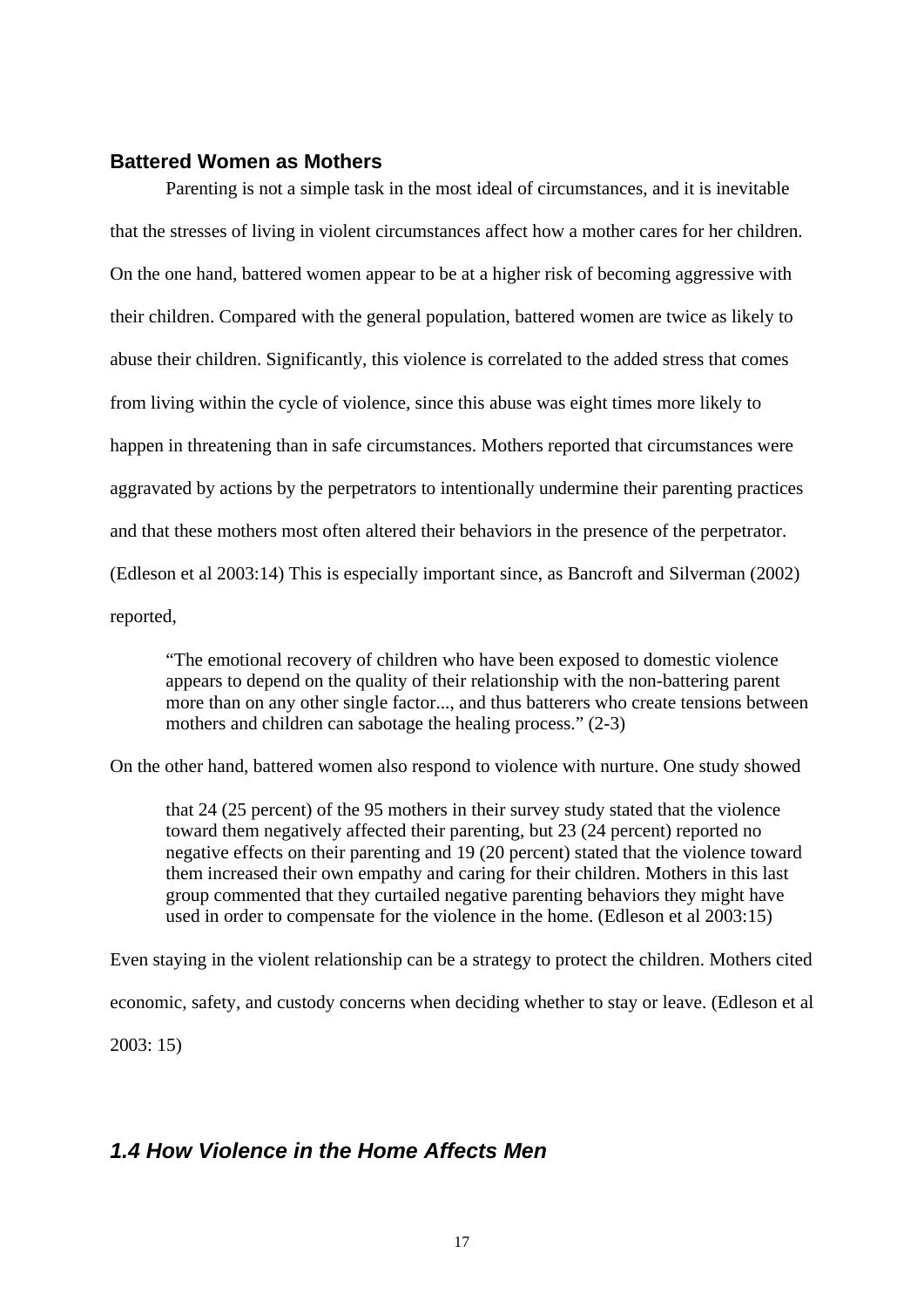### Battered Women as Mothers

Parenting is not a simple task in the most ideal of circumstances, and it is inevitable that the stresses of living in violent circumstances affect how a mother cares for her children. On the one hand, battered women appear to be at a higher risk of becoming aggressive with their children. Compared with the general population, battered women are twice as likely to abuse their children. Significantly, this violence is correlated to the added stress that comes from living within the cycle of violence, since this abuse was eight times more likely to happen in threatening than in safe circumstances. Mothers reported that circumstances were aggravated by actions by the perpetrators to intentionally undermine their parenting practices and that these mothers most often altered their behaviors in the presence of the perpetrator. (Edleson et al 2003:14) This is especially important since, as Bancroft and Silverman (2002) reported,

> "The emotional recovery of children who have been exposed to domestic violence appears to depend on the quality of their relationship with the non-battering parent more than on any other single factor..., and thus batterers who create tensions between mothers and children can sabotage the healing process." (2-3)

On the other hand, battered women also respond to violence with nurture. One study showed

> that 24 (25 percent) of the 95 mothers in their survey study stated that the violence toward them negatively affected their parenting, but 23 (24 percent) reported no negative effects on their parenting and 19 (20 percent) stated that the violence toward them increased their own empathy and caring for their children. Mothers in this last group commented that they curtailed negative parenting behaviors they might have used in order to compensate for the violence in the home. (Edleson et al 2003:15)

Even staying in the violent relationship can be a strategy to protect the children. Mothers cited economic, safety, and custody concerns when deciding whether to stay or leave. (Edleson et al 2003: 15)

## *1.4 How Violence in the Home Affects Men*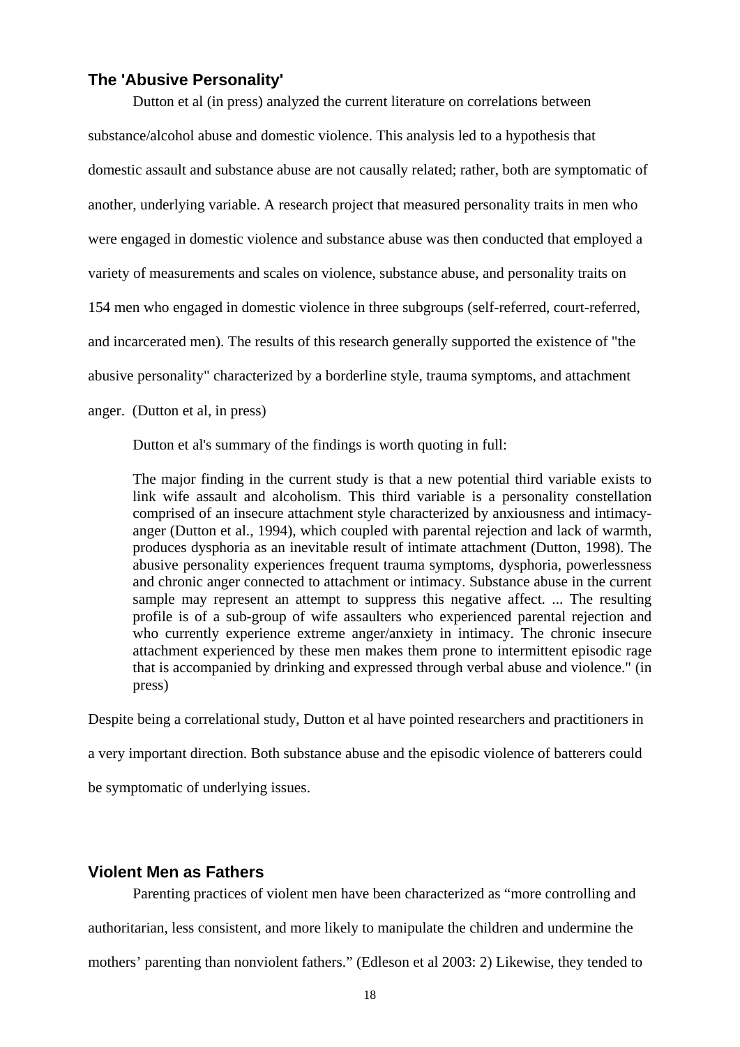## The 'Abusive Personality'

Dutton et al (in press) analyzed the current literature on correlations between substance/alcohol abuse and domestic violence. This analysis led to a hypothesis that domestic assault and substance abuse are not causally related; rather, both are symptomatic of another, underlying variable. A research project that measured personality traits in men who were engaged in domestic violence and substance abuse was then conducted that employed a variety of measurements and scales on violence, substance abuse, and personality traits on 154 men who engaged in domestic violence in three subgroups (self-referred, court-referred, and incarcerated men). The results of this research generally supported the existence of "the abusive personality" characterized by a borderline style, trauma symptoms, and attachment anger. (Dutton et al, in press)

Dutton et al's summary of the findings is worth quoting in full:

> The major finding in the current study is that a new potential third variable exists to link wife assault and alcoholism. This third variable is a personality constellation comprised of an insecure attachment style characterized by anxiousness and intimacy-anger (Dutton et al., 1994), which coupled with parental rejection and lack of warmth, produces dysphoria as an inevitable result of intimate attachment (Dutton, 1998). The abusive personality experiences frequent trauma symptoms, dysphoria, powerlessness and chronic anger connected to attachment or intimacy. Substance abuse in the current sample may represent an attempt to suppress this negative affect. ... The resulting profile is of a sub-group of wife assaulters who experienced parental rejection and who currently experience extreme anger/anxiety in intimacy. The chronic insecure attachment experienced by these men makes them prone to intermittent episodic rage that is accompanied by drinking and expressed through verbal abuse and violence." (in press)

Despite being a correlational study, Dutton et al have pointed researchers and practitioners in a very important direction. Both substance abuse and the episodic violence of batterers could be symptomatic of underlying issues.

## Violent Men as Fathers

Parenting practices of violent men have been characterized as "more controlling and authoritarian, less consistent, and more likely to manipulate the children and undermine the mothers' parenting than nonviolent fathers." (Edleson et al 2003: 2) Likewise, they tended to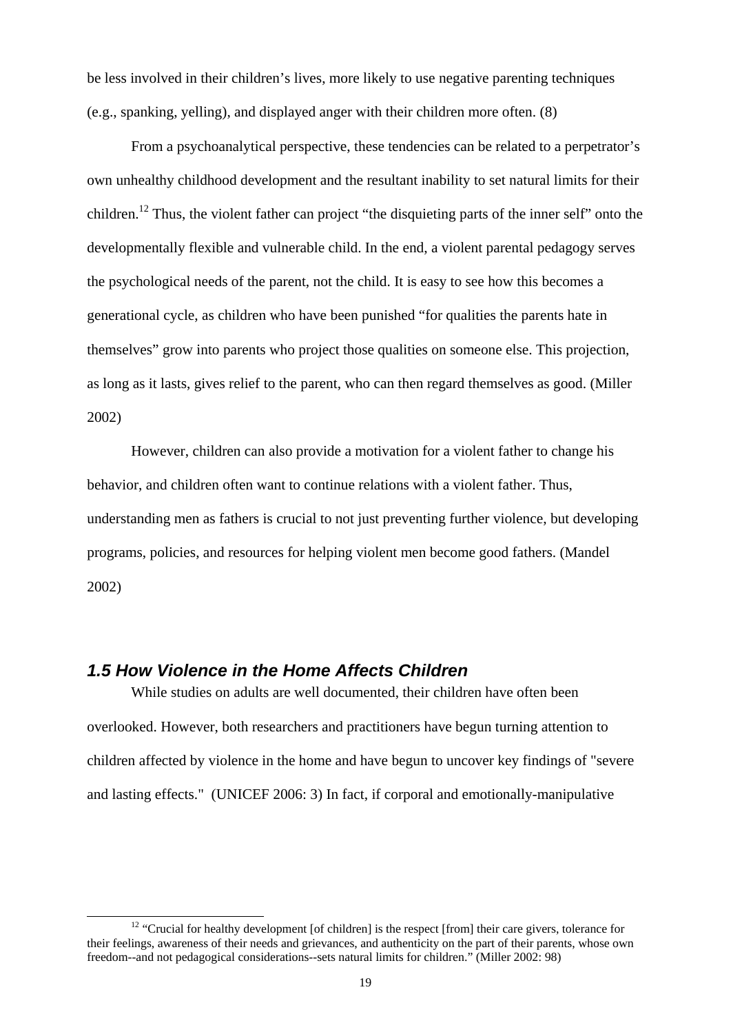be less involved in their children's lives, more likely to use negative parenting techniques (e.g., spanking, yelling), and displayed anger with their children more often. (8)

From a psychoanalytical perspective, these tendencies can be related to a perpetrator's own unhealthy childhood development and the resultant inability to set natural limits for their children.[12] Thus, the violent father can project "the disquieting parts of the inner self" onto the developmentally flexible and vulnerable child. In the end, a violent parental pedagogy serves the psychological needs of the parent, not the child. It is easy to see how this becomes a generational cycle, as children who have been punished "for qualities the parents hate in themselves" grow into parents who project those qualities on someone else. This projection, as long as it lasts, gives relief to the parent, who can then regard themselves as good. (Miller 2002)

However, children can also provide a motivation for a violent father to change his behavior, and children often want to continue relations with a violent father. Thus, understanding men as fathers is crucial to not just preventing further violence, but developing programs, policies, and resources for helping violent men become good fathers. (Mandel 2002)

### *1.5 How Violence in the Home Affects Children*

While studies on adults are well documented, their children have often been overlooked. However, both researchers and practitioners have begun turning attention to children affected by violence in the home and have begun to uncover key findings of "severe and lasting effects." (UNICEF 2006: 3) In fact, if corporal and emotionally-manipulative

[12] "Crucial for healthy development [of children] is the respect [from] their care givers, tolerance for their feelings, awareness of their needs and grievances, and authenticity on the part of their parents, whose own freedom--and not pedagogical considerations--sets natural limits for children." (Miller 2002: 98)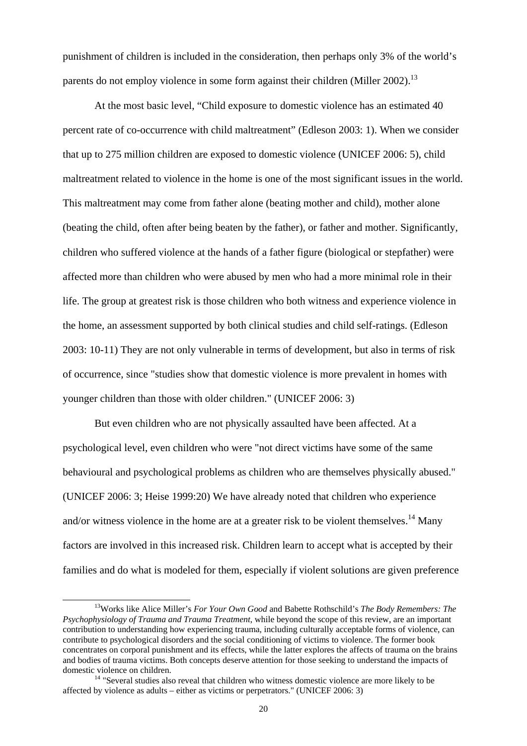punishment of children is included in the consideration, then perhaps only 3% of the world's parents do not employ violence in some form against their children (Miller 2002).[13]

At the most basic level, "Child exposure to domestic violence has an estimated 40 percent rate of co-occurrence with child maltreatment" (Edleson 2003: 1). When we consider that up to 275 million children are exposed to domestic violence (UNICEF 2006: 5), child maltreatment related to violence in the home is one of the most significant issues in the world. This maltreatment may come from father alone (beating mother and child), mother alone (beating the child, often after being beaten by the father), or father and mother. Significantly, children who suffered violence at the hands of a father figure (biological or stepfather) were affected more than children who were abused by men who had a more minimal role in their life. The group at greatest risk is those children who both witness and experience violence in the home, an assessment supported by both clinical studies and child self-ratings. (Edleson 2003: 10-11) They are not only vulnerable in terms of development, but also in terms of risk of occurrence, since "studies show that domestic violence is more prevalent in homes with younger children than those with older children." (UNICEF 2006: 3)

But even children who are not physically assaulted have been affected. At a psychological level, even children who were "not direct victims have some of the same behavioural and psychological problems as children who are themselves physically abused." (UNICEF 2006: 3; Heise 1999:20) We have already noted that children who experience and/or witness violence in the home are at a greater risk to be violent themselves.[14] Many factors are involved in this increased risk. Children learn to accept what is accepted by their families and do what is modeled for them, especially if violent solutions are given preference

---

[13] Works like Alice Miller's *For Your Own Good* and Babette Rothschild's *The Body Remembers: The Psychophysiology of Trauma and Trauma Treatment*, while beyond the scope of this review, are an important contribution to understanding how experiencing trauma, including culturally acceptable forms of violence, can contribute to psychological disorders and the social conditioning of victims to violence. The former book concentrates on corporal punishment and its effects, while the latter explores the affects of trauma on the brains and bodies of trauma victims. Both concepts deserve attention for those seeking to understand the impacts of domestic violence on children.

[14] "Several studies also reveal that children who witness domestic violence are more likely to be affected by violence as adults – either as victims or perpetrators." (UNICEF 2006: 3)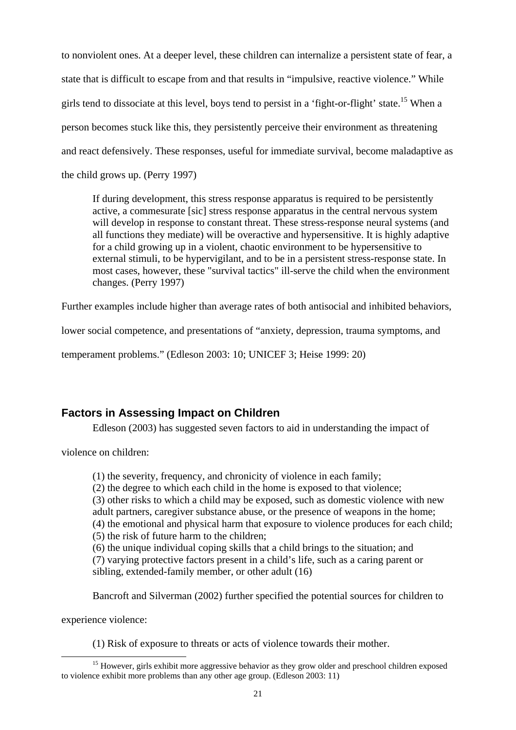to nonviolent ones. At a deeper level, these children can internalize a persistent state of fear, a state that is difficult to escape from and that results in "impulsive, reactive violence." While girls tend to dissociate at this level, boys tend to persist in a 'fight-or-flight' state.[15] When a person becomes stuck like this, they persistently perceive their environment as threatening and react defensively. These responses, useful for immediate survival, become maladaptive as the child grows up. (Perry 1997)

> If during development, this stress response apparatus is required to be persistently active, a commesurate [sic] stress response apparatus in the central nervous system will develop in response to constant threat. These stress-response neural systems (and all functions they mediate) will be overactive and hypersensitive. It is highly adaptive for a child growing up in a violent, chaotic environment to be hypersensitive to external stimuli, to be hypervigilant, and to be in a persistent stress-response state. In most cases, however, these "survival tactics" ill-serve the child when the environment changes. (Perry 1997)

Further examples include higher than average rates of both antisocial and inhibited behaviors, lower social competence, and presentations of "anxiety, depression, trauma symptoms, and temperament problems." (Edleson 2003: 10; UNICEF 3; Heise 1999: 20)

## Factors in Assessing Impact on Children

Edleson (2003) has suggested seven factors to aid in understanding the impact of violence on children:

> (1) the severity, frequency, and chronicity of violence in each family;
> (2) the degree to which each child in the home is exposed to that violence;
> (3) other risks to which a child may be exposed, such as domestic violence with new adult partners, caregiver substance abuse, or the presence of weapons in the home;
> (4) the emotional and physical harm that exposure to violence produces for each child;
> (5) the risk of future harm to the children;
> (6) the unique individual coping skills that a child brings to the situation; and
> (7) varying protective factors present in a child's life, such as a caring parent or sibling, extended-family member, or other adult (16)

Bancroft and Silverman (2002) further specified the potential sources for children to experience violence:

> (1) Risk of exposure to threats or acts of violence towards their mother.

[15] However, girls exhibit more aggressive behavior as they grow older and preschool children exposed to violence exhibit more problems than any other age group. (Edleson 2003: 11)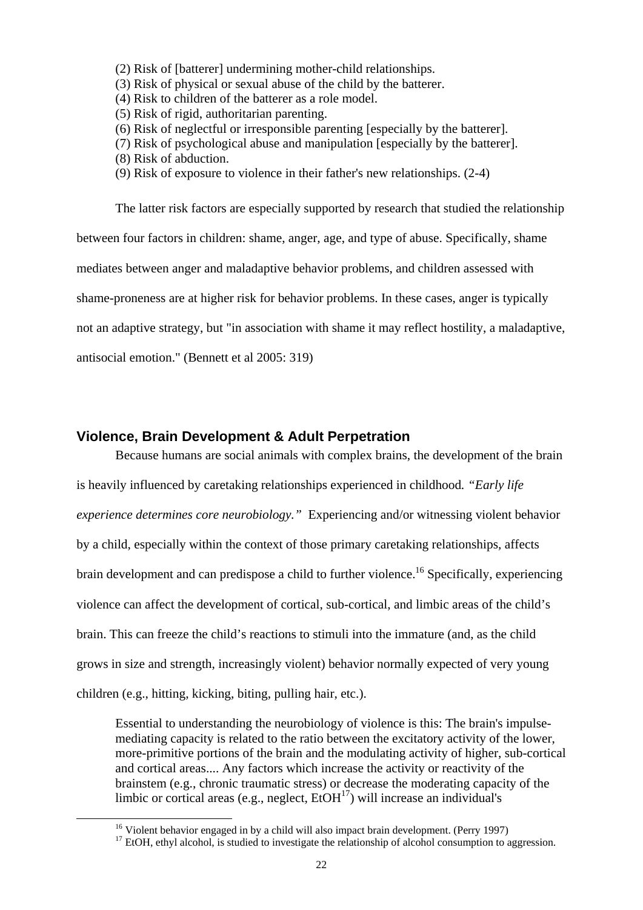(2) Risk of [batterer] undermining mother-child relationships.
(3) Risk of physical or sexual abuse of the child by the batterer.
(4) Risk to children of the batterer as a role model.
(5) Risk of rigid, authoritarian parenting.
(6) Risk of neglectful or irresponsible parenting [especially by the batterer].
(7) Risk of psychological abuse and manipulation [especially by the batterer].
(8) Risk of abduction.
(9) Risk of exposure to violence in their father's new relationships. (2-4)

The latter risk factors are especially supported by research that studied the relationship between four factors in children: shame, anger, age, and type of abuse. Specifically, shame mediates between anger and maladaptive behavior problems, and children assessed with shame-proneness are at higher risk for behavior problems. In these cases, anger is typically not an adaptive strategy, but "in association with shame it may reflect hostility, a maladaptive, antisocial emotion." (Bennett et al 2005: 319)

## Violence, Brain Development & Adult Perpetration

Because humans are social animals with complex brains, the development of the brain is heavily influenced by caretaking relationships experienced in childhood. *"Early life experience determines core neurobiology."* Experiencing and/or witnessing violent behavior by a child, especially within the context of those primary caretaking relationships, affects brain development and can predispose a child to further violence.[16] Specifically, experiencing violence can affect the development of cortical, sub-cortical, and limbic areas of the child's brain. This can freeze the child's reactions to stimuli into the immature (and, as the child grows in size and strength, increasingly violent) behavior normally expected of very young children (e.g., hitting, kicking, biting, pulling hair, etc.).

> Essential to understanding the neurobiology of violence is this: The brain's impulse-mediating capacity is related to the ratio between the excitatory activity of the lower, more-primitive portions of the brain and the modulating activity of higher, sub-cortical and cortical areas.... Any factors which increase the activity or reactivity of the brainstem (e.g., chronic traumatic stress) or decrease the moderating capacity of the limbic or cortical areas (e.g., neglect, EtOH[17]) will increase an individual's

[16] Violent behavior engaged in by a child will also impact brain development. (Perry 1997)

[17] EtOH, ethyl alcohol, is studied to investigate the relationship of alcohol consumption to aggression.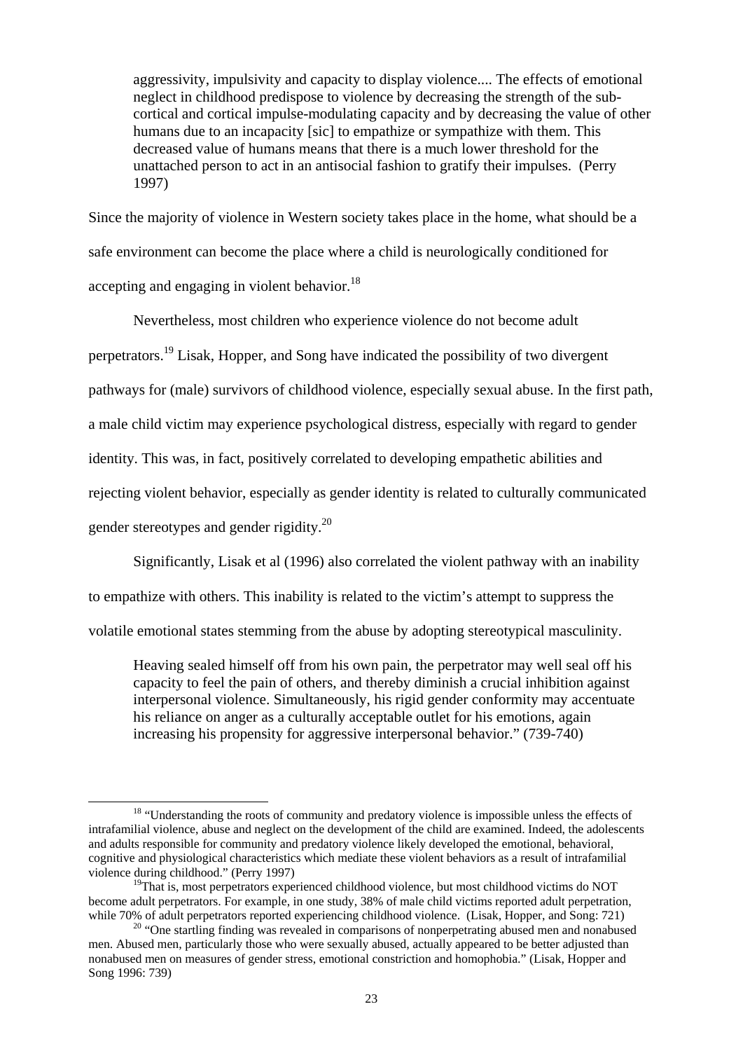> aggressivity, impulsivity and capacity to display violence.... The effects of emotional neglect in childhood predispose to violence by decreasing the strength of the sub-cortical and cortical impulse-modulating capacity and by decreasing the value of other humans due to an incapacity [sic] to empathize or sympathize with them. This decreased value of humans means that there is a much lower threshold for the unattached person to act in an antisocial fashion to gratify their impulses. (Perry 1997)

Since the majority of violence in Western society takes place in the home, what should be a safe environment can become the place where a child is neurologically conditioned for accepting and engaging in violent behavior.[18]

Nevertheless, most children who experience violence do not become adult perpetrators.[19] Lisak, Hopper, and Song have indicated the possibility of two divergent pathways for (male) survivors of childhood violence, especially sexual abuse. In the first path, a male child victim may experience psychological distress, especially with regard to gender identity. This was, in fact, positively correlated to developing empathetic abilities and rejecting violent behavior, especially as gender identity is related to culturally communicated gender stereotypes and gender rigidity.[20]

Significantly, Lisak et al (1996) also correlated the violent pathway with an inability to empathize with others. This inability is related to the victim's attempt to suppress the volatile emotional states stemming from the abuse by adopting stereotypical masculinity.

> Heaving sealed himself off from his own pain, the perpetrator may well seal off his capacity to feel the pain of others, and thereby diminish a crucial inhibition against interpersonal violence. Simultaneously, his rigid gender conformity may accentuate his reliance on anger as a culturally acceptable outlet for his emotions, again increasing his propensity for aggressive interpersonal behavior." (739-740)

---

[18] "Understanding the roots of community and predatory violence is impossible unless the effects of intrafamilial violence, abuse and neglect on the development of the child are examined. Indeed, the adolescents and adults responsible for community and predatory violence likely developed the emotional, behavioral, cognitive and physiological characteristics which mediate these violent behaviors as a result of intrafamilial violence during childhood." (Perry 1997)

[19] That is, most perpetrators experienced childhood violence, but most childhood victims do NOT become adult perpetrators. For example, in one study, 38% of male child victims reported adult perpetration, while 70% of adult perpetrators reported experiencing childhood violence. (Lisak, Hopper, and Song: 721)

[20] "One startling finding was revealed in comparisons of nonperpetrating abused men and nonabused men. Abused men, particularly those who were sexually abused, actually appeared to be better adjusted than nonabused men on measures of gender stress, emotional constriction and homophobia." (Lisak, Hopper and Song 1996: 739)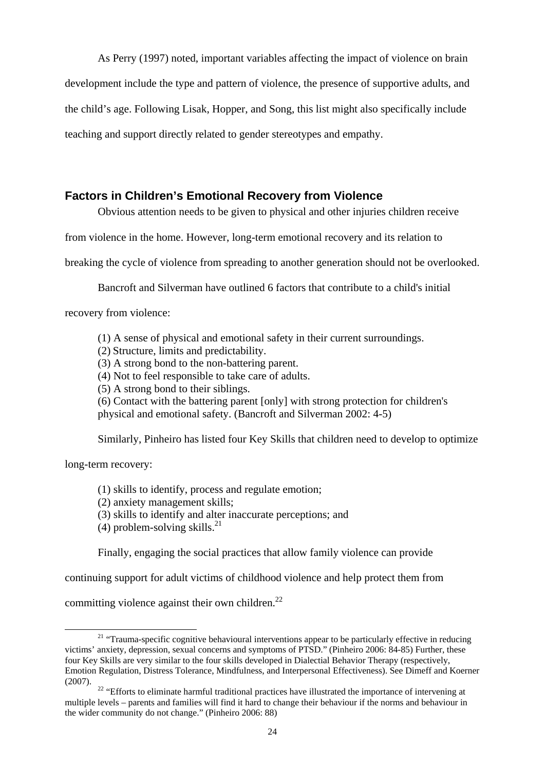As Perry (1997) noted, important variables affecting the impact of violence on brain development include the type and pattern of violence, the presence of supportive adults, and the child's age. Following Lisak, Hopper, and Song, this list might also specifically include teaching and support directly related to gender stereotypes and empathy.

## Factors in Children's Emotional Recovery from Violence

Obvious attention needs to be given to physical and other injuries children receive from violence in the home. However, long-term emotional recovery and its relation to breaking the cycle of violence from spreading to another generation should not be overlooked.

Bancroft and Silverman have outlined 6 factors that contribute to a child's initial recovery from violence:

> (1) A sense of physical and emotional safety in their current surroundings.
> (2) Structure, limits and predictability.
> (3) A strong bond to the non-battering parent.
> (4) Not to feel responsible to take care of adults.
> (5) A strong bond to their siblings.
> (6) Contact with the battering parent [only] with strong protection for children's physical and emotional safety. (Bancroft and Silverman 2002: 4-5)

Similarly, Pinheiro has listed four Key Skills that children need to develop to optimize long-term recovery:

> (1) skills to identify, process and regulate emotion;
> (2) anxiety management skills;
> (3) skills to identify and alter inaccurate perceptions; and
> (4) problem-solving skills.[21]

Finally, engaging the social practices that allow family violence can provide continuing support for adult victims of childhood violence and help protect them from committing violence against their own children.[22]

---

[21] "Trauma-specific cognitive behavioural interventions appear to be particularly effective in reducing victims' anxiety, depression, sexual concerns and symptoms of PTSD." (Pinheiro 2006: 84-85) Further, these four Key Skills are very similar to the four skills developed in Dialectial Behavior Therapy (respectively, Emotion Regulation, Distress Tolerance, Mindfulness, and Interpersonal Effectiveness). See Dimeff and Koerner (2007).

[22] "Efforts to eliminate harmful traditional practices have illustrated the importance of intervening at multiple levels – parents and families will find it hard to change their behaviour if the norms and behaviour in the wider community do not change." (Pinheiro 2006: 88)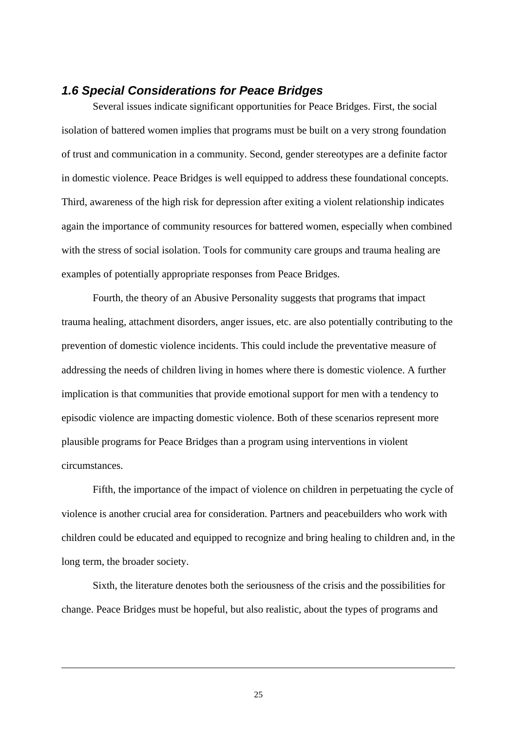### *1.6 Special Considerations for Peace Bridges*

Several issues indicate significant opportunities for Peace Bridges. First, the social isolation of battered women implies that programs must be built on a very strong foundation of trust and communication in a community. Second, gender stereotypes are a definite factor in domestic violence. Peace Bridges is well equipped to address these foundational concepts. Third, awareness of the high risk for depression after exiting a violent relationship indicates again the importance of community resources for battered women, especially when combined with the stress of social isolation. Tools for community care groups and trauma healing are examples of potentially appropriate responses from Peace Bridges.

Fourth, the theory of an Abusive Personality suggests that programs that impact trauma healing, attachment disorders, anger issues, etc. are also potentially contributing to the prevention of domestic violence incidents. This could include the preventative measure of addressing the needs of children living in homes where there is domestic violence. A further implication is that communities that provide emotional support for men with a tendency to episodic violence are impacting domestic violence. Both of these scenarios represent more plausible programs for Peace Bridges than a program using interventions in violent circumstances.

Fifth, the importance of the impact of violence on children in perpetuating the cycle of violence is another crucial area for consideration. Partners and peacebuilders who work with children could be educated and equipped to recognize and bring healing to children and, in the long term, the broader society.

Sixth, the literature denotes both the seriousness of the crisis and the possibilities for change. Peace Bridges must be hopeful, but also realistic, about the types of programs and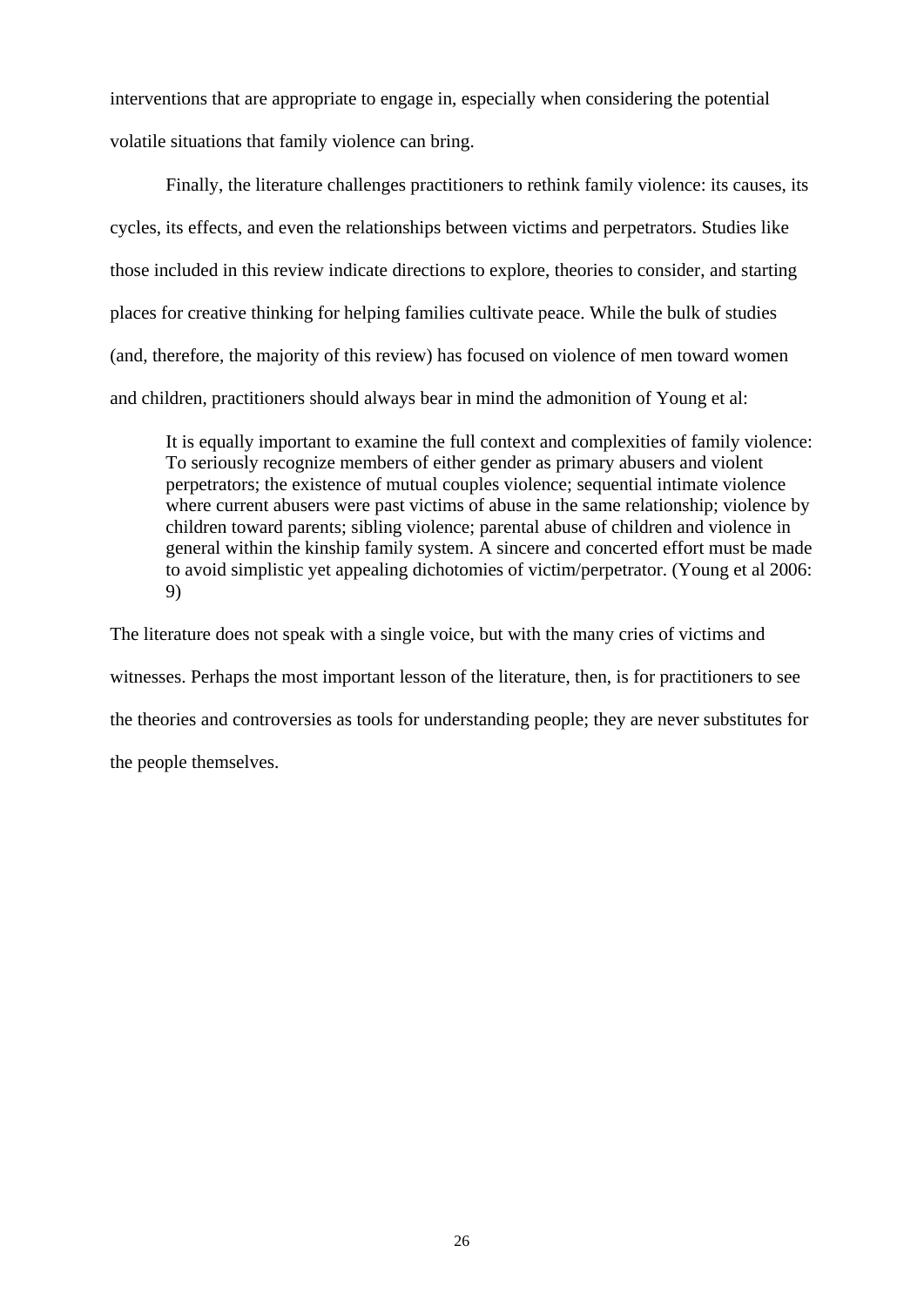interventions that are appropriate to engage in, especially when considering the potential volatile situations that family violence can bring.

Finally, the literature challenges practitioners to rethink family violence: its causes, its cycles, its effects, and even the relationships between victims and perpetrators. Studies like those included in this review indicate directions to explore, theories to consider, and starting places for creative thinking for helping families cultivate peace. While the bulk of studies (and, therefore, the majority of this review) has focused on violence of men toward women and children, practitioners should always bear in mind the admonition of Young et al:

> It is equally important to examine the full context and complexities of family violence: To seriously recognize members of either gender as primary abusers and violent perpetrators; the existence of mutual couples violence; sequential intimate violence where current abusers were past victims of abuse in the same relationship; violence by children toward parents; sibling violence; parental abuse of children and violence in general within the kinship family system. A sincere and concerted effort must be made to avoid simplistic yet appealing dichotomies of victim/perpetrator. (Young et al 2006: 9)

The literature does not speak with a single voice, but with the many cries of victims and witnesses. Perhaps the most important lesson of the literature, then, is for practitioners to see the theories and controversies as tools for understanding people; they are never substitutes for the people themselves.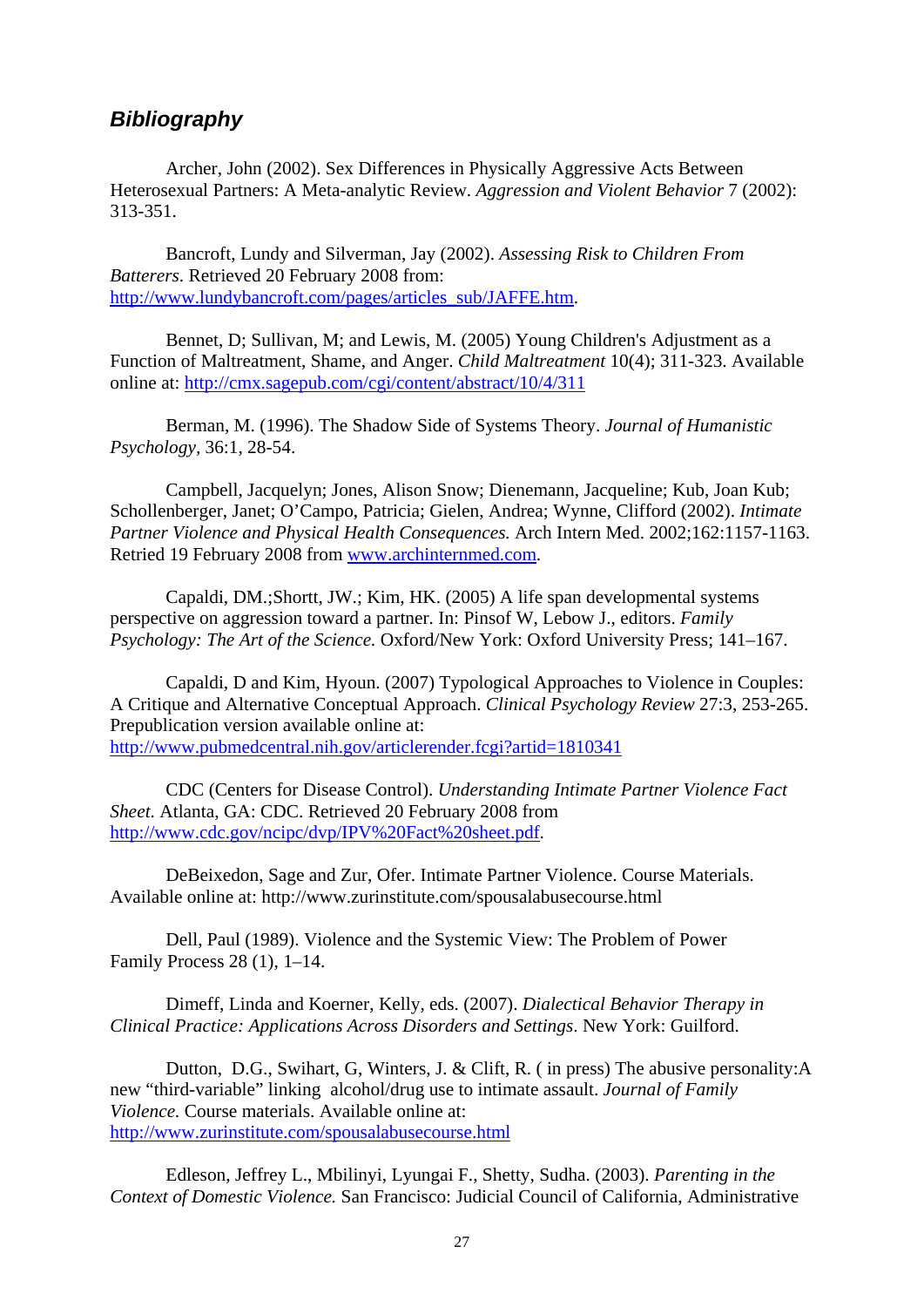## *Bibliography*

Archer, John (2002). Sex Differences in Physically Aggressive Acts Between Heterosexual Partners: A Meta-analytic Review. *Aggression and Violent Behavior* 7 (2002): 313-351.

Bancroft, Lundy and Silverman, Jay (2002). *Assessing Risk to Children From Batterers*. Retrieved 20 February 2008 from: http://www.lundybancroft.com/pages/articles_sub/JAFFE.htm.

Bennet, D; Sullivan, M; and Lewis, M. (2005) Young Children's Adjustment as a Function of Maltreatment, Shame, and Anger. *Child Maltreatment* 10(4); 311-323. Available online at: http://cmx.sagepub.com/cgi/content/abstract/10/4/311

Berman, M. (1996). The Shadow Side of Systems Theory. *Journal of Humanistic Psychology*, 36:1, 28-54.

Campbell, Jacquelyn; Jones, Alison Snow; Dienemann, Jacqueline; Kub, Joan Kub; Schollenberger, Janet; O'Campo, Patricia; Gielen, Andrea; Wynne, Clifford (2002). *Intimate Partner Violence and Physical Health Consequences.* Arch Intern Med. 2002;162:1157-1163. Retried 19 February 2008 from www.archinternmed.com.

Capaldi, DM.;Shortt, JW.; Kim, HK. (2005) A life span developmental systems perspective on aggression toward a partner. In: Pinsof W, Lebow J., editors. *Family Psychology: The Art of the Science.* Oxford/New York: Oxford University Press; 141–167.

Capaldi, D and Kim, Hyoun. (2007) Typological Approaches to Violence in Couples: A Critique and Alternative Conceptual Approach. *Clinical Psychology Review* 27:3, 253-265. Prepublication version available online at: http://www.pubmedcentral.nih.gov/articlerender.fcgi?artid=1810341

CDC (Centers for Disease Control). *Understanding Intimate Partner Violence Fact Sheet.* Atlanta, GA: CDC. Retrieved 20 February 2008 from http://www.cdc.gov/ncipc/dvp/IPV%20Fact%20sheet.pdf.

DeBeixedon, Sage and Zur, Ofer. Intimate Partner Violence. Course Materials. Available online at: http://www.zurinstitute.com/spousalabusecourse.html

Dell, Paul (1989). Violence and the Systemic View: The Problem of Power Family Process 28 (1), 1–14.

Dimeff, Linda and Koerner, Kelly, eds. (2007). *Dialectical Behavior Therapy in Clinical Practice: Applications Across Disorders and Settings*. New York: Guilford.

Dutton, D.G., Swihart, G, Winters, J. & Clift, R. ( in press) The abusive personality:A new "third-variable" linking alcohol/drug use to intimate assault. *Journal of Family Violence.* Course materials. Available online at: http://www.zurinstitute.com/spousalabusecourse.html

Edleson, Jeffrey L., Mbilinyi, Lyungai F., Shetty, Sudha. (2003). *Parenting in the Context of Domestic Violence.* San Francisco: Judicial Council of California, Administrative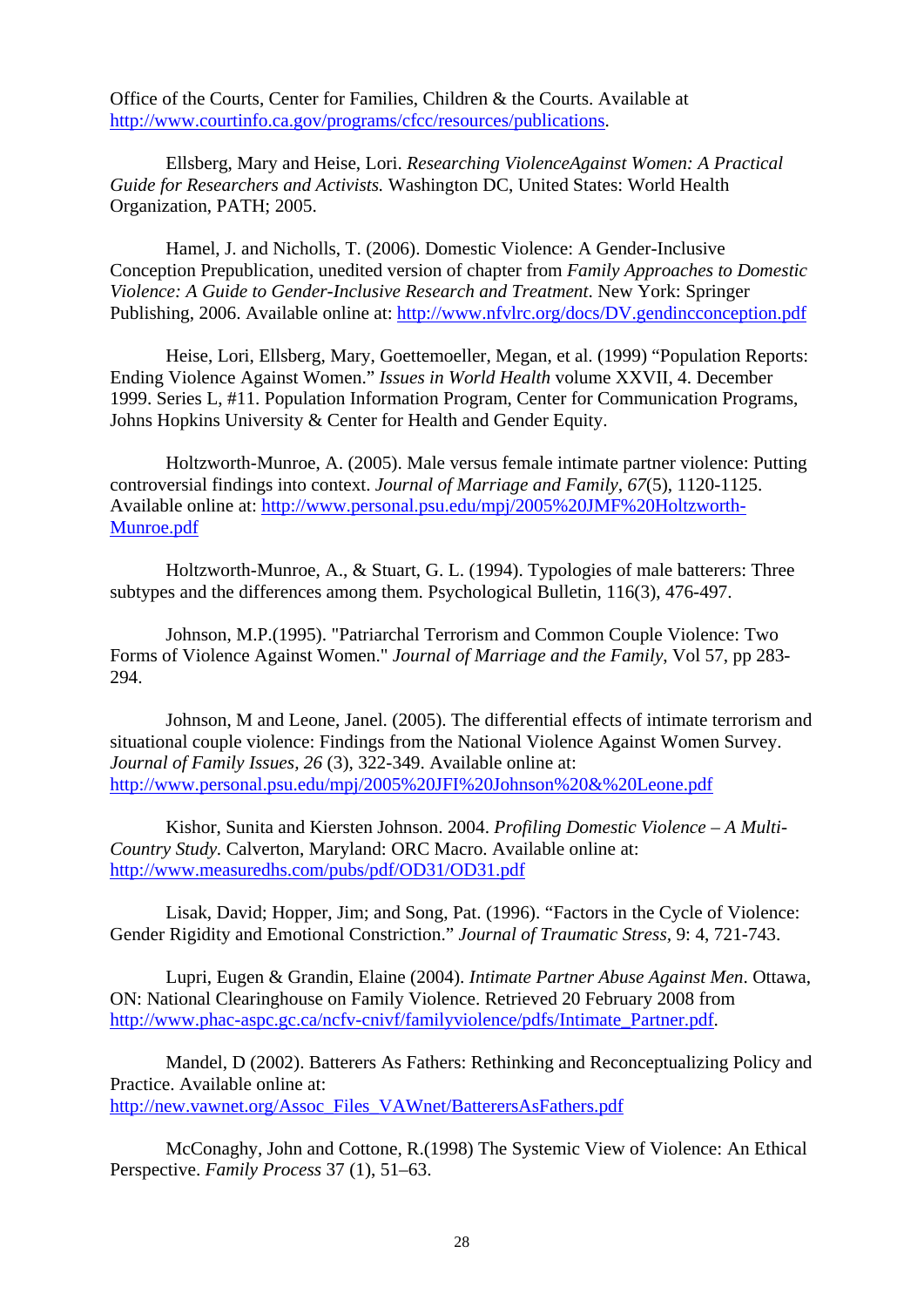Office of the Courts, Center for Families, Children & the Courts. Available at http://www.courtinfo.ca.gov/programs/cfcc/resources/publications.

Ellsberg, Mary and Heise, Lori. *Researching ViolenceAgainst Women: A Practical Guide for Researchers and Activists.* Washington DC, United States: World Health Organization, PATH; 2005.

Hamel, J. and Nicholls, T. (2006). Domestic Violence: A Gender-Inclusive Conception Prepublication, unedited version of chapter from *Family Approaches to Domestic Violence: A Guide to Gender-Inclusive Research and Treatment*. New York: Springer Publishing, 2006. Available online at: http://www.nfvlrc.org/docs/DV.gendincconception.pdf

Heise, Lori, Ellsberg, Mary, Goettemoeller, Megan, et al. (1999) "Population Reports: Ending Violence Against Women." *Issues in World Health* volume XXVII, 4. December 1999. Series L, #11. Population Information Program, Center for Communication Programs, Johns Hopkins University & Center for Health and Gender Equity.

Holtzworth-Munroe, A. (2005). Male versus female intimate partner violence: Putting controversial findings into context. *Journal of Marriage and Family, 67*(5), 1120-1125. Available online at: http://www.personal.psu.edu/mpj/2005%20JMF%20Holtzworth-Munroe.pdf

Holtzworth-Munroe, A., & Stuart, G. L. (1994). Typologies of male batterers: Three subtypes and the differences among them. Psychological Bulletin, 116(3), 476-497.

Johnson, M.P.(1995). "Patriarchal Terrorism and Common Couple Violence: Two Forms of Violence Against Women." *Journal of Marriage and the Family*, Vol 57, pp 283-294.

Johnson, M and Leone, Janel. (2005). The differential effects of intimate terrorism and situational couple violence: Findings from the National Violence Against Women Survey. *Journal of Family Issues, 26* (3), 322-349. Available online at: http://www.personal.psu.edu/mpj/2005%20JFI%20Johnson%20&%20Leone.pdf

Kishor, Sunita and Kiersten Johnson. 2004. *Profiling Domestic Violence – A Multi-Country Study*. Calverton, Maryland: ORC Macro. Available online at: http://www.measuredhs.com/pubs/pdf/OD31/OD31.pdf

Lisak, David; Hopper, Jim; and Song, Pat. (1996). "Factors in the Cycle of Violence: Gender Rigidity and Emotional Constriction." *Journal of Traumatic Stress*, 9: 4, 721-743.

Lupri, Eugen & Grandin, Elaine (2004). *Intimate Partner Abuse Against Men*. Ottawa, ON: National Clearinghouse on Family Violence. Retrieved 20 February 2008 from http://www.phac-aspc.gc.ca/ncfv-cnivf/familyviolence/pdfs/Intimate_Partner.pdf.

Mandel, D (2002). Batterers As Fathers: Rethinking and Reconceptualizing Policy and Practice. Available online at: http://new.vawnet.org/Assoc_Files_VAWnet/BatterersAsFathers.pdf

McConaghy, John and Cottone, R.(1998) The Systemic View of Violence: An Ethical Perspective. *Family Process* 37 (1), 51–63.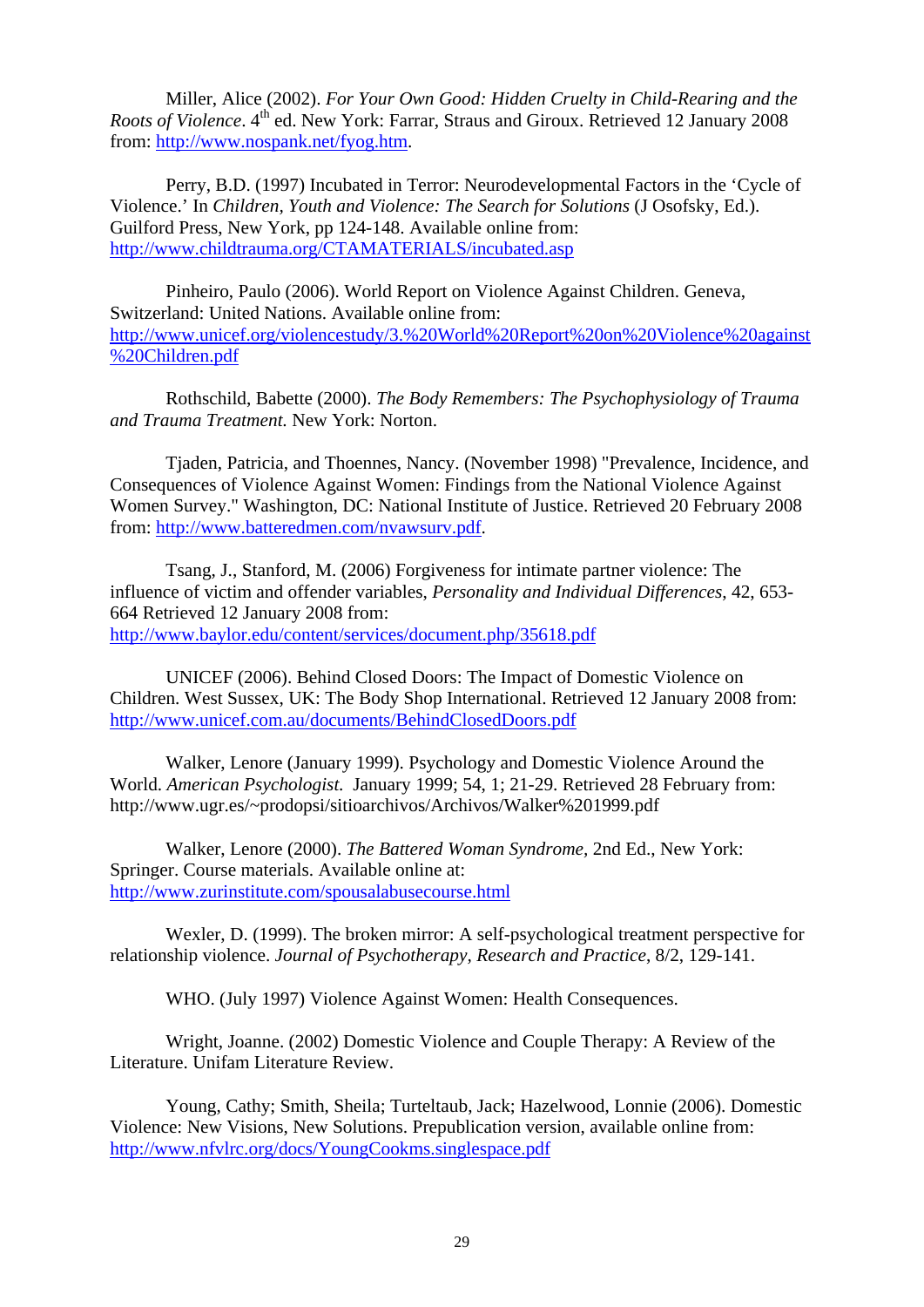Miller, Alice (2002). *For Your Own Good: Hidden Cruelty in Child-Rearing and the Roots of Violence*. 4th ed. New York: Farrar, Straus and Giroux. Retrieved 12 January 2008 from: http://www.nospank.net/fyog.htm.

Perry, B.D. (1997) Incubated in Terror: Neurodevelopmental Factors in the 'Cycle of Violence.' In *Children, Youth and Violence: The Search for Solutions* (J Osofsky, Ed.). Guilford Press, New York, pp 124-148. Available online from: http://www.childtrauma.org/CTAMATERIALS/incubated.asp

Pinheiro, Paulo (2006). World Report on Violence Against Children. Geneva, Switzerland: United Nations. Available online from: http://www.unicef.org/violencestudy/3.%20World%20Report%20on%20Violence%20against%20Children.pdf

Rothschild, Babette (2000). *The Body Remembers: The Psychophysiology of Trauma and Trauma Treatment.* New York: Norton.

Tjaden, Patricia, and Thoennes, Nancy. (November 1998) "Prevalence, Incidence, and Consequences of Violence Against Women: Findings from the National Violence Against Women Survey." Washington, DC: National Institute of Justice. Retrieved 20 February 2008 from: http://www.batteredmen.com/nvawsurv.pdf.

Tsang, J., Stanford, M. (2006) Forgiveness for intimate partner violence: The influence of victim and offender variables, *Personality and Individual Differences*, 42, 653-664 Retrieved 12 January 2008 from: http://www.baylor.edu/content/services/document.php/35618.pdf

UNICEF (2006). Behind Closed Doors: The Impact of Domestic Violence on Children. West Sussex, UK: The Body Shop International. Retrieved 12 January 2008 from: http://www.unicef.com.au/documents/BehindClosedDoors.pdf

Walker, Lenore (January 1999). Psychology and Domestic Violence Around the World. *American Psychologist.* January 1999; 54, 1; 21-29. Retrieved 28 February from: http://www.ugr.es/~prodopsi/sitioarchivos/Archivos/Walker%201999.pdf

Walker, Lenore (2000). *The Battered Woman Syndrome*, 2nd Ed., New York: Springer. Course materials. Available online at: http://www.zurinstitute.com/spousalabusecourse.html

Wexler, D. (1999). The broken mirror: A self-psychological treatment perspective for relationship violence. *Journal of Psychotherapy, Research and Practice*, 8/2, 129-141.

WHO. (July 1997) Violence Against Women: Health Consequences.

Wright, Joanne. (2002) Domestic Violence and Couple Therapy: A Review of the Literature. Unifam Literature Review.

Young, Cathy; Smith, Sheila; Turteltaub, Jack; Hazelwood, Lonnie (2006). Domestic Violence: New Visions, New Solutions. Prepublication version, available online from: http://www.nfvlrc.org/docs/YoungCookms.singlespace.pdf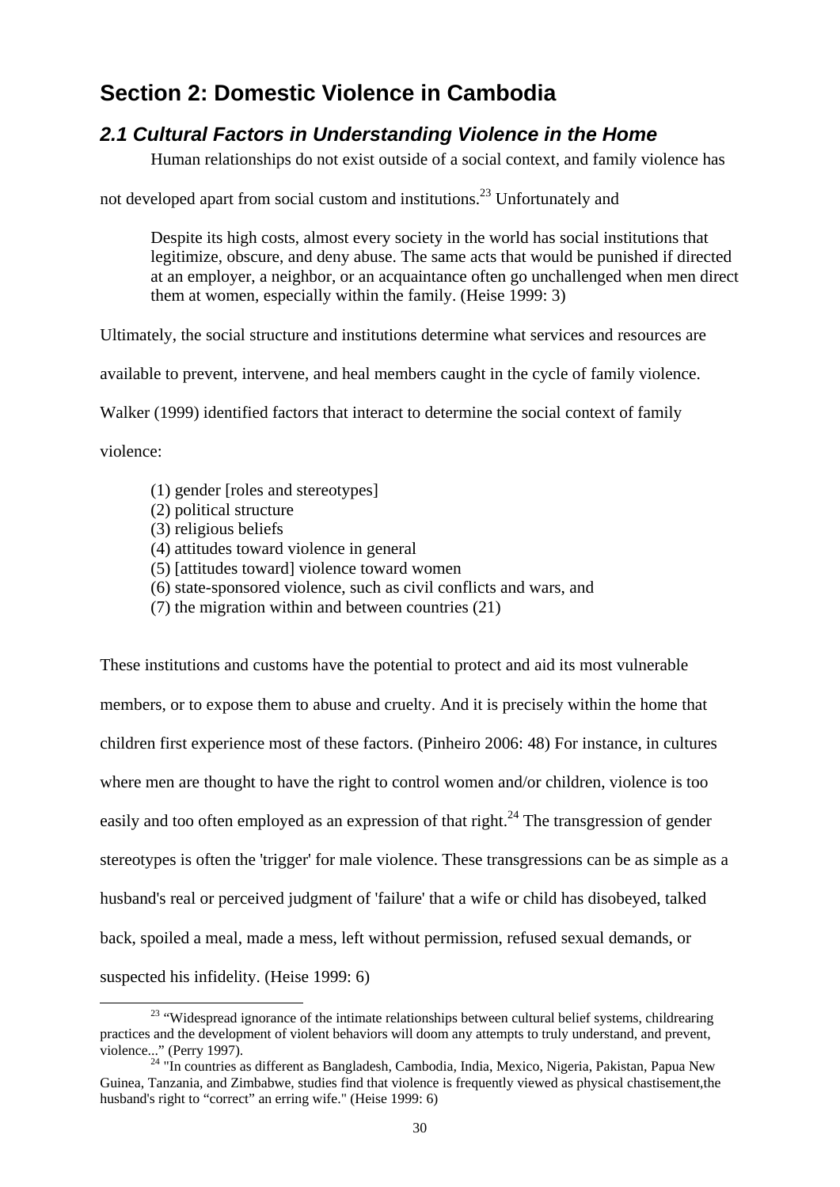# Section 2: Domestic Violence in Cambodia

## *2.1 Cultural Factors in Understanding Violence in the Home*

Human relationships do not exist outside of a social context, and family violence has not developed apart from social custom and institutions.[23] Unfortunately and

> Despite its high costs, almost every society in the world has social institutions that legitimize, obscure, and deny abuse. The same acts that would be punished if directed at an employer, a neighbor, or an acquaintance often go unchallenged when men direct them at women, especially within the family. (Heise 1999: 3)

Ultimately, the social structure and institutions determine what services and resources are available to prevent, intervene, and heal members caught in the cycle of family violence. Walker (1999) identified factors that interact to determine the social context of family violence:

> (1) gender [roles and stereotypes]
> (2) political structure
> (3) religious beliefs
> (4) attitudes toward violence in general
> (5) [attitudes toward] violence toward women
> (6) state-sponsored violence, such as civil conflicts and wars, and
> (7) the migration within and between countries (21)

These institutions and customs have the potential to protect and aid its most vulnerable members, or to expose them to abuse and cruelty. And it is precisely within the home that children first experience most of these factors. (Pinheiro 2006: 48) For instance, in cultures where men are thought to have the right to control women and/or children, violence is too easily and too often employed as an expression of that right.[24] The transgression of gender stereotypes is often the 'trigger' for male violence. These transgressions can be as simple as a husband's real or perceived judgment of 'failure' that a wife or child has disobeyed, talked back, spoiled a meal, made a mess, left without permission, refused sexual demands, or suspected his infidelity. (Heise 1999: 6)

---

[23] "Widespread ignorance of the intimate relationships between cultural belief systems, childrearing practices and the development of violent behaviors will doom any attempts to truly understand, and prevent, violence..." (Perry 1997).

[24] "In countries as different as Bangladesh, Cambodia, India, Mexico, Nigeria, Pakistan, Papua New Guinea, Tanzania, and Zimbabwe, studies find that violence is frequently viewed as physical chastisement,the husband's right to "correct" an erring wife." (Heise 1999: 6)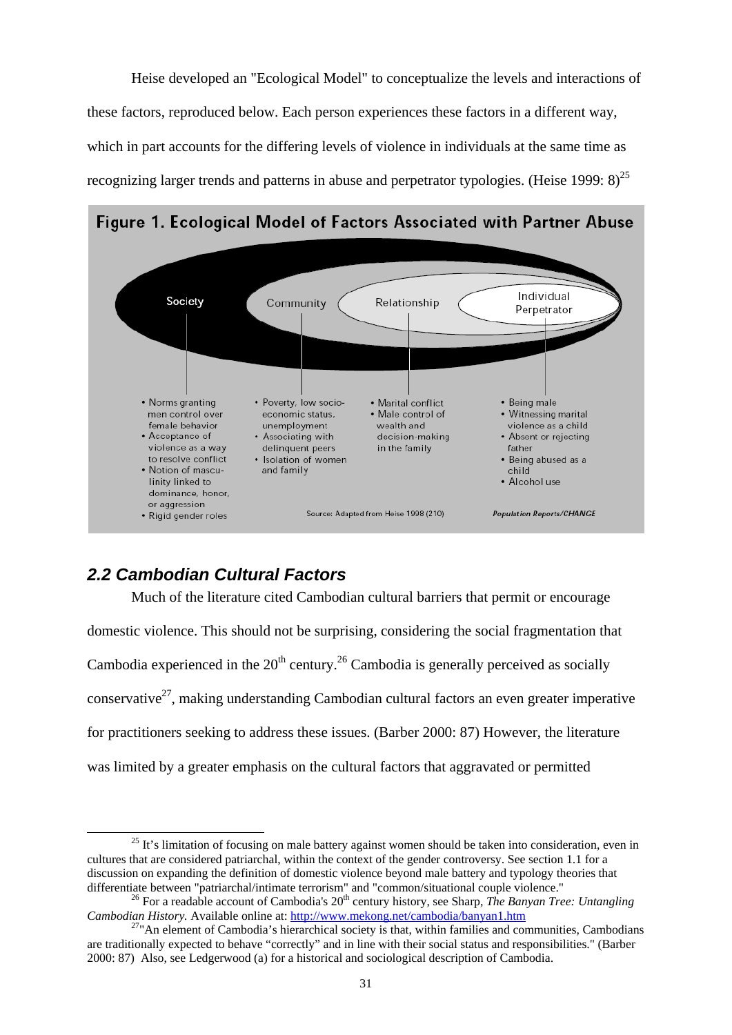Heise developed an "Ecological Model" to conceptualize the levels and interactions of these factors, reproduced below. Each person experiences these factors in a different way, which in part accounts for the differing levels of violence in individuals at the same time as recognizing larger trends and patterns in abuse and perpetrator typologies. (Heise 1999: 8)[25]

**Figure 1. Ecological Model of Factors Associated with Partner Abuse**

Society | Community | Relationship | Individual Perpetrator

**Society**
- Norms granting men control over female behavior
- Acceptance of violence as a way to resolve conflict
- Notion of masculinity linked to dominance, honor, or aggression
- Rigid gender roles

**Community**
- Poverty, low socio-economic status, unemployment
- Associating with delinquent peers
- Isolation of women and family

**Relationship**
- Marital conflict
- Male control of wealth and decision-making in the family

**Individual Perpetrator**
- Being male
- Witnessing marital violence as a child
- Absent or rejecting father
- Being abused as a child
- Alcohol use

Source: Adapted from Heise 1998 (210)

*Population Reports/CHANGE*

## 2.2 Cambodian Cultural Factors

Much of the literature cited Cambodian cultural barriers that permit or encourage domestic violence. This should not be surprising, considering the social fragmentation that Cambodia experienced in the 20th century.[26] Cambodia is generally perceived as socially conservative[27], making understanding Cambodian cultural factors an even greater imperative for practitioners seeking to address these issues. (Barber 2000: 87) However, the literature was limited by a greater emphasis on the cultural factors that aggravated or permitted

---

[25] It's limitation of focusing on male battery against women should be taken into consideration, even in cultures that are considered patriarchal, within the context of the gender controversy. See section 1.1 for a discussion on expanding the definition of domestic violence beyond male battery and typology theories that differentiate between "patriarchal/intimate terrorism" and "common/situational couple violence."

[26] For a readable account of Cambodia's 20th century history, see Sharp, *The Banyan Tree: Untangling Cambodian History.* Available online at: http://www.mekong.net/cambodia/banyan1.htm

[27] "An element of Cambodia's hierarchical society is that, within families and communities, Cambodians are traditionally expected to behave "correctly" and in line with their social status and responsibilities." (Barber 2000: 87) Also, see Ledgerwood (a) for a historical and sociological description of Cambodia.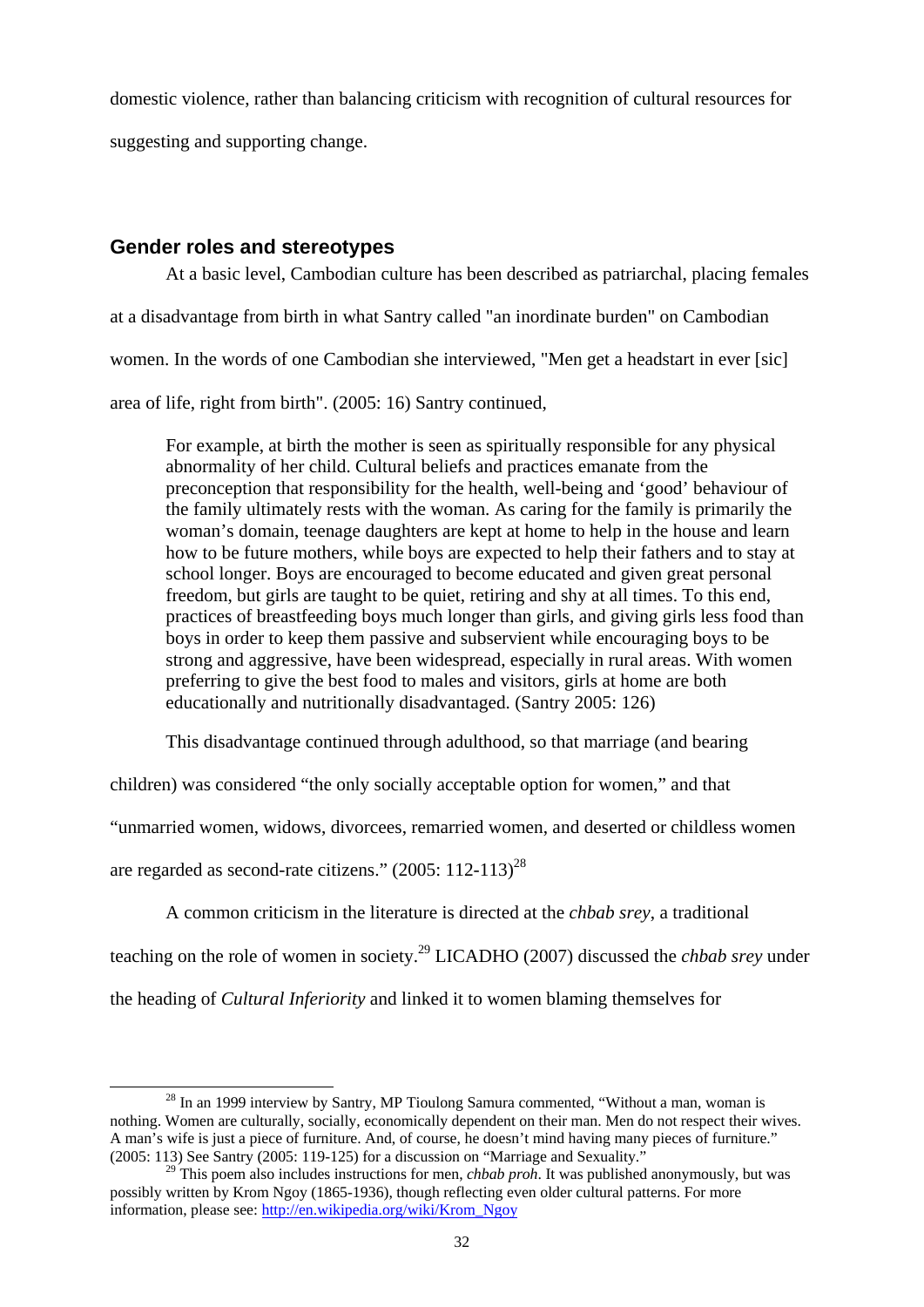domestic violence, rather than balancing criticism with recognition of cultural resources for suggesting and supporting change.

## Gender roles and stereotypes

At a basic level, Cambodian culture has been described as patriarchal, placing females at a disadvantage from birth in what Santry called "an inordinate burden" on Cambodian women. In the words of one Cambodian she interviewed, "Men get a headstart in ever [sic] area of life, right from birth". (2005: 16) Santry continued,

> For example, at birth the mother is seen as spiritually responsible for any physical abnormality of her child. Cultural beliefs and practices emanate from the preconception that responsibility for the health, well-being and 'good' behaviour of the family ultimately rests with the woman. As caring for the family is primarily the woman's domain, teenage daughters are kept at home to help in the house and learn how to be future mothers, while boys are expected to help their fathers and to stay at school longer. Boys are encouraged to become educated and given great personal freedom, but girls are taught to be quiet, retiring and shy at all times. To this end, practices of breastfeeding boys much longer than girls, and giving girls less food than boys in order to keep them passive and subservient while encouraging boys to be strong and aggressive, have been widespread, especially in rural areas. With women preferring to give the best food to males and visitors, girls at home are both educationally and nutritionally disadvantaged. (Santry 2005: 126)

This disadvantage continued through adulthood, so that marriage (and bearing children) was considered "the only socially acceptable option for women," and that "unmarried women, widows, divorcees, remarried women, and deserted or childless women are regarded as second-rate citizens." (2005: 112-113)[28]

A common criticism in the literature is directed at the *chbab srey*, a traditional teaching on the role of women in society.[29] LICADHO (2007) discussed the *chbab srey* under the heading of *Cultural Inferiority* and linked it to women blaming themselves for

---

[28] In an 1999 interview by Santry, MP Tioulong Samura commented, "Without a man, woman is nothing. Women are culturally, socially, economically dependent on their man. Men do not respect their wives. A man's wife is just a piece of furniture. And, of course, he doesn't mind having many pieces of furniture." (2005: 113) See Santry (2005: 119-125) for a discussion on "Marriage and Sexuality."

[29] This poem also includes instructions for men, *chbab proh*. It was published anonymously, but was possibly written by Krom Ngoy (1865-1936), though reflecting even older cultural patterns. For more information, please see: http://en.wikipedia.org/wiki/Krom_Ngoy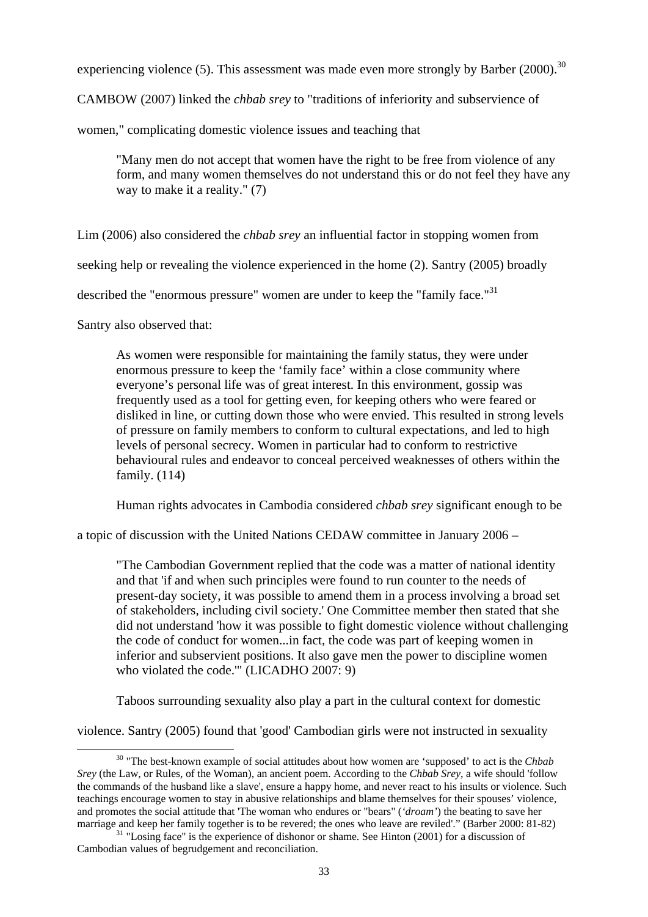experiencing violence (5). This assessment was made even more strongly by Barber (2000).[30]

CAMBOW (2007) linked the *chbab srey* to "traditions of inferiority and subservience of women," complicating domestic violence issues and teaching that

> "Many men do not accept that women have the right to be free from violence of any form, and many women themselves do not understand this or do not feel they have any way to make it a reality." (7)

Lim (2006) also considered the *chbab srey* an influential factor in stopping women from seeking help or revealing the violence experienced in the home (2). Santry (2005) broadly described the "enormous pressure" women are under to keep the "family face."[31]

Santry also observed that:

> As women were responsible for maintaining the family status, they were under enormous pressure to keep the 'family face' within a close community where everyone's personal life was of great interest. In this environment, gossip was frequently used as a tool for getting even, for keeping others who were feared or disliked in line, or cutting down those who were envied. This resulted in strong levels of pressure on family members to conform to cultural expectations, and led to high levels of personal secrecy. Women in particular had to conform to restrictive behavioural rules and endeavor to conceal perceived weaknesses of others within the family. (114)

Human rights advocates in Cambodia considered *chbab srey* significant enough to be a topic of discussion with the United Nations CEDAW committee in January 2006 –

> "The Cambodian Government replied that the code was a matter of national identity and that 'if and when such principles were found to run counter to the needs of present-day society, it was possible to amend them in a process involving a broad set of stakeholders, including civil society.' One Committee member then stated that she did not understand 'how it was possible to fight domestic violence without challenging the code of conduct for women...in fact, the code was part of keeping women in inferior and subservient positions. It also gave men the power to discipline women who violated the code.'" (LICADHO 2007: 9)

Taboos surrounding sexuality also play a part in the cultural context for domestic violence. Santry (2005) found that 'good' Cambodian girls were not instructed in sexuality

---

[30] "The best-known example of social attitudes about how women are 'supposed' to act is the *Chbab Srey* (the Law, or Rules, of the Woman), an ancient poem. According to the *Chbab Srey*, a wife should 'follow the commands of the husband like a slave', ensure a happy home, and never react to his insults or violence. Such teachings encourage women to stay in abusive relationships and blame themselves for their spouses' violence, and promotes the social attitude that 'The woman who endures or "bears" ('*droam'*) the beating to save her marriage and keep her family together is to be revered; the ones who leave are reviled'." (Barber 2000: 81-82)

[31] "Losing face" is the experience of dishonor or shame. See Hinton (2001) for a discussion of Cambodian values of begrudgement and reconciliation.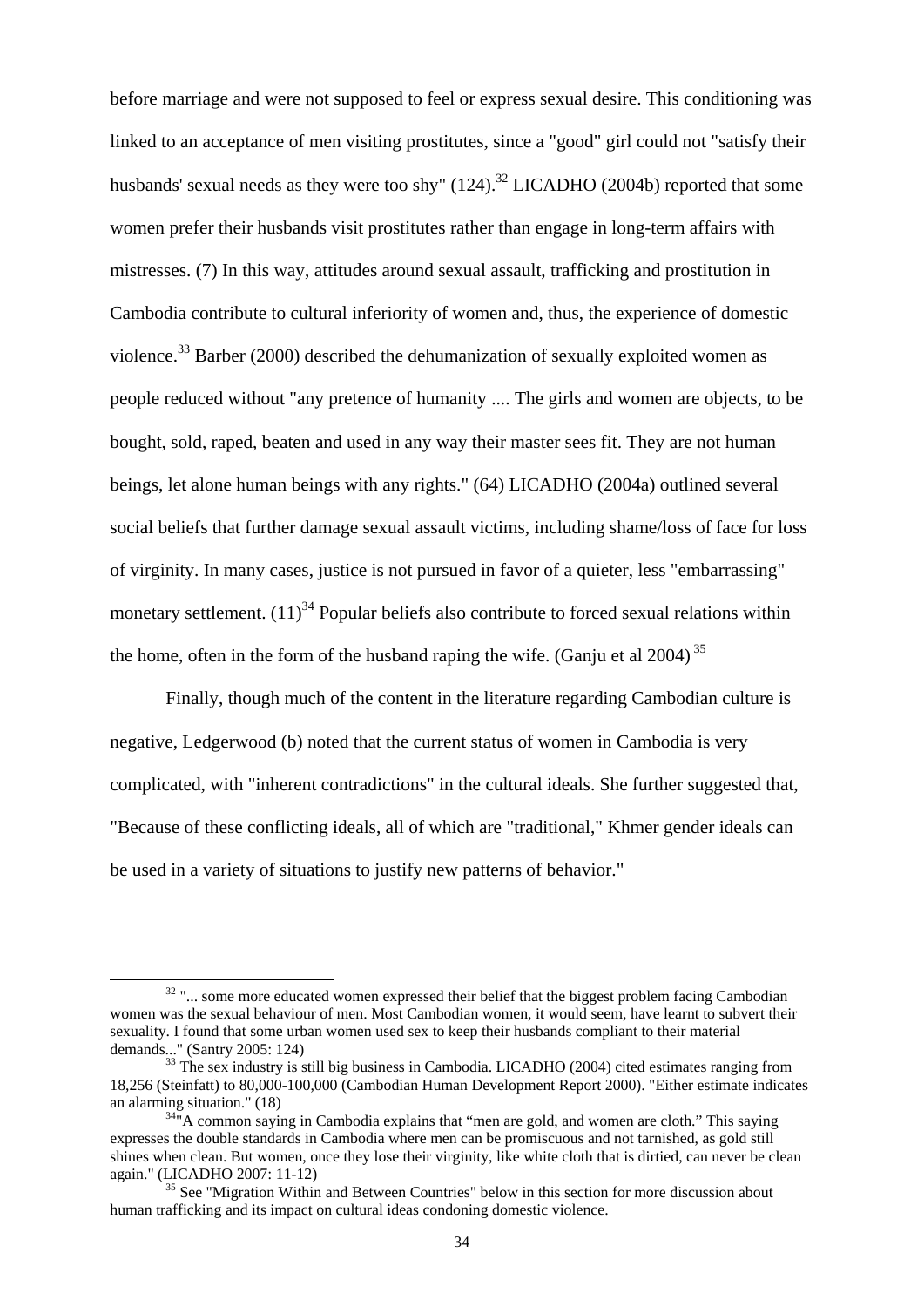before marriage and were not supposed to feel or express sexual desire. This conditioning was linked to an acceptance of men visiting prostitutes, since a "good" girl could not "satisfy their husbands' sexual needs as they were too shy" (124).[32] LICADHO (2004b) reported that some women prefer their husbands visit prostitutes rather than engage in long-term affairs with mistresses. (7) In this way, attitudes around sexual assault, trafficking and prostitution in Cambodia contribute to cultural inferiority of women and, thus, the experience of domestic violence.[33] Barber (2000) described the dehumanization of sexually exploited women as people reduced without "any pretence of humanity .... The girls and women are objects, to be bought, sold, raped, beaten and used in any way their master sees fit. They are not human beings, let alone human beings with any rights." (64) LICADHO (2004a) outlined several social beliefs that further damage sexual assault victims, including shame/loss of face for loss of virginity. In many cases, justice is not pursued in favor of a quieter, less "embarrassing" monetary settlement. (11)[34] Popular beliefs also contribute to forced sexual relations within the home, often in the form of the husband raping the wife. (Ganju et al 2004) [35]

Finally, though much of the content in the literature regarding Cambodian culture is negative, Ledgerwood (b) noted that the current status of women in Cambodia is very complicated, with "inherent contradictions" in the cultural ideals. She further suggested that, "Because of these conflicting ideals, all of which are "traditional," Khmer gender ideals can be used in a variety of situations to justify new patterns of behavior."

---

[32] "... some more educated women expressed their belief that the biggest problem facing Cambodian women was the sexual behaviour of men. Most Cambodian women, it would seem, have learnt to subvert their sexuality. I found that some urban women used sex to keep their husbands compliant to their material demands..." (Santry 2005: 124)

[33] The sex industry is still big business in Cambodia. LICADHO (2004) cited estimates ranging from 18,256 (Steinfatt) to 80,000-100,000 (Cambodian Human Development Report 2000). "Either estimate indicates an alarming situation." (18)

[34] "A common saying in Cambodia explains that "men are gold, and women are cloth." This saying expresses the double standards in Cambodia where men can be promiscuous and not tarnished, as gold still shines when clean. But women, once they lose their virginity, like white cloth that is dirtied, can never be clean again." (LICADHO 2007: 11-12)

[35] See "Migration Within and Between Countries" below in this section for more discussion about human trafficking and its impact on cultural ideas condoning domestic violence.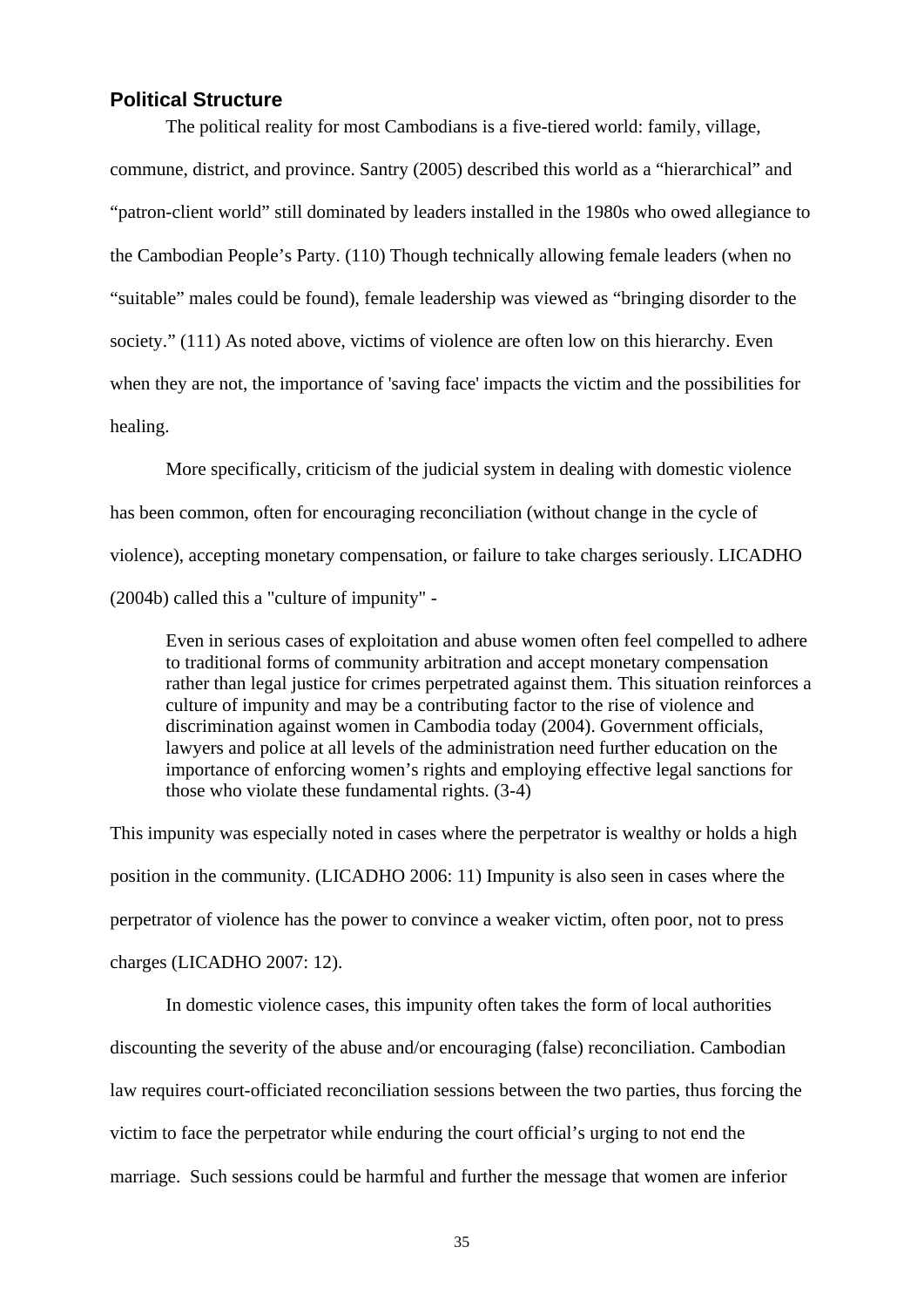## Political Structure

The political reality for most Cambodians is a five-tiered world: family, village, commune, district, and province. Santry (2005) described this world as a “hierarchical” and “patron-client world” still dominated by leaders installed in the 1980s who owed allegiance to the Cambodian People’s Party. (110) Though technically allowing female leaders (when no “suitable” males could be found), female leadership was viewed as “bringing disorder to the society.” (111) As noted above, victims of violence are often low on this hierarchy. Even when they are not, the importance of 'saving face' impacts the victim and the possibilities for healing.

More specifically, criticism of the judicial system in dealing with domestic violence has been common, often for encouraging reconciliation (without change in the cycle of violence), accepting monetary compensation, or failure to take charges seriously. LICADHO (2004b) called this a "culture of impunity" -

> Even in serious cases of exploitation and abuse women often feel compelled to adhere to traditional forms of community arbitration and accept monetary compensation rather than legal justice for crimes perpetrated against them. This situation reinforces a culture of impunity and may be a contributing factor to the rise of violence and discrimination against women in Cambodia today (2004). Government officials, lawyers and police at all levels of the administration need further education on the importance of enforcing women’s rights and employing effective legal sanctions for those who violate these fundamental rights. (3-4)

This impunity was especially noted in cases where the perpetrator is wealthy or holds a high position in the community. (LICADHO 2006: 11) Impunity is also seen in cases where the perpetrator of violence has the power to convince a weaker victim, often poor, not to press charges (LICADHO 2007: 12).

In domestic violence cases, this impunity often takes the form of local authorities discounting the severity of the abuse and/or encouraging (false) reconciliation. Cambodian law requires court-officiated reconciliation sessions between the two parties, thus forcing the victim to face the perpetrator while enduring the court official’s urging to not end the marriage. Such sessions could be harmful and further the message that women are inferior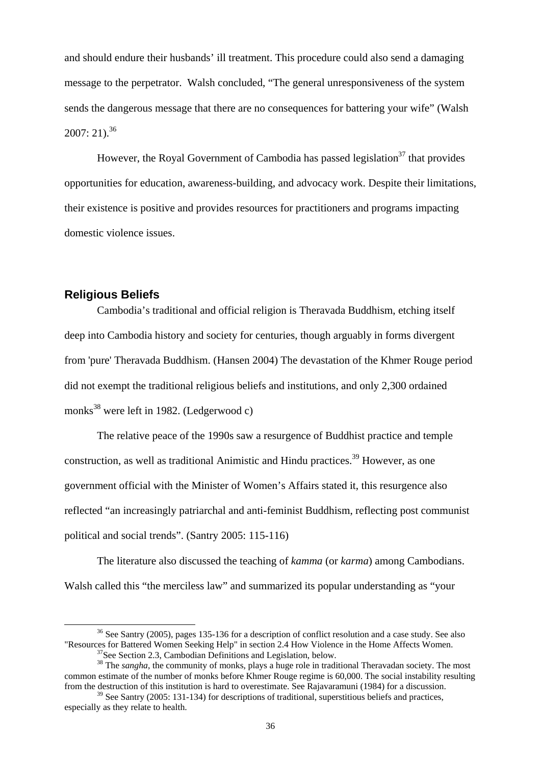and should endure their husbands' ill treatment. This procedure could also send a damaging message to the perpetrator. Walsh concluded, "The general unresponsiveness of the system sends the dangerous message that there are no consequences for battering your wife" (Walsh 2007: 21).[36]

However, the Royal Government of Cambodia has passed legislation[37] that provides opportunities for education, awareness-building, and advocacy work. Despite their limitations, their existence is positive and provides resources for practitioners and programs impacting domestic violence issues.

## Religious Beliefs

Cambodia's traditional and official religion is Theravada Buddhism, etching itself deep into Cambodia history and society for centuries, though arguably in forms divergent from 'pure' Theravada Buddhism. (Hansen 2004) The devastation of the Khmer Rouge period did not exempt the traditional religious beliefs and institutions, and only 2,300 ordained monks[38] were left in 1982. (Ledgerwood c)

The relative peace of the 1990s saw a resurgence of Buddhist practice and temple construction, as well as traditional Animistic and Hindu practices.[39] However, as one government official with the Minister of Women's Affairs stated it, this resurgence also reflected "an increasingly patriarchal and anti-feminist Buddhism, reflecting post communist political and social trends". (Santry 2005: 115-116)

The literature also discussed the teaching of *kamma* (or *karma*) among Cambodians. Walsh called this "the merciless law" and summarized its popular understanding as "your

---

[36] See Santry (2005), pages 135-136 for a description of conflict resolution and a case study. See also "Resources for Battered Women Seeking Help" in section 2.4 How Violence in the Home Affects Women.

[37] See Section 2.3, Cambodian Definitions and Legislation, below.

[38] The *sangha*, the community of monks, plays a huge role in traditional Theravadan society. The most common estimate of the number of monks before Khmer Rouge regime is 60,000. The social instability resulting from the destruction of this institution is hard to overestimate. See Rajavaramuni (1984) for a discussion.

[39] See Santry (2005: 131-134) for descriptions of traditional, superstitious beliefs and practices, especially as they relate to health.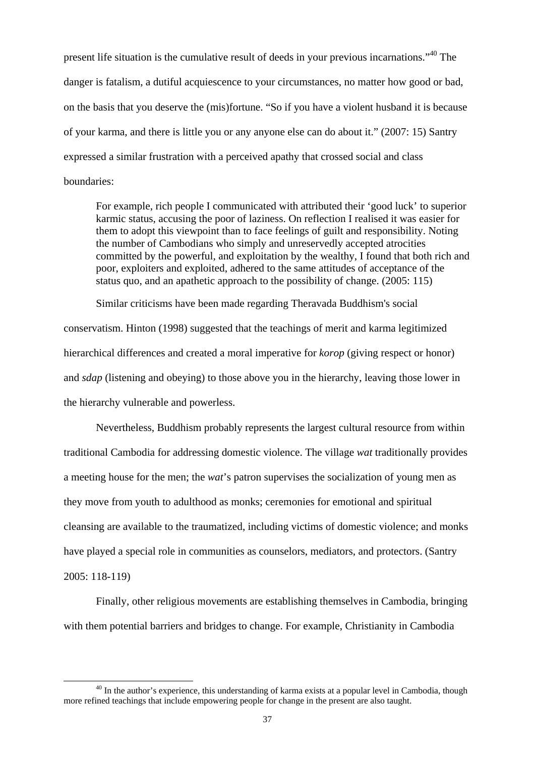present life situation is the cumulative result of deeds in your previous incarnations."[40] The danger is fatalism, a dutiful acquiescence to your circumstances, no matter how good or bad, on the basis that you deserve the (mis)fortune. "So if you have a violent husband it is because of your karma, and there is little you or any anyone else can do about it." (2007: 15) Santry expressed a similar frustration with a perceived apathy that crossed social and class boundaries:

> For example, rich people I communicated with attributed their 'good luck' to superior karmic status, accusing the poor of laziness. On reflection I realised it was easier for them to adopt this viewpoint than to face feelings of guilt and responsibility. Noting the number of Cambodians who simply and unreservedly accepted atrocities committed by the powerful, and exploitation by the wealthy, I found that both rich and poor, exploiters and exploited, adhered to the same attitudes of acceptance of the status quo, and an apathetic approach to the possibility of change. (2005: 115)

Similar criticisms have been made regarding Theravada Buddhism's social conservatism. Hinton (1998) suggested that the teachings of merit and karma legitimized hierarchical differences and created a moral imperative for *korop* (giving respect or honor) and *sdap* (listening and obeying) to those above you in the hierarchy, leaving those lower in the hierarchy vulnerable and powerless.

Nevertheless, Buddhism probably represents the largest cultural resource from within traditional Cambodia for addressing domestic violence. The village *wat* traditionally provides a meeting house for the men; the *wat*'s patron supervises the socialization of young men as they move from youth to adulthood as monks; ceremonies for emotional and spiritual cleansing are available to the traumatized, including victims of domestic violence; and monks have played a special role in communities as counselors, mediators, and protectors. (Santry 2005: 118-119)

Finally, other religious movements are establishing themselves in Cambodia, bringing with them potential barriers and bridges to change. For example, Christianity in Cambodia

[40] In the author's experience, this understanding of karma exists at a popular level in Cambodia, though more refined teachings that include empowering people for change in the present are also taught.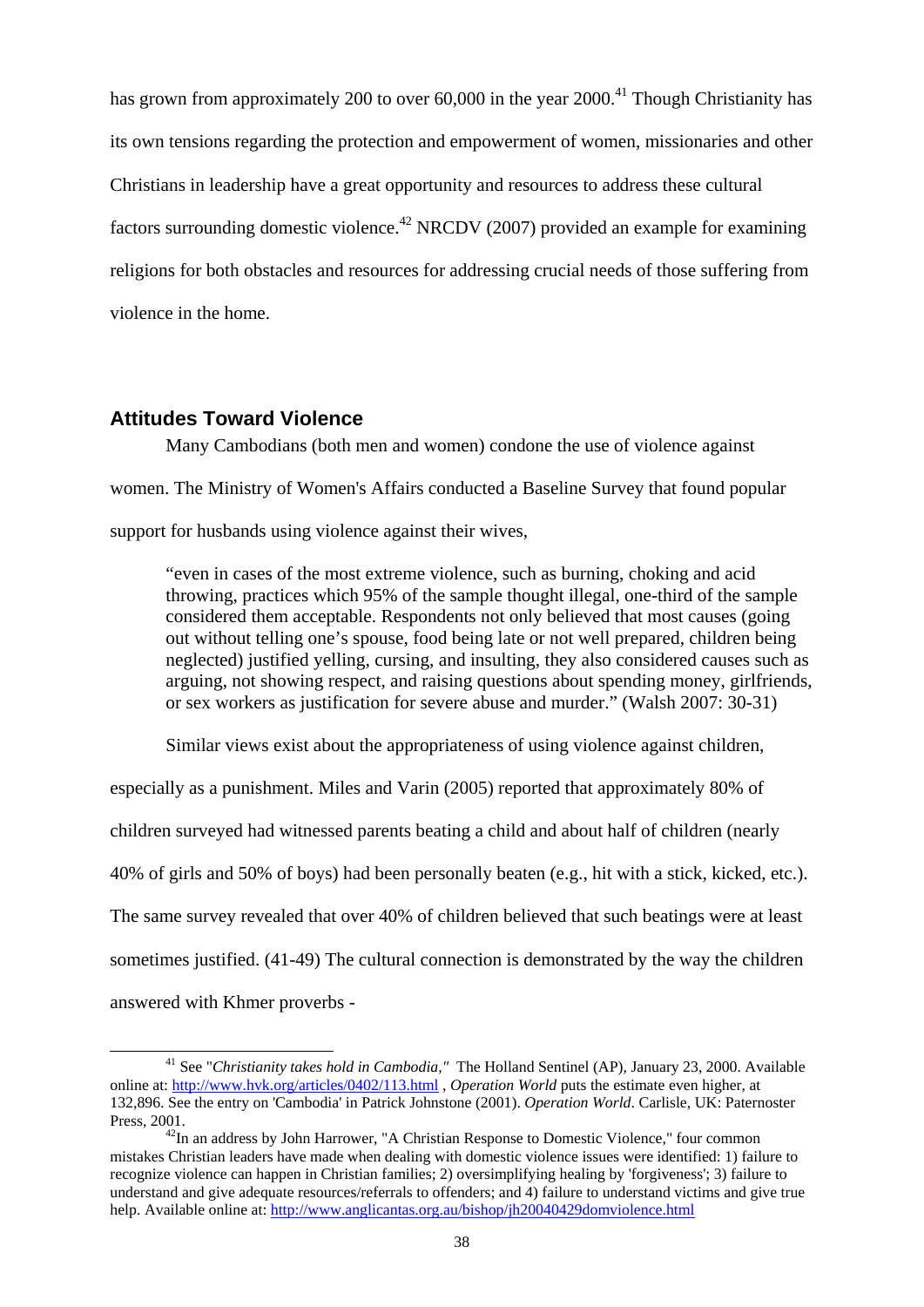has grown from approximately 200 to over 60,000 in the year 2000.[41] Though Christianity has its own tensions regarding the protection and empowerment of women, missionaries and other Christians in leadership have a great opportunity and resources to address these cultural factors surrounding domestic violence.[42] NRCDV (2007) provided an example for examining religions for both obstacles and resources for addressing crucial needs of those suffering from violence in the home.

### Attitudes Toward Violence

Many Cambodians (both men and women) condone the use of violence against women. The Ministry of Women's Affairs conducted a Baseline Survey that found popular support for husbands using violence against their wives,

> "even in cases of the most extreme violence, such as burning, choking and acid throwing, practices which 95% of the sample thought illegal, one-third of the sample considered them acceptable. Respondents not only believed that most causes (going out without telling one's spouse, food being late or not well prepared, children being neglected) justified yelling, cursing, and insulting, they also considered causes such as arguing, not showing respect, and raising questions about spending money, girlfriends, or sex workers as justification for severe abuse and murder." (Walsh 2007: 30-31)

Similar views exist about the appropriateness of using violence against children, especially as a punishment. Miles and Varin (2005) reported that approximately 80% of children surveyed had witnessed parents beating a child and about half of children (nearly 40% of girls and 50% of boys) had been personally beaten (e.g., hit with a stick, kicked, etc.). The same survey revealed that over 40% of children believed that such beatings were at least sometimes justified. (41-49) The cultural connection is demonstrated by the way the children answered with Khmer proverbs -

---

[41] See "*Christianity takes hold in Cambodia,"* The Holland Sentinel (AP), January 23, 2000. Available online at: http://www.hvk.org/articles/0402/113.html , *Operation World* puts the estimate even higher, at 132,896. See the entry on 'Cambodia' in Patrick Johnstone (2001). *Operation World*. Carlisle, UK: Paternoster Press, 2001.

[42] In an address by John Harrower, "A Christian Response to Domestic Violence," four common mistakes Christian leaders have made when dealing with domestic violence issues were identified: 1) failure to recognize violence can happen in Christian families; 2) oversimplifying healing by 'forgiveness'; 3) failure to understand and give adequate resources/referrals to offenders; and 4) failure to understand victims and give true help. Available online at: http://www.anglicantas.org.au/bishop/jh20040429domviolence.html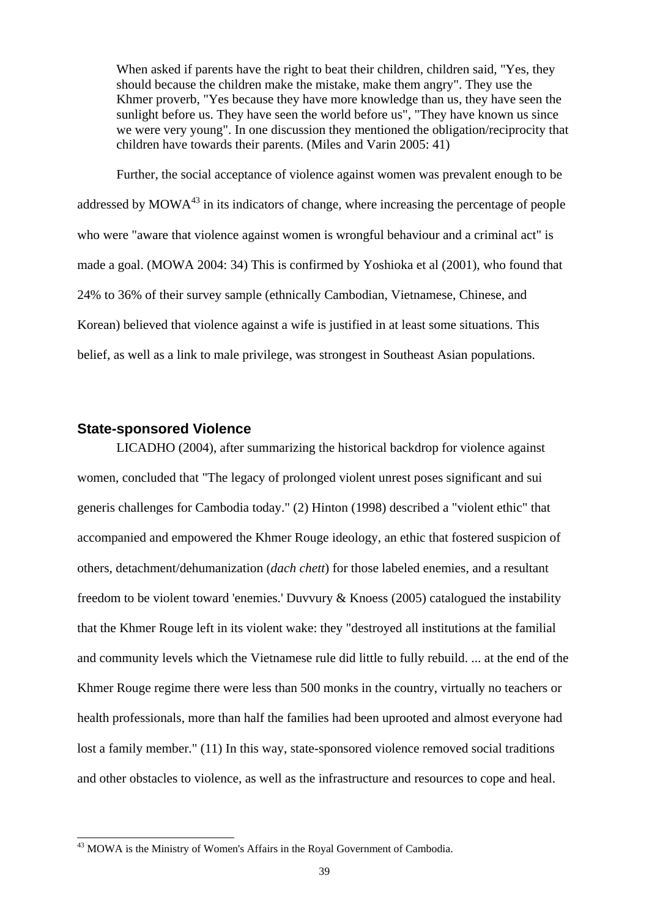> When asked if parents have the right to beat their children, children said, "Yes, they should because the children make the mistake, make them angry". They use the Khmer proverb, "Yes because they have more knowledge than us, they have seen the sunlight before us. They have seen the world before us", "They have known us since we were very young". In one discussion they mentioned the obligation/reciprocity that children have towards their parents. (Miles and Varin 2005: 41)

Further, the social acceptance of violence against women was prevalent enough to be addressed by MOWA[43] in its indicators of change, where increasing the percentage of people who were "aware that violence against women is wrongful behaviour and a criminal act" is made a goal. (MOWA 2004: 34) This is confirmed by Yoshioka et al (2001), who found that 24% to 36% of their survey sample (ethnically Cambodian, Vietnamese, Chinese, and Korean) believed that violence against a wife is justified in at least some situations. This belief, as well as a link to male privilege, was strongest in Southeast Asian populations.

## State-sponsored Violence

LICADHO (2004), after summarizing the historical backdrop for violence against women, concluded that "The legacy of prolonged violent unrest poses significant and sui generis challenges for Cambodia today." (2) Hinton (1998) described a "violent ethic" that accompanied and empowered the Khmer Rouge ideology, an ethic that fostered suspicion of others, detachment/dehumanization (*dach chett*) for those labeled enemies, and a resultant freedom to be violent toward 'enemies.' Duvvury & Knoess (2005) catalogued the instability that the Khmer Rouge left in its violent wake: they "destroyed all institutions at the familial and community levels which the Vietnamese rule did little to fully rebuild. ... at the end of the Khmer Rouge regime there were less than 500 monks in the country, virtually no teachers or health professionals, more than half the families had been uprooted and almost everyone had lost a family member." (11) In this way, state-sponsored violence removed social traditions and other obstacles to violence, as well as the infrastructure and resources to cope and heal.

[43] MOWA is the Ministry of Women's Affairs in the Royal Government of Cambodia.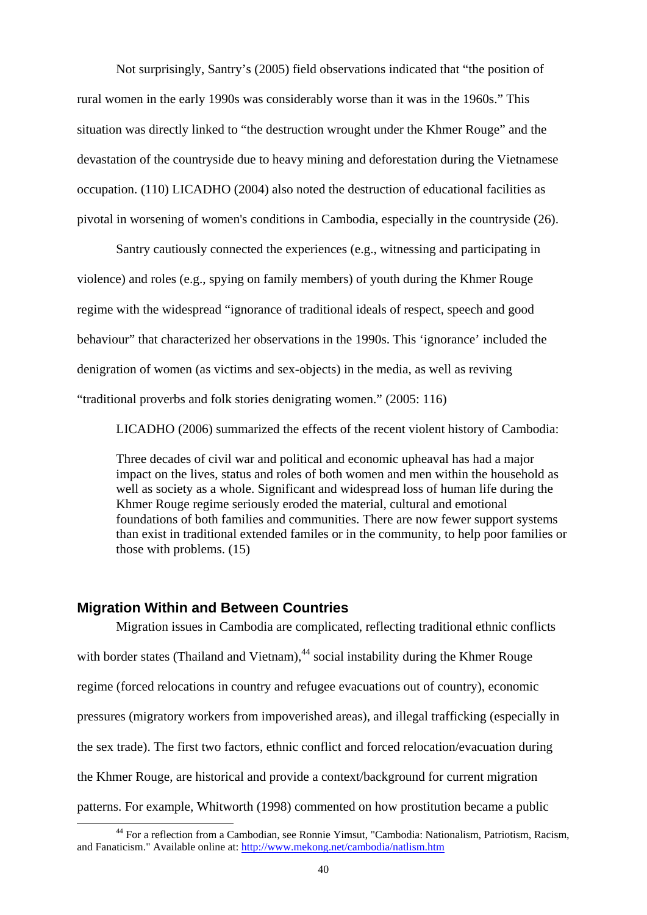Not surprisingly, Santry's (2005) field observations indicated that "the position of rural women in the early 1990s was considerably worse than it was in the 1960s." This situation was directly linked to "the destruction wrought under the Khmer Rouge" and the devastation of the countryside due to heavy mining and deforestation during the Vietnamese occupation. (110) LICADHO (2004) also noted the destruction of educational facilities as pivotal in worsening of women's conditions in Cambodia, especially in the countryside (26).

Santry cautiously connected the experiences (e.g., witnessing and participating in violence) and roles (e.g., spying on family members) of youth during the Khmer Rouge regime with the widespread "ignorance of traditional ideals of respect, speech and good behaviour" that characterized her observations in the 1990s. This 'ignorance' included the denigration of women (as victims and sex-objects) in the media, as well as reviving "traditional proverbs and folk stories denigrating women." (2005: 116)

LICADHO (2006) summarized the effects of the recent violent history of Cambodia:

> Three decades of civil war and political and economic upheaval has had a major impact on the lives, status and roles of both women and men within the household as well as society as a whole. Significant and widespread loss of human life during the Khmer Rouge regime seriously eroded the material, cultural and emotional foundations of both families and communities. There are now fewer support systems than exist in traditional extended familes or in the community, to help poor families or those with problems. (15)

## Migration Within and Between Countries

Migration issues in Cambodia are complicated, reflecting traditional ethnic conflicts with border states (Thailand and Vietnam),[44] social instability during the Khmer Rouge regime (forced relocations in country and refugee evacuations out of country), economic pressures (migratory workers from impoverished areas), and illegal trafficking (especially in the sex trade). The first two factors, ethnic conflict and forced relocation/evacuation during the Khmer Rouge, are historical and provide a context/background for current migration patterns. For example, Whitworth (1998) commented on how prostitution became a public

[44] For a reflection from a Cambodian, see Ronnie Yimsut, "Cambodia: Nationalism, Patriotism, Racism, and Fanaticism." Available online at: http://www.mekong.net/cambodia/natlism.htm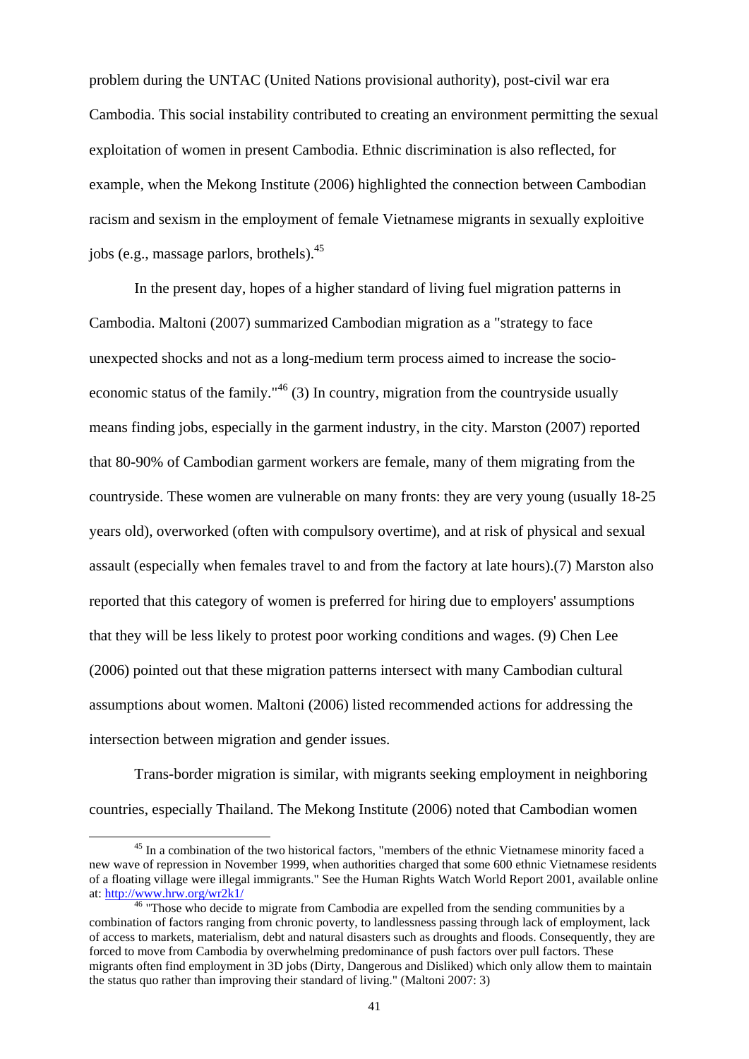problem during the UNTAC (United Nations provisional authority), post-civil war era Cambodia. This social instability contributed to creating an environment permitting the sexual exploitation of women in present Cambodia. Ethnic discrimination is also reflected, for example, when the Mekong Institute (2006) highlighted the connection between Cambodian racism and sexism in the employment of female Vietnamese migrants in sexually exploitive jobs (e.g., massage parlors, brothels).[45]

In the present day, hopes of a higher standard of living fuel migration patterns in Cambodia. Maltoni (2007) summarized Cambodian migration as a "strategy to face unexpected shocks and not as a long-medium term process aimed to increase the socio-economic status of the family."[46] (3) In country, migration from the countryside usually means finding jobs, especially in the garment industry, in the city. Marston (2007) reported that 80-90% of Cambodian garment workers are female, many of them migrating from the countryside. These women are vulnerable on many fronts: they are very young (usually 18-25 years old), overworked (often with compulsory overtime), and at risk of physical and sexual assault (especially when females travel to and from the factory at late hours).(7) Marston also reported that this category of women is preferred for hiring due to employers' assumptions that they will be less likely to protest poor working conditions and wages. (9) Chen Lee (2006) pointed out that these migration patterns intersect with many Cambodian cultural assumptions about women. Maltoni (2006) listed recommended actions for addressing the intersection between migration and gender issues.

Trans-border migration is similar, with migrants seeking employment in neighboring countries, especially Thailand. The Mekong Institute (2006) noted that Cambodian women

---

[45] In a combination of the two historical factors, "members of the ethnic Vietnamese minority faced a new wave of repression in November 1999, when authorities charged that some 600 ethnic Vietnamese residents of a floating village were illegal immigrants." See the Human Rights Watch World Report 2001, available online at: http://www.hrw.org/wr2k1/

[46] "Those who decide to migrate from Cambodia are expelled from the sending communities by a combination of factors ranging from chronic poverty, to landlessness passing through lack of employment, lack of access to markets, materialism, debt and natural disasters such as droughts and floods. Consequently, they are forced to move from Cambodia by overwhelming predominance of push factors over pull factors. These migrants often find employment in 3D jobs (Dirty, Dangerous and Disliked) which only allow them to maintain the status quo rather than improving their standard of living." (Maltoni 2007: 3)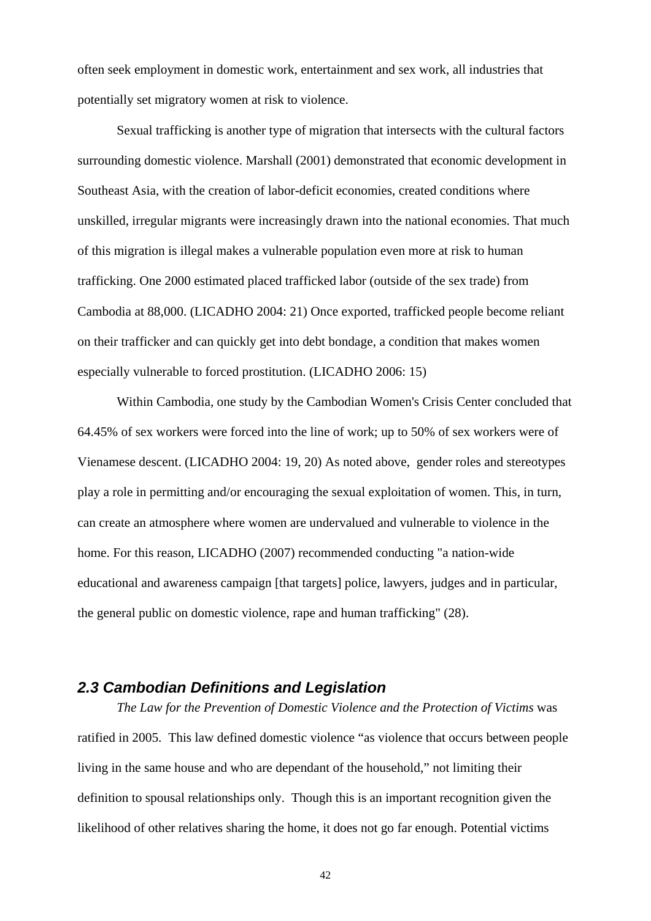often seek employment in domestic work, entertainment and sex work, all industries that potentially set migratory women at risk to violence.

Sexual trafficking is another type of migration that intersects with the cultural factors surrounding domestic violence. Marshall (2001) demonstrated that economic development in Southeast Asia, with the creation of labor-deficit economies, created conditions where unskilled, irregular migrants were increasingly drawn into the national economies. That much of this migration is illegal makes a vulnerable population even more at risk to human trafficking. One 2000 estimated placed trafficked labor (outside of the sex trade) from Cambodia at 88,000. (LICADHO 2004: 21) Once exported, trafficked people become reliant on their trafficker and can quickly get into debt bondage, a condition that makes women especially vulnerable to forced prostitution. (LICADHO 2006: 15)

Within Cambodia, one study by the Cambodian Women's Crisis Center concluded that 64.45% of sex workers were forced into the line of work; up to 50% of sex workers were of Vienamese descent. (LICADHO 2004: 19, 20) As noted above, gender roles and stereotypes play a role in permitting and/or encouraging the sexual exploitation of women. This, in turn, can create an atmosphere where women are undervalued and vulnerable to violence in the home. For this reason, LICADHO (2007) recommended conducting "a nation-wide educational and awareness campaign [that targets] police, lawyers, judges and in particular, the general public on domestic violence, rape and human trafficking" (28).

### *2.3 Cambodian Definitions and Legislation*

*The Law for the Prevention of Domestic Violence and the Protection of Victims* was ratified in 2005. This law defined domestic violence "as violence that occurs between people living in the same house and who are dependant of the household," not limiting their definition to spousal relationships only. Though this is an important recognition given the likelihood of other relatives sharing the home, it does not go far enough. Potential victims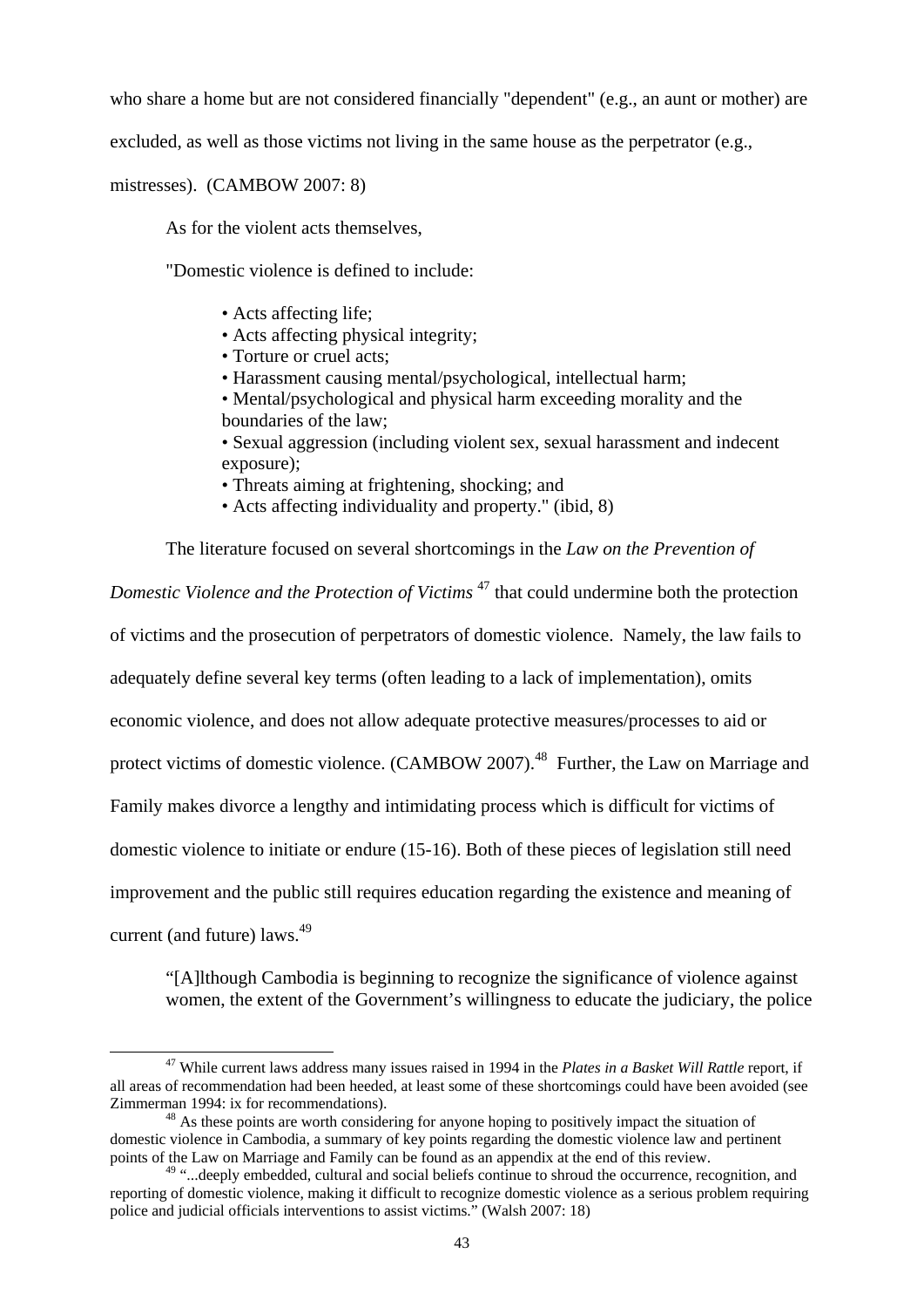who share a home but are not considered financially "dependent" (e.g., an aunt or mother) are excluded, as well as those victims not living in the same house as the perpetrator (e.g., mistresses). (CAMBOW 2007: 8)

As for the violent acts themselves,

> "Domestic violence is defined to include:
>
> - Acts affecting life;
> - Acts affecting physical integrity;
> - Torture or cruel acts;
> - Harassment causing mental/psychological, intellectual harm;
> - Mental/psychological and physical harm exceeding morality and the boundaries of the law;
> - Sexual aggression (including violent sex, sexual harassment and indecent exposure);
> - Threats aiming at frightening, shocking; and
> - Acts affecting individuality and property." (ibid, 8)

The literature focused on several shortcomings in the *Law on the Prevention of Domestic Violence and the Protection of Victims* [47] that could undermine both the protection of victims and the prosecution of perpetrators of domestic violence. Namely, the law fails to adequately define several key terms (often leading to a lack of implementation), omits economic violence, and does not allow adequate protective measures/processes to aid or protect victims of domestic violence. (CAMBOW 2007).[48] Further, the Law on Marriage and Family makes divorce a lengthy and intimidating process which is difficult for victims of domestic violence to initiate or endure (15-16). Both of these pieces of legislation still need improvement and the public still requires education regarding the existence and meaning of current (and future) laws.[49]

> "[A]lthough Cambodia is beginning to recognize the significance of violence against women, the extent of the Government's willingness to educate the judiciary, the police

---

[47] While current laws address many issues raised in 1994 in the *Plates in a Basket Will Rattle* report, if all areas of recommendation had been heeded, at least some of these shortcomings could have been avoided (see Zimmerman 1994: ix for recommendations).

[48] As these points are worth considering for anyone hoping to positively impact the situation of domestic violence in Cambodia, a summary of key points regarding the domestic violence law and pertinent points of the Law on Marriage and Family can be found as an appendix at the end of this review.

[49] "...deeply embedded, cultural and social beliefs continue to shroud the occurrence, recognition, and reporting of domestic violence, making it difficult to recognize domestic violence as a serious problem requiring police and judicial officials interventions to assist victims." (Walsh 2007: 18)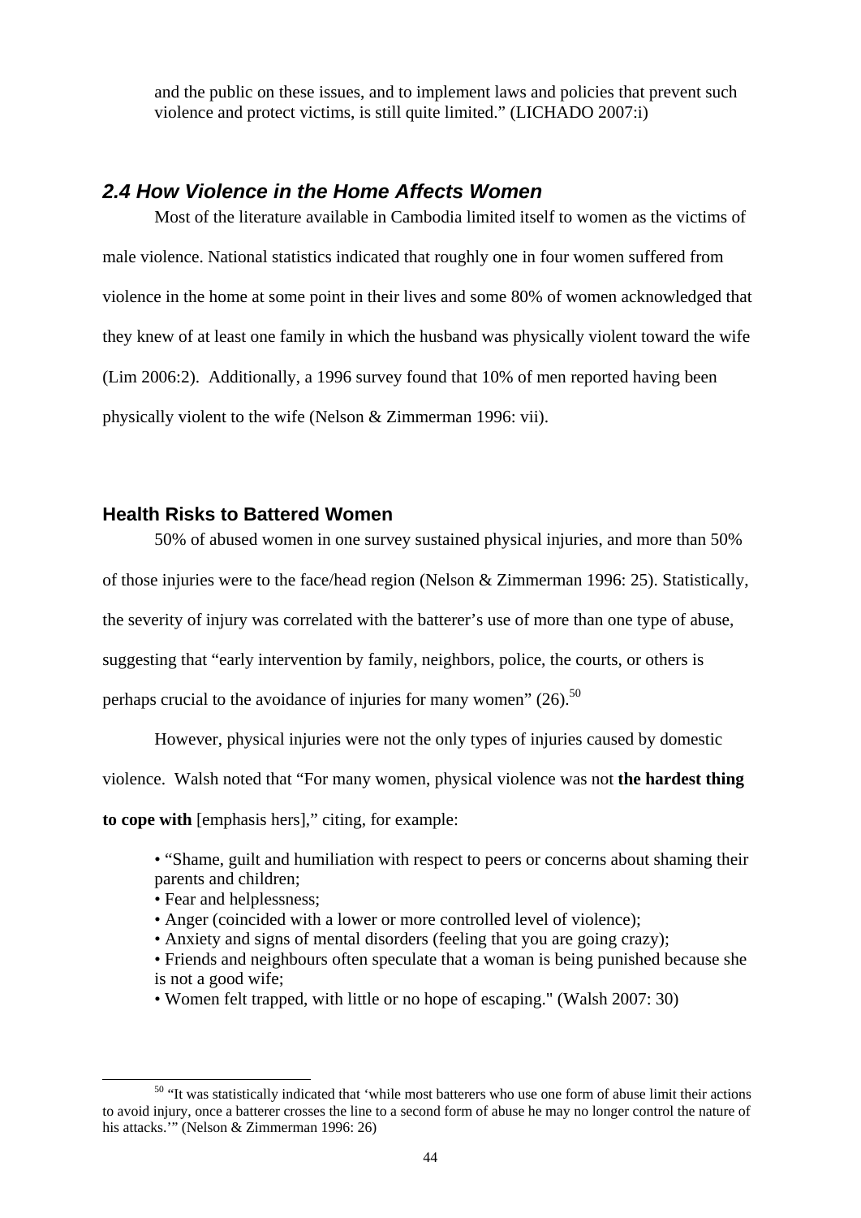and the public on these issues, and to implement laws and policies that prevent such violence and protect victims, is still quite limited." (LICHADO 2007:i)

## *2.4 How Violence in the Home Affects Women*

Most of the literature available in Cambodia limited itself to women as the victims of male violence. National statistics indicated that roughly one in four women suffered from violence in the home at some point in their lives and some 80% of women acknowledged that they knew of at least one family in which the husband was physically violent toward the wife (Lim 2006:2). Additionally, a 1996 survey found that 10% of men reported having been physically violent to the wife (Nelson & Zimmerman 1996: vii).

### Health Risks to Battered Women

50% of abused women in one survey sustained physical injuries, and more than 50% of those injuries were to the face/head region (Nelson & Zimmerman 1996: 25). Statistically, the severity of injury was correlated with the batterer's use of more than one type of abuse, suggesting that "early intervention by family, neighbors, police, the courts, or others is perhaps crucial to the avoidance of injuries for many women" (26).[50]

However, physical injuries were not the only types of injuries caused by domestic violence. Walsh noted that "For many women, physical violence was not **the hardest thing to cope with** [emphasis hers]," citing, for example:

- "Shame, guilt and humiliation with respect to peers or concerns about shaming their parents and children;
- Fear and helplessness;
- Anger (coincided with a lower or more controlled level of violence);
- Anxiety and signs of mental disorders (feeling that you are going crazy);
- Friends and neighbours often speculate that a woman is being punished because she is not a good wife;
- Women felt trapped, with little or no hope of escaping." (Walsh 2007: 30)

[50] "It was statistically indicated that 'while most batterers who use one form of abuse limit their actions to avoid injury, once a batterer crosses the line to a second form of abuse he may no longer control the nature of his attacks.'" (Nelson & Zimmerman 1996: 26)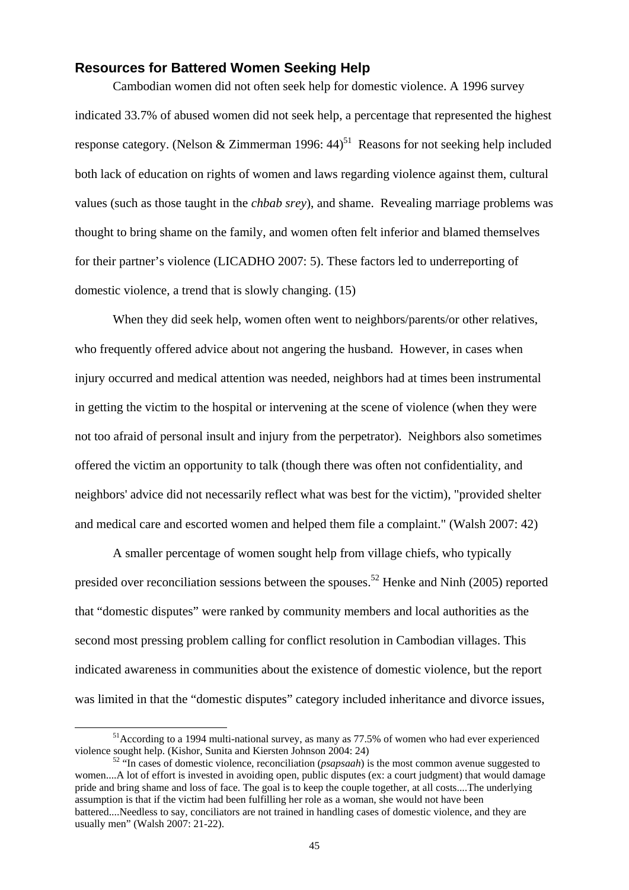## Resources for Battered Women Seeking Help

Cambodian women did not often seek help for domestic violence. A 1996 survey indicated 33.7% of abused women did not seek help, a percentage that represented the highest response category. (Nelson & Zimmerman 1996: 44)[51] Reasons for not seeking help included both lack of education on rights of women and laws regarding violence against them, cultural values (such as those taught in the *chbab srey*), and shame. Revealing marriage problems was thought to bring shame on the family, and women often felt inferior and blamed themselves for their partner's violence (LICADHO 2007: 5). These factors led to underreporting of domestic violence, a trend that is slowly changing. (15)

When they did seek help, women often went to neighbors/parents/or other relatives, who frequently offered advice about not angering the husband. However, in cases when injury occurred and medical attention was needed, neighbors had at times been instrumental in getting the victim to the hospital or intervening at the scene of violence (when they were not too afraid of personal insult and injury from the perpetrator). Neighbors also sometimes offered the victim an opportunity to talk (though there was often not confidentiality, and neighbors' advice did not necessarily reflect what was best for the victim), "provided shelter and medical care and escorted women and helped them file a complaint." (Walsh 2007: 42)

A smaller percentage of women sought help from village chiefs, who typically presided over reconciliation sessions between the spouses.[52] Henke and Ninh (2005) reported that "domestic disputes" were ranked by community members and local authorities as the second most pressing problem calling for conflict resolution in Cambodian villages. This indicated awareness in communities about the existence of domestic violence, but the report was limited in that the "domestic disputes" category included inheritance and divorce issues,

---

[51] According to a 1994 multi-national survey, as many as 77.5% of women who had ever experienced violence sought help. (Kishor, Sunita and Kiersten Johnson 2004: 24)

[52] "In cases of domestic violence, reconciliation (*psapsaah*) is the most common avenue suggested to women....A lot of effort is invested in avoiding open, public disputes (ex: a court judgment) that would damage pride and bring shame and loss of face. The goal is to keep the couple together, at all costs....The underlying assumption is that if the victim had been fulfilling her role as a woman, she would not have been battered....Needless to say, conciliators are not trained in handling cases of domestic violence, and they are usually men" (Walsh 2007: 21-22).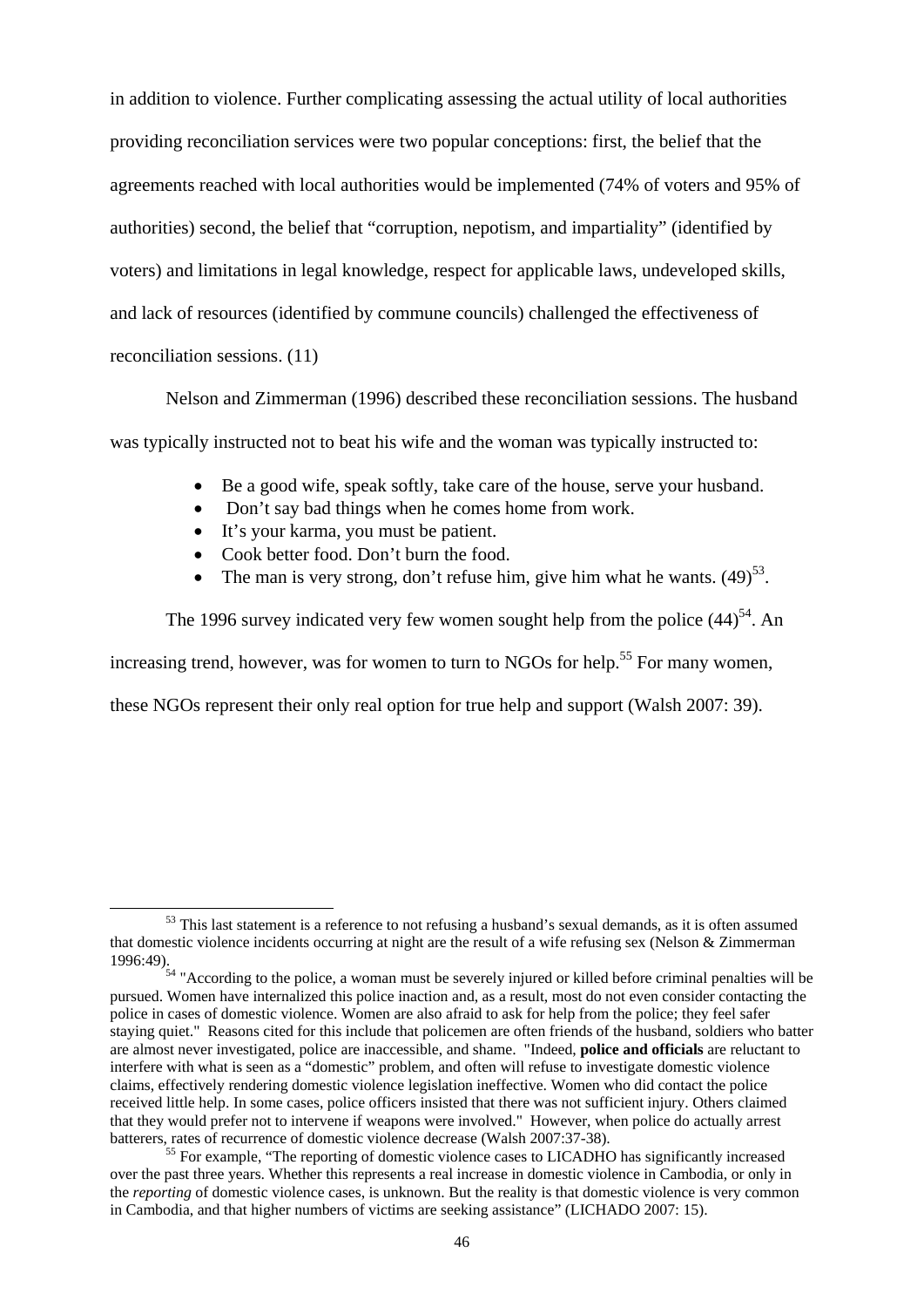in addition to violence. Further complicating assessing the actual utility of local authorities providing reconciliation services were two popular conceptions: first, the belief that the agreements reached with local authorities would be implemented (74% of voters and 95% of authorities) second, the belief that "corruption, nepotism, and impartiality" (identified by voters) and limitations in legal knowledge, respect for applicable laws, undeveloped skills, and lack of resources (identified by commune councils) challenged the effectiveness of reconciliation sessions. (11)

Nelson and Zimmerman (1996) described these reconciliation sessions. The husband was typically instructed not to beat his wife and the woman was typically instructed to:

- Be a good wife, speak softly, take care of the house, serve your husband.
- Don't say bad things when he comes home from work.
- It's your karma, you must be patient.
- Cook better food. Don't burn the food.
- The man is very strong, don't refuse him, give him what he wants. (49)[53].

The 1996 survey indicated very few women sought help from the police (44)[54]. An increasing trend, however, was for women to turn to NGOs for help.[55] For many women, these NGOs represent their only real option for true help and support (Walsh 2007: 39).

---

[53] This last statement is a reference to not refusing a husband's sexual demands, as it is often assumed that domestic violence incidents occurring at night are the result of a wife refusing sex (Nelson & Zimmerman 1996:49).

[54] "According to the police, a woman must be severely injured or killed before criminal penalties will be pursued. Women have internalized this police inaction and, as a result, most do not even consider contacting the police in cases of domestic violence. Women are also afraid to ask for help from the police; they feel safer staying quiet." Reasons cited for this include that policemen are often friends of the husband, soldiers who batter are almost never investigated, police are inaccessible, and shame. "Indeed, **police and officials** are reluctant to interfere with what is seen as a "domestic" problem, and often will refuse to investigate domestic violence claims, effectively rendering domestic violence legislation ineffective. Women who did contact the police received little help. In some cases, police officers insisted that there was not sufficient injury. Others claimed that they would prefer not to intervene if weapons were involved." However, when police do actually arrest batterers, rates of recurrence of domestic violence decrease (Walsh 2007:37-38).

[55] For example, "The reporting of domestic violence cases to LICADHO has significantly increased over the past three years. Whether this represents a real increase in domestic violence in Cambodia, or only in the *reporting* of domestic violence cases, is unknown. But the reality is that domestic violence is very common in Cambodia, and that higher numbers of victims are seeking assistance" (LICHADO 2007: 15).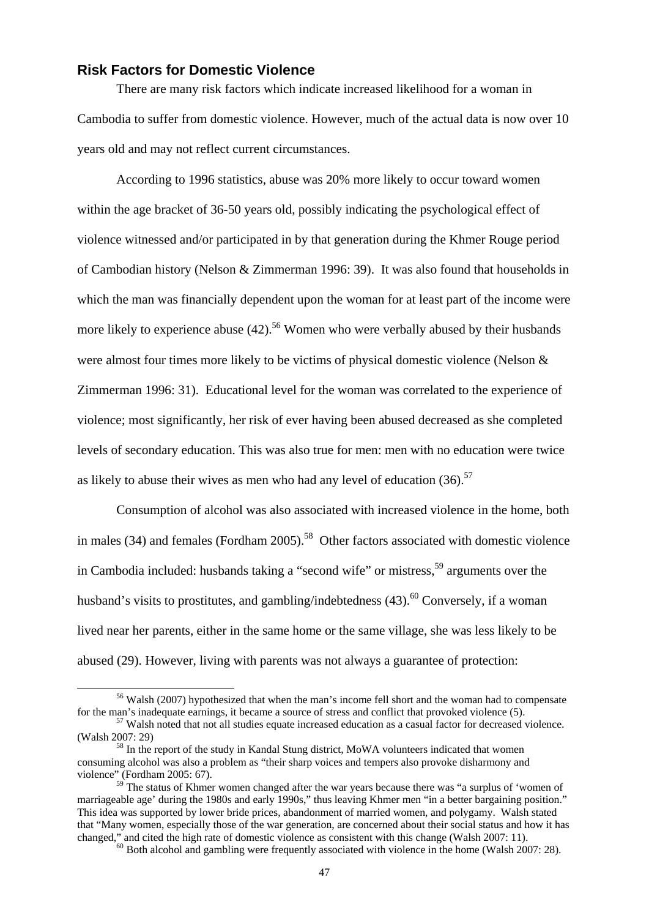## Risk Factors for Domestic Violence

There are many risk factors which indicate increased likelihood for a woman in Cambodia to suffer from domestic violence. However, much of the actual data is now over 10 years old and may not reflect current circumstances.

According to 1996 statistics, abuse was 20% more likely to occur toward women within the age bracket of 36-50 years old, possibly indicating the psychological effect of violence witnessed and/or participated in by that generation during the Khmer Rouge period of Cambodian history (Nelson & Zimmerman 1996: 39). It was also found that households in which the man was financially dependent upon the woman for at least part of the income were more likely to experience abuse (42).[56] Women who were verbally abused by their husbands were almost four times more likely to be victims of physical domestic violence (Nelson & Zimmerman 1996: 31). Educational level for the woman was correlated to the experience of violence; most significantly, her risk of ever having been abused decreased as she completed levels of secondary education. This was also true for men: men with no education were twice as likely to abuse their wives as men who had any level of education (36).[57]

Consumption of alcohol was also associated with increased violence in the home, both in males (34) and females (Fordham 2005).[58] Other factors associated with domestic violence in Cambodia included: husbands taking a "second wife" or mistress,[59] arguments over the husband's visits to prostitutes, and gambling/indebtedness (43).[60] Conversely, if a woman lived near her parents, either in the same home or the same village, she was less likely to be abused (29). However, living with parents was not always a guarantee of protection:

---

[56] Walsh (2007) hypothesized that when the man's income fell short and the woman had to compensate for the man's inadequate earnings, it became a source of stress and conflict that provoked violence (5).

[57] Walsh noted that not all studies equate increased education as a casual factor for decreased violence. (Walsh 2007: 29)

[58] In the report of the study in Kandal Stung district, MoWA volunteers indicated that women consuming alcohol was also a problem as "their sharp voices and tempers also provoke disharmony and violence" (Fordham 2005: 67).

[59] The status of Khmer women changed after the war years because there was "a surplus of 'women of marriageable age' during the 1980s and early 1990s," thus leaving Khmer men "in a better bargaining position." This idea was supported by lower bride prices, abandonment of married women, and polygamy. Walsh stated that "Many women, especially those of the war generation, are concerned about their social status and how it has changed," and cited the high rate of domestic violence as consistent with this change (Walsh 2007: 11).

[60] Both alcohol and gambling were frequently associated with violence in the home (Walsh 2007: 28).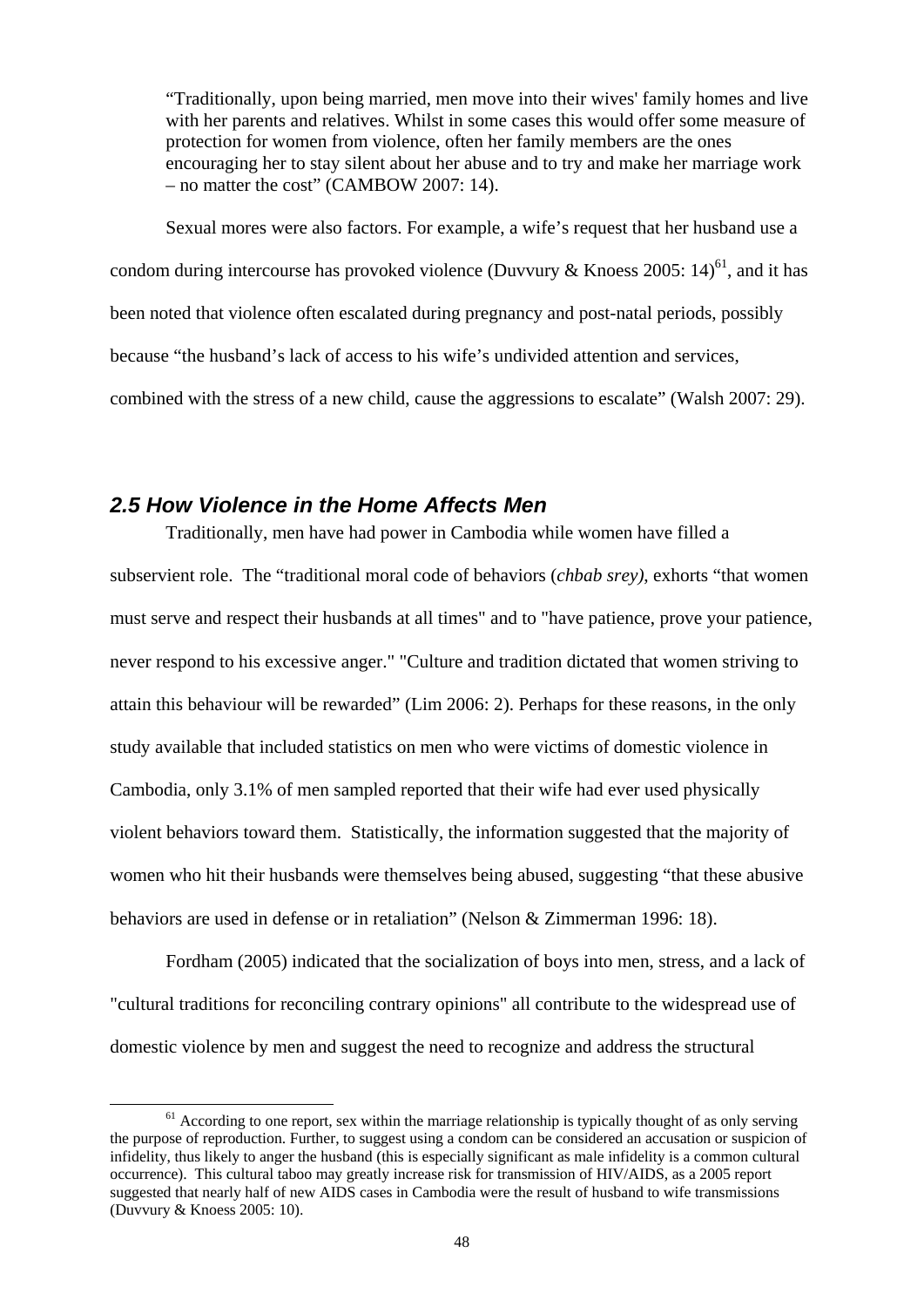> "Traditionally, upon being married, men move into their wives' family homes and live with her parents and relatives. Whilst in some cases this would offer some measure of protection for women from violence, often her family members are the ones encouraging her to stay silent about her abuse and to try and make her marriage work – no matter the cost" (CAMBOW 2007: 14).

Sexual mores were also factors. For example, a wife's request that her husband use a condom during intercourse has provoked violence (Duvvury & Knoess 2005: 14)[61], and it has been noted that violence often escalated during pregnancy and post-natal periods, possibly because "the husband's lack of access to his wife's undivided attention and services, combined with the stress of a new child, cause the aggressions to escalate" (Walsh 2007: 29).

## *2.5 How Violence in the Home Affects Men*

Traditionally, men have had power in Cambodia while women have filled a subservient role. The "traditional moral code of behaviors (*chbab srey)*, exhorts "that women must serve and respect their husbands at all times" and to "have patience, prove your patience, never respond to his excessive anger." "Culture and tradition dictated that women striving to attain this behaviour will be rewarded" (Lim 2006: 2). Perhaps for these reasons, in the only study available that included statistics on men who were victims of domestic violence in Cambodia, only 3.1% of men sampled reported that their wife had ever used physically violent behaviors toward them. Statistically, the information suggested that the majority of women who hit their husbands were themselves being abused, suggesting "that these abusive behaviors are used in defense or in retaliation" (Nelson & Zimmerman 1996: 18).

Fordham (2005) indicated that the socialization of boys into men, stress, and a lack of "cultural traditions for reconciling contrary opinions" all contribute to the widespread use of domestic violence by men and suggest the need to recognize and address the structural

---

[61] According to one report, sex within the marriage relationship is typically thought of as only serving the purpose of reproduction. Further, to suggest using a condom can be considered an accusation or suspicion of infidelity, thus likely to anger the husband (this is especially significant as male infidelity is a common cultural occurrence). This cultural taboo may greatly increase risk for transmission of HIV/AIDS, as a 2005 report suggested that nearly half of new AIDS cases in Cambodia were the result of husband to wife transmissions (Duvvury & Knoess 2005: 10).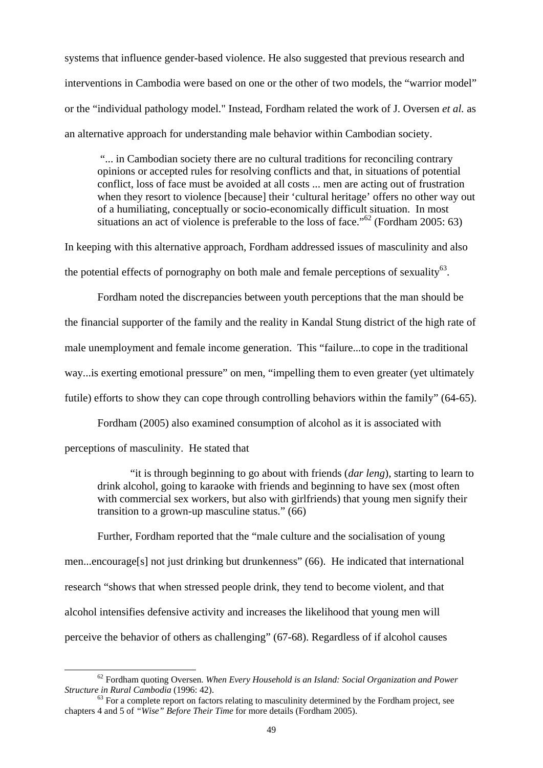systems that influence gender-based violence. He also suggested that previous research and interventions in Cambodia were based on one or the other of two models, the "warrior model" or the "individual pathology model." Instead, Fordham related the work of J. Oversen *et al.* as an alternative approach for understanding male behavior within Cambodian society.

> "... in Cambodian society there are no cultural traditions for reconciling contrary opinions or accepted rules for resolving conflicts and that, in situations of potential conflict, loss of face must be avoided at all costs ... men are acting out of frustration when they resort to violence [because] their 'cultural heritage' offers no other way out of a humiliating, conceptually or socio-economically difficult situation. In most situations an act of violence is preferable to the loss of face."[62] (Fordham 2005: 63)

In keeping with this alternative approach, Fordham addressed issues of masculinity and also the potential effects of pornography on both male and female perceptions of sexuality[63].

Fordham noted the discrepancies between youth perceptions that the man should be the financial supporter of the family and the reality in Kandal Stung district of the high rate of male unemployment and female income generation. This "failure...to cope in the traditional way...is exerting emotional pressure" on men, "impelling them to even greater (yet ultimately futile) efforts to show they can cope through controlling behaviors within the family" (64-65).

Fordham (2005) also examined consumption of alcohol as it is associated with perceptions of masculinity. He stated that

> "it is through beginning to go about with friends (*dar leng*), starting to learn to drink alcohol, going to karaoke with friends and beginning to have sex (most often with commercial sex workers, but also with girlfriends) that young men signify their transition to a grown-up masculine status." (66)

Further, Fordham reported that the "male culture and the socialisation of young men...encourage[s] not just drinking but drunkenness" (66). He indicated that international research "shows that when stressed people drink, they tend to become violent, and that alcohol intensifies defensive activity and increases the likelihood that young men will perceive the behavior of others as challenging" (67-68). Regardless of if alcohol causes

---

[62] Fordham quoting Oversen. *When Every Household is an Island: Social Organization and Power Structure in Rural Cambodia* (1996: 42).

[63] For a complete report on factors relating to masculinity determined by the Fordham project, see chapters 4 and 5 of *"Wise" Before Their Time* for more details (Fordham 2005).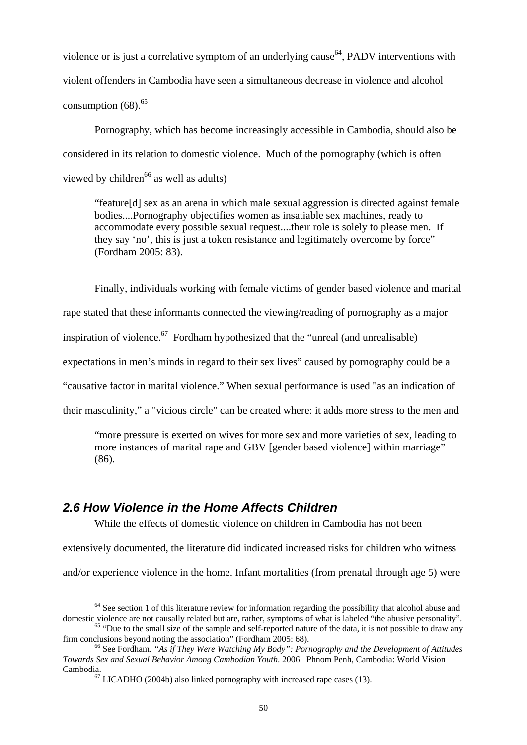violence or is just a correlative symptom of an underlying cause[64], PADV interventions with violent offenders in Cambodia have seen a simultaneous decrease in violence and alcohol consumption (68).[65]

Pornography, which has become increasingly accessible in Cambodia, should also be considered in its relation to domestic violence. Much of the pornography (which is often viewed by children[66] as well as adults)

> "feature[d] sex as an arena in which male sexual aggression is directed against female bodies....Pornography objectifies women as insatiable sex machines, ready to accommodate every possible sexual request....their role is solely to please men. If they say 'no', this is just a token resistance and legitimately overcome by force" (Fordham 2005: 83).

Finally, individuals working with female victims of gender based violence and marital rape stated that these informants connected the viewing/reading of pornography as a major inspiration of violence.[67] Fordham hypothesized that the "unreal (and unrealisable) expectations in men's minds in regard to their sex lives" caused by pornography could be a "causative factor in marital violence." When sexual performance is used "as an indication of their masculinity," a "vicious circle" can be created where: it adds more stress to the men and

> "more pressure is exerted on wives for more sex and more varieties of sex, leading to more instances of marital rape and GBV [gender based violence] within marriage" (86).

## *2.6 How Violence in the Home Affects Children*

While the effects of domestic violence on children in Cambodia has not been extensively documented, the literature did indicated increased risks for children who witness and/or experience violence in the home. Infant mortalities (from prenatal through age 5) were

---

[64] See section 1 of this literature review for information regarding the possibility that alcohol abuse and domestic violence are not causally related but are, rather, symptoms of what is labeled "the abusive personality".

[65] "Due to the small size of the sample and self-reported nature of the data, it is not possible to draw any firm conclusions beyond noting the association" (Fordham 2005: 68).

[66] See Fordham. *"As if They Were Watching My Body": Pornography and the Development of Attitudes Towards Sex and Sexual Behavior Among Cambodian Youth*. 2006. Phnom Penh, Cambodia: World Vision Cambodia.

[67] LICADHO (2004b) also linked pornography with increased rape cases (13).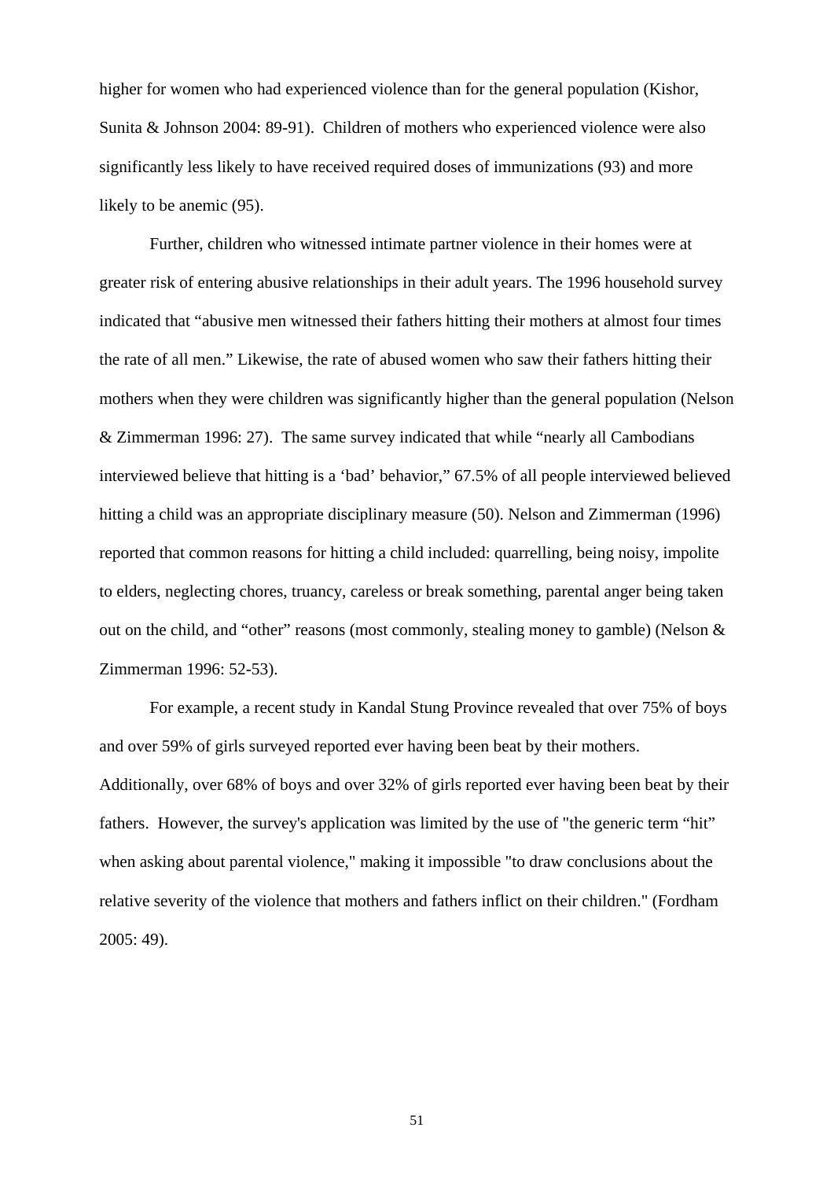higher for women who had experienced violence than for the general population (Kishor, Sunita & Johnson 2004: 89-91). Children of mothers who experienced violence were also significantly less likely to have received required doses of immunizations (93) and more likely to be anemic (95).

Further, children who witnessed intimate partner violence in their homes were at greater risk of entering abusive relationships in their adult years. The 1996 household survey indicated that "abusive men witnessed their fathers hitting their mothers at almost four times the rate of all men." Likewise, the rate of abused women who saw their fathers hitting their mothers when they were children was significantly higher than the general population (Nelson & Zimmerman 1996: 27). The same survey indicated that while "nearly all Cambodians interviewed believe that hitting is a 'bad' behavior," 67.5% of all people interviewed believed hitting a child was an appropriate disciplinary measure (50). Nelson and Zimmerman (1996) reported that common reasons for hitting a child included: quarrelling, being noisy, impolite to elders, neglecting chores, truancy, careless or break something, parental anger being taken out on the child, and "other" reasons (most commonly, stealing money to gamble) (Nelson & Zimmerman 1996: 52-53).

For example, a recent study in Kandal Stung Province revealed that over 75% of boys and over 59% of girls surveyed reported ever having been beat by their mothers. Additionally, over 68% of boys and over 32% of girls reported ever having been beat by their fathers. However, the survey's application was limited by the use of "the generic term "hit" when asking about parental violence," making it impossible "to draw conclusions about the relative severity of the violence that mothers and fathers inflict on their children." (Fordham 2005: 49).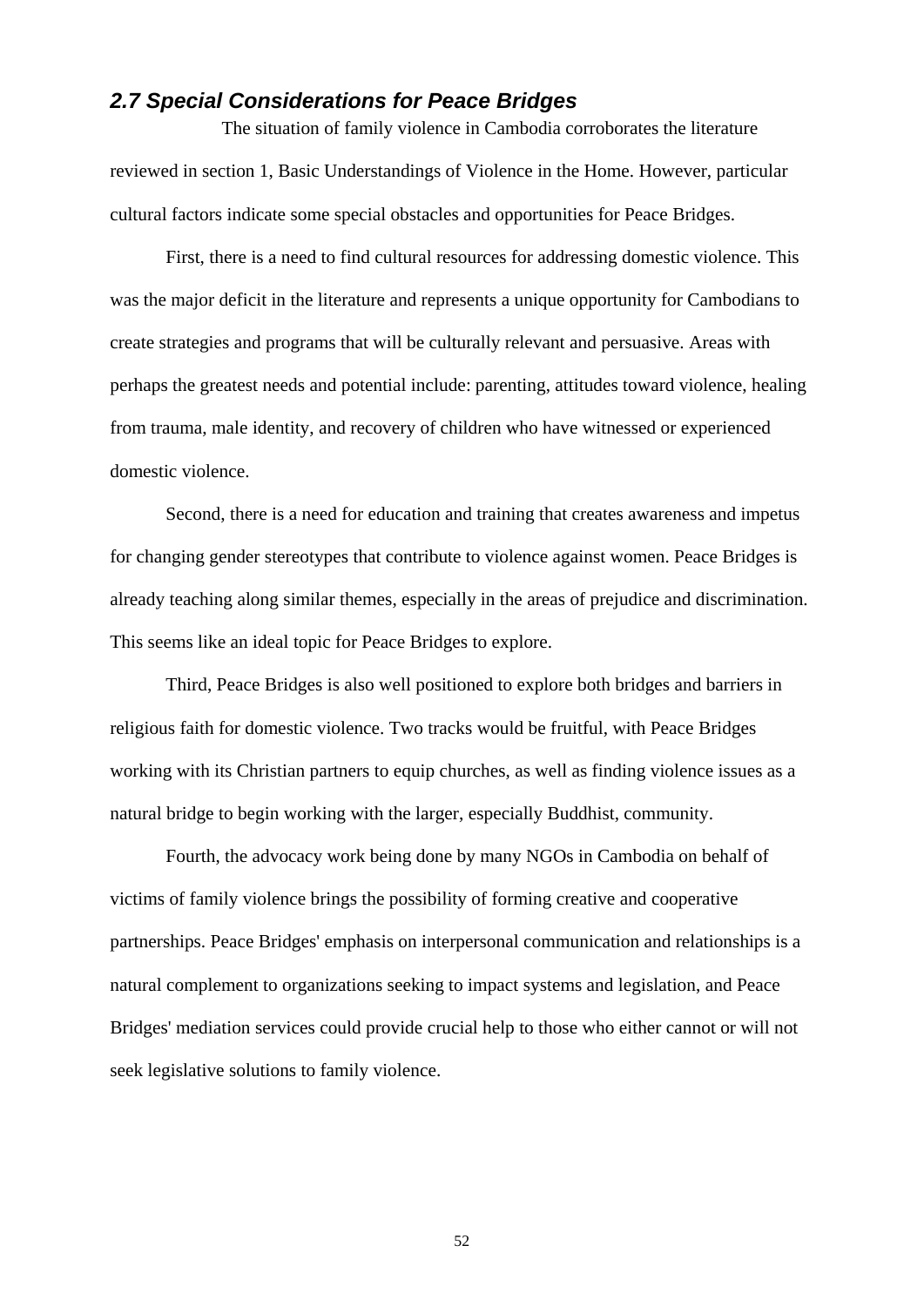## *2.7 Special Considerations for Peace Bridges*

The situation of family violence in Cambodia corroborates the literature reviewed in section 1, Basic Understandings of Violence in the Home. However, particular cultural factors indicate some special obstacles and opportunities for Peace Bridges.

First, there is a need to find cultural resources for addressing domestic violence. This was the major deficit in the literature and represents a unique opportunity for Cambodians to create strategies and programs that will be culturally relevant and persuasive. Areas with perhaps the greatest needs and potential include: parenting, attitudes toward violence, healing from trauma, male identity, and recovery of children who have witnessed or experienced domestic violence.

Second, there is a need for education and training that creates awareness and impetus for changing gender stereotypes that contribute to violence against women. Peace Bridges is already teaching along similar themes, especially in the areas of prejudice and discrimination. This seems like an ideal topic for Peace Bridges to explore.

Third, Peace Bridges is also well positioned to explore both bridges and barriers in religious faith for domestic violence. Two tracks would be fruitful, with Peace Bridges working with its Christian partners to equip churches, as well as finding violence issues as a natural bridge to begin working with the larger, especially Buddhist, community.

Fourth, the advocacy work being done by many NGOs in Cambodia on behalf of victims of family violence brings the possibility of forming creative and cooperative partnerships. Peace Bridges' emphasis on interpersonal communication and relationships is a natural complement to organizations seeking to impact systems and legislation, and Peace Bridges' mediation services could provide crucial help to those who either cannot or will not seek legislative solutions to family violence.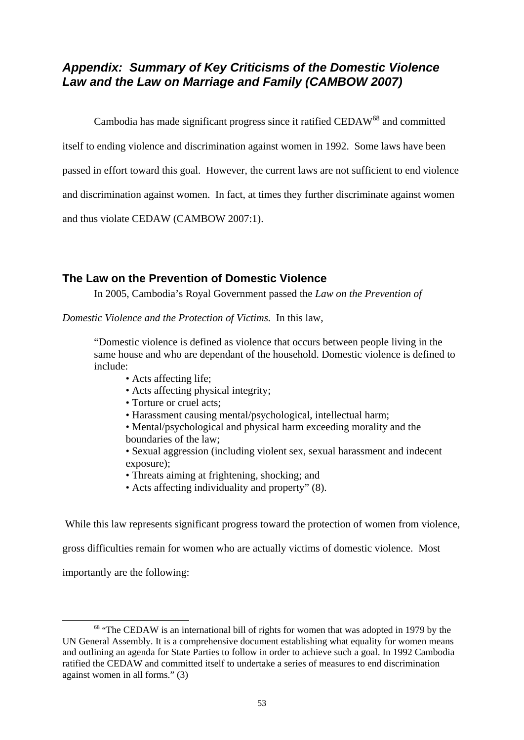## *Appendix: Summary of Key Criticisms of the Domestic Violence Law and the Law on Marriage and Family (CAMBOW 2007)*

Cambodia has made significant progress since it ratified CEDAW[68] and committed itself to ending violence and discrimination against women in 1992. Some laws have been passed in effort toward this goal. However, the current laws are not sufficient to end violence and discrimination against women. In fact, at times they further discriminate against women and thus violate CEDAW (CAMBOW 2007:1).

### The Law on the Prevention of Domestic Violence

In 2005, Cambodia's Royal Government passed the *Law on the Prevention of Domestic Violence and the Protection of Victims.* In this law,

> "Domestic violence is defined as violence that occurs between people living in the same house and who are dependant of the household. Domestic violence is defined to include:
>
> - Acts affecting life;
> - Acts affecting physical integrity;
> - Torture or cruel acts;
> - Harassment causing mental/psychological, intellectual harm;
> - Mental/psychological and physical harm exceeding morality and the boundaries of the law;
> - Sexual aggression (including violent sex, sexual harassment and indecent exposure);
> - Threats aiming at frightening, shocking; and
> - Acts affecting individuality and property" (8).

While this law represents significant progress toward the protection of women from violence, gross difficulties remain for women who are actually victims of domestic violence. Most importantly are the following:

---

[68] "The CEDAW is an international bill of rights for women that was adopted in 1979 by the UN General Assembly. It is a comprehensive document establishing what equality for women means and outlining an agenda for State Parties to follow in order to achieve such a goal. In 1992 Cambodia ratified the CEDAW and committed itself to undertake a series of measures to end discrimination against women in all forms." (3)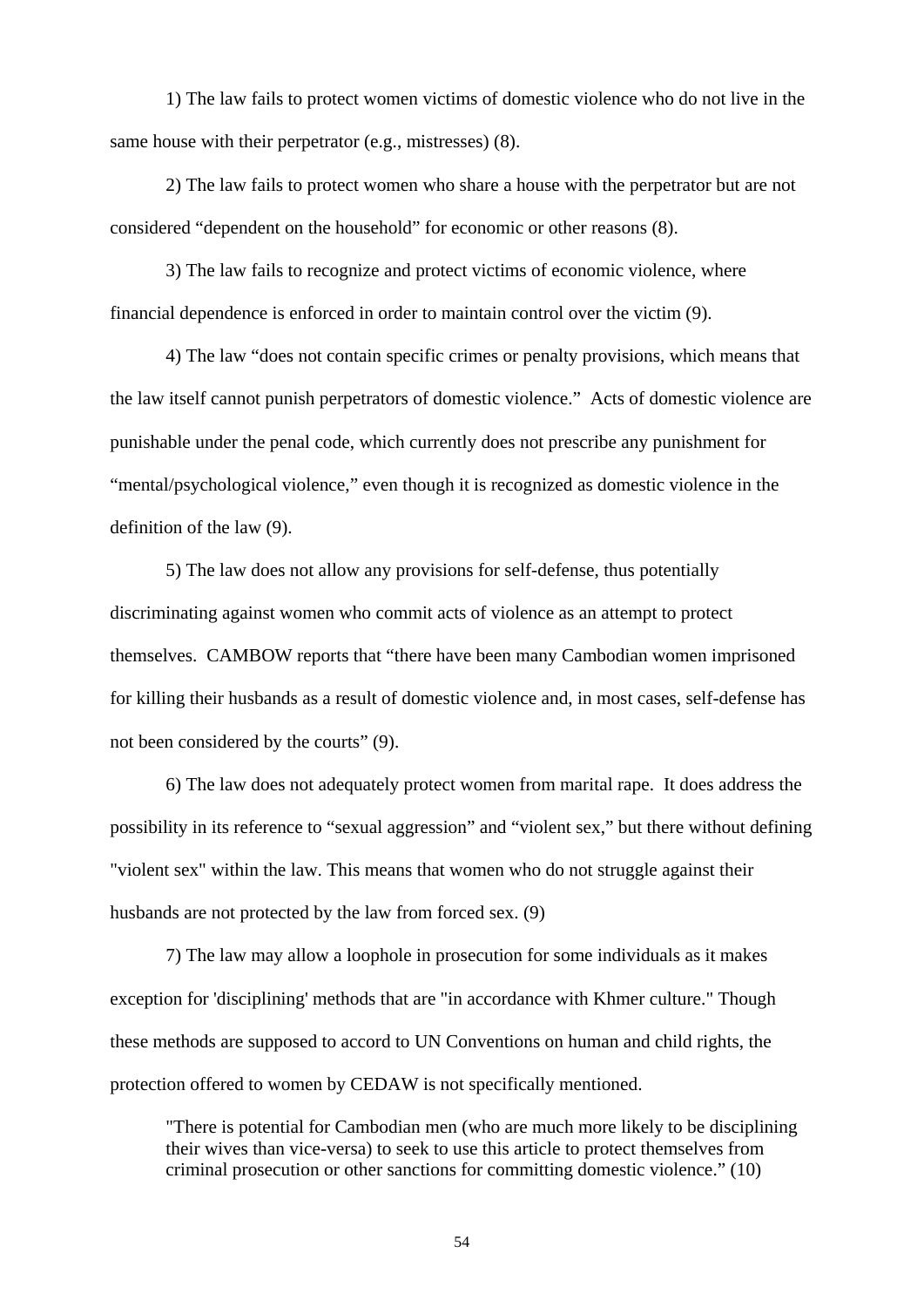1) The law fails to protect women victims of domestic violence who do not live in the same house with their perpetrator (e.g., mistresses) (8).

2) The law fails to protect women who share a house with the perpetrator but are not considered “dependent on the household” for economic or other reasons (8).

3) The law fails to recognize and protect victims of economic violence, where financial dependence is enforced in order to maintain control over the victim (9).

4) The law “does not contain specific crimes or penalty provisions, which means that the law itself cannot punish perpetrators of domestic violence.” Acts of domestic violence are punishable under the penal code, which currently does not prescribe any punishment for “mental/psychological violence,” even though it is recognized as domestic violence in the definition of the law (9).

5) The law does not allow any provisions for self-defense, thus potentially discriminating against women who commit acts of violence as an attempt to protect themselves. CAMBOW reports that “there have been many Cambodian women imprisoned for killing their husbands as a result of domestic violence and, in most cases, self-defense has not been considered by the courts” (9).

6) The law does not adequately protect women from marital rape. It does address the possibility in its reference to “sexual aggression” and “violent sex,” but there without defining "violent sex" within the law. This means that women who do not struggle against their husbands are not protected by the law from forced sex. (9)

7) The law may allow a loophole in prosecution for some individuals as it makes exception for 'disciplining' methods that are "in accordance with Khmer culture." Though these methods are supposed to accord to UN Conventions on human and child rights, the protection offered to women by CEDAW is not specifically mentioned.

> "There is potential for Cambodian men (who are much more likely to be disciplining their wives than vice-versa) to seek to use this article to protect themselves from criminal prosecution or other sanctions for committing domestic violence.” (10)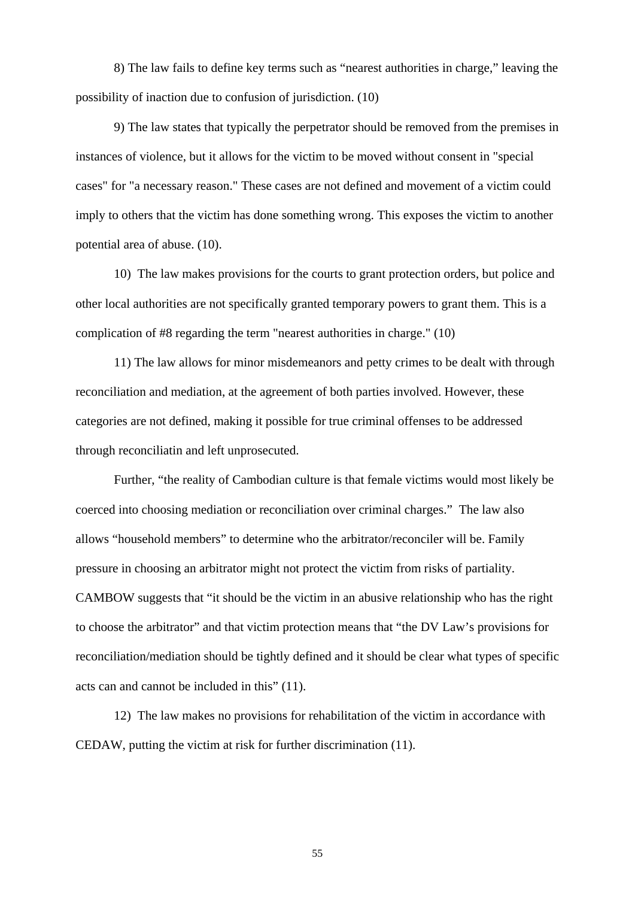8) The law fails to define key terms such as “nearest authorities in charge,” leaving the possibility of inaction due to confusion of jurisdiction. (10)

9) The law states that typically the perpetrator should be removed from the premises in instances of violence, but it allows for the victim to be moved without consent in "special cases" for "a necessary reason." These cases are not defined and movement of a victim could imply to others that the victim has done something wrong. This exposes the victim to another potential area of abuse. (10).

10) The law makes provisions for the courts to grant protection orders, but police and other local authorities are not specifically granted temporary powers to grant them. This is a complication of #8 regarding the term "nearest authorities in charge." (10)

11) The law allows for minor misdemeanors and petty crimes to be dealt with through reconciliation and mediation, at the agreement of both parties involved. However, these categories are not defined, making it possible for true criminal offenses to be addressed through reconciliatin and left unprosecuted.

Further, “the reality of Cambodian culture is that female victims would most likely be coerced into choosing mediation or reconciliation over criminal charges.” The law also allows “household members” to determine who the arbitrator/reconciler will be. Family pressure in choosing an arbitrator might not protect the victim from risks of partiality. CAMBOW suggests that “it should be the victim in an abusive relationship who has the right to choose the arbitrator” and that victim protection means that “the DV Law’s provisions for reconciliation/mediation should be tightly defined and it should be clear what types of specific acts can and cannot be included in this” (11).

12) The law makes no provisions for rehabilitation of the victim in accordance with CEDAW, putting the victim at risk for further discrimination (11).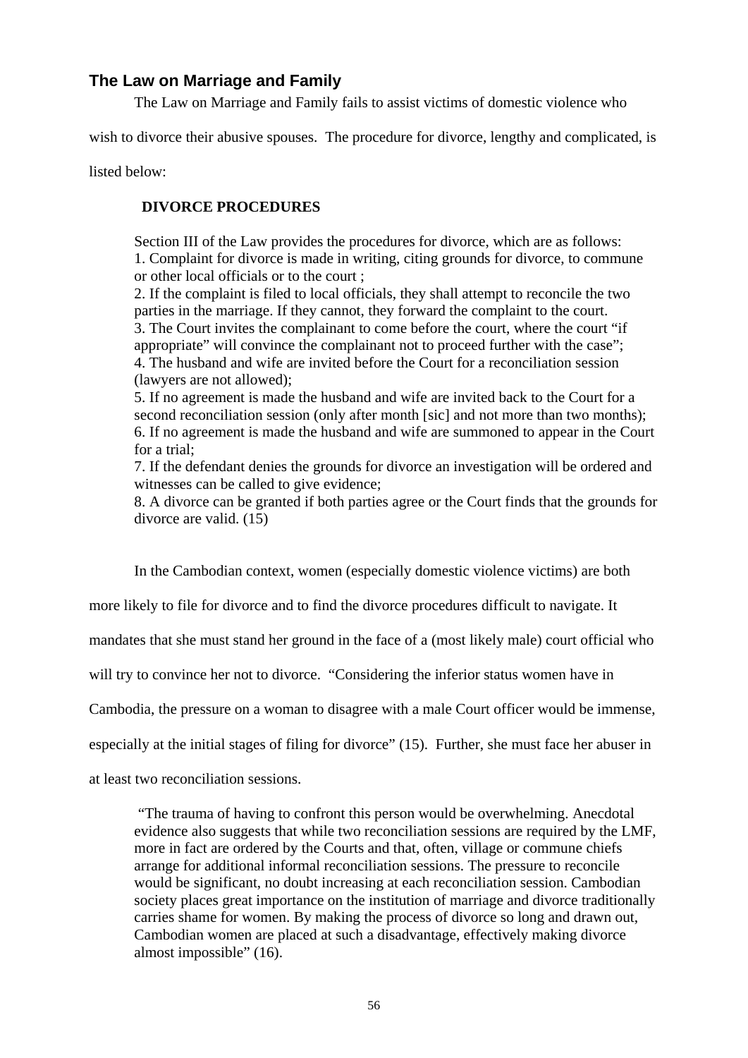## The Law on Marriage and Family

The Law on Marriage and Family fails to assist victims of domestic violence who wish to divorce their abusive spouses. The procedure for divorce, lengthy and complicated, is listed below:

> **DIVORCE PROCEDURES**
>
> Section III of the Law provides the procedures for divorce, which are as follows:
> 1. Complaint for divorce is made in writing, citing grounds for divorce, to commune or other local officials or to the court ;
> 2. If the complaint is filed to local officials, they shall attempt to reconcile the two parties in the marriage. If they cannot, they forward the complaint to the court.
> 3. The Court invites the complainant to come before the court, where the court "if appropriate" will convince the complainant not to proceed further with the case";
> 4. The husband and wife are invited before the Court for a reconciliation session (lawyers are not allowed);
> 5. If no agreement is made the husband and wife are invited back to the Court for a second reconciliation session (only after month [sic] and not more than two months);
> 6. If no agreement is made the husband and wife are summoned to appear in the Court for a trial;
> 7. If the defendant denies the grounds for divorce an investigation will be ordered and witnesses can be called to give evidence;
> 8. A divorce can be granted if both parties agree or the Court finds that the grounds for divorce are valid. (15)

In the Cambodian context, women (especially domestic violence victims) are both more likely to file for divorce and to find the divorce procedures difficult to navigate. It mandates that she must stand her ground in the face of a (most likely male) court official who will try to convince her not to divorce. "Considering the inferior status women have in Cambodia, the pressure on a woman to disagree with a male Court officer would be immense, especially at the initial stages of filing for divorce" (15). Further, she must face her abuser in at least two reconciliation sessions.

> "The trauma of having to confront this person would be overwhelming. Anecdotal evidence also suggests that while two reconciliation sessions are required by the LMF, more in fact are ordered by the Courts and that, often, village or commune chiefs arrange for additional informal reconciliation sessions. The pressure to reconcile would be significant, no doubt increasing at each reconciliation session. Cambodian society places great importance on the institution of marriage and divorce traditionally carries shame for women. By making the process of divorce so long and drawn out, Cambodian women are placed at such a disadvantage, effectively making divorce almost impossible" (16).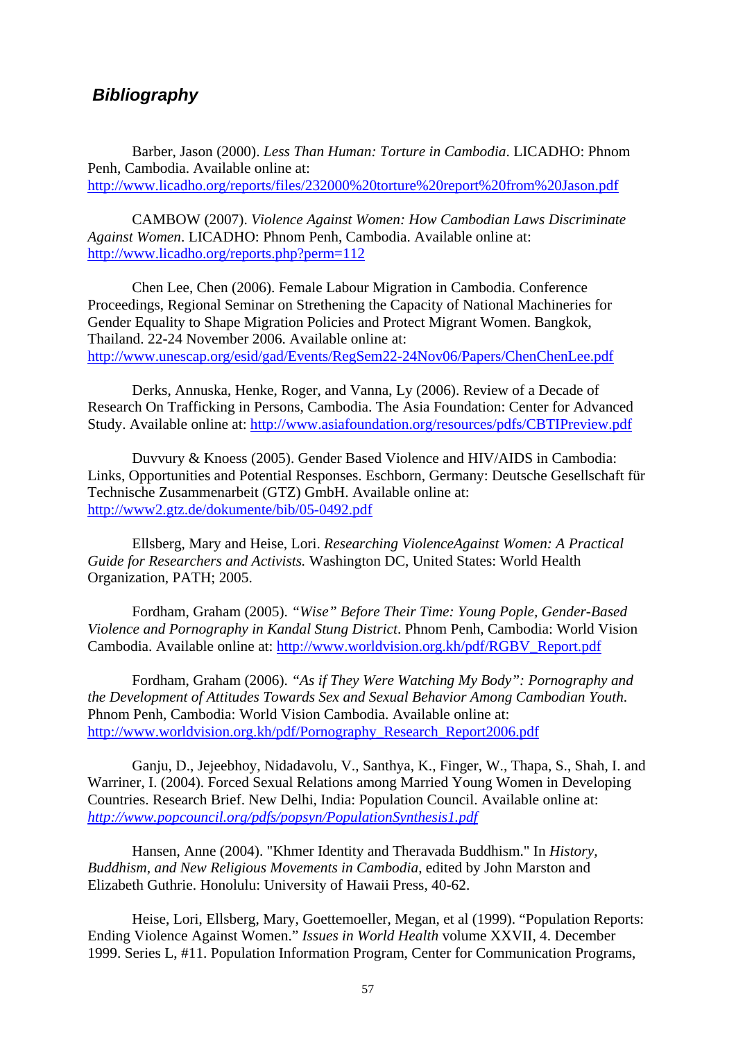## *Bibliography*

Barber, Jason (2000). *Less Than Human: Torture in Cambodia*. LICADHO: Phnom Penh, Cambodia. Available online at: http://www.licadho.org/reports/files/232000%20torture%20report%20from%20Jason.pdf

CAMBOW (2007). *Violence Against Women: How Cambodian Laws Discriminate Against Women*. LICADHO: Phnom Penh, Cambodia. Available online at: http://www.licadho.org/reports.php?perm=112

Chen Lee, Chen (2006). Female Labour Migration in Cambodia. Conference Proceedings, Regional Seminar on Strethening the Capacity of National Machineries for Gender Equality to Shape Migration Policies and Protect Migrant Women. Bangkok, Thailand. 22-24 November 2006. Available online at: http://www.unescap.org/esid/gad/Events/RegSem22-24Nov06/Papers/ChenChenLee.pdf

Derks, Annuska, Henke, Roger, and Vanna, Ly (2006). Review of a Decade of Research On Trafficking in Persons, Cambodia. The Asia Foundation: Center for Advanced Study. Available online at: http://www.asiafoundation.org/resources/pdfs/CBTIPreview.pdf

Duvvury & Knoess (2005). Gender Based Violence and HIV/AIDS in Cambodia: Links, Opportunities and Potential Responses. Eschborn, Germany: Deutsche Gesellschaft für Technische Zusammenarbeit (GTZ) GmbH. Available online at: http://www2.gtz.de/dokumente/bib/05-0492.pdf

Ellsberg, Mary and Heise, Lori. *Researching ViolenceAgainst Women: A Practical Guide for Researchers and Activists.* Washington DC, United States: World Health Organization, PATH; 2005.

Fordham, Graham (2005). *"Wise" Before Their Time: Young Pople, Gender-Based Violence and Pornography in Kandal Stung District*. Phnom Penh, Cambodia: World Vision Cambodia. Available online at: http://www.worldvision.org.kh/pdf/RGBV_Report.pdf

Fordham, Graham (2006). *"As if They Were Watching My Body": Pornography and the Development of Attitudes Towards Sex and Sexual Behavior Among Cambodian Youth*. Phnom Penh, Cambodia: World Vision Cambodia. Available online at: http://www.worldvision.org.kh/pdf/Pornography_Research_Report2006.pdf

Ganju, D., Jejeebhoy, Nidadavolu, V., Santhya, K., Finger, W., Thapa, S., Shah, I. and Warriner, I. (2004). Forced Sexual Relations among Married Young Women in Developing Countries. Research Brief. New Delhi, India: Population Council. Available online at: *http://www.popcouncil.org/pdfs/popsyn/PopulationSynthesis1.pdf*

Hansen, Anne (2004). "Khmer Identity and Theravada Buddhism." In *History, Buddhism, and New Religious Movements in Cambodia*, edited by John Marston and Elizabeth Guthrie. Honolulu: University of Hawaii Press, 40-62.

Heise, Lori, Ellsberg, Mary, Goettemoeller, Megan, et al (1999). "Population Reports: Ending Violence Against Women." *Issues in World Health* volume XXVII, 4. December 1999. Series L, #11. Population Information Program, Center for Communication Programs,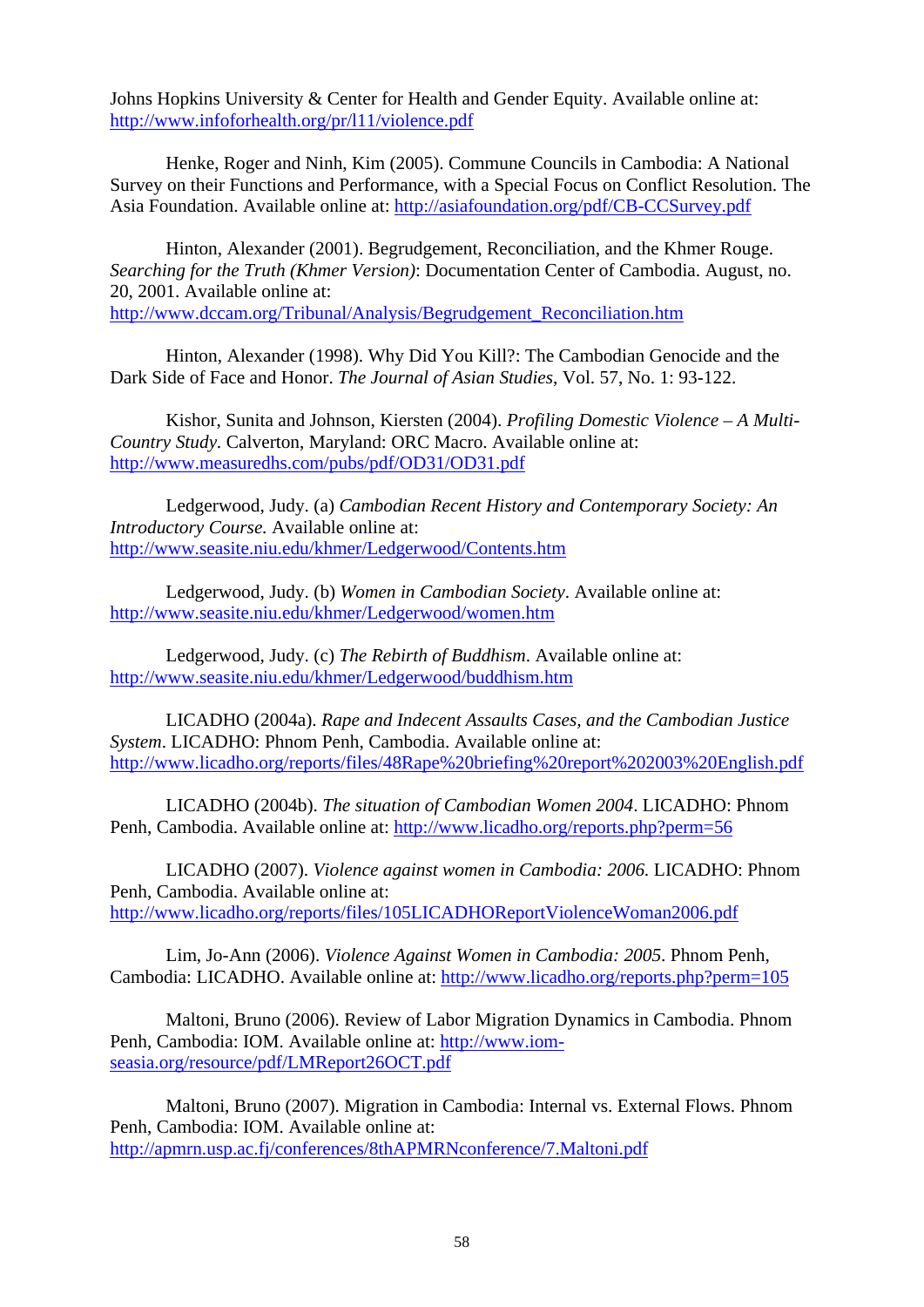Johns Hopkins University & Center for Health and Gender Equity. Available online at: http://www.infoforhealth.org/pr/l11/violence.pdf

Henke, Roger and Ninh, Kim (2005). Commune Councils in Cambodia: A National Survey on their Functions and Performance, with a Special Focus on Conflict Resolution. The Asia Foundation. Available online at: http://asiafoundation.org/pdf/CB-CCSurvey.pdf

Hinton, Alexander (2001). Begrudgement, Reconciliation, and the Khmer Rouge. *Searching for the Truth (Khmer Version)*: Documentation Center of Cambodia. August, no. 20, 2001. Available online at: http://www.dccam.org/Tribunal/Analysis/Begrudgement_Reconciliation.htm

Hinton, Alexander (1998). Why Did You Kill?: The Cambodian Genocide and the Dark Side of Face and Honor. *The Journal of Asian Studies*, Vol. 57, No. 1: 93-122.

Kishor, Sunita and Johnson, Kiersten (2004). *Profiling Domestic Violence – A Multi-Country Study.* Calverton, Maryland: ORC Macro. Available online at: http://www.measuredhs.com/pubs/pdf/OD31/OD31.pdf

Ledgerwood, Judy. (a) *Cambodian Recent History and Contemporary Society: An Introductory Course.* Available online at: http://www.seasite.niu.edu/khmer/Ledgerwood/Contents.htm

Ledgerwood, Judy. (b) *Women in Cambodian Society*. Available online at: http://www.seasite.niu.edu/khmer/Ledgerwood/women.htm

Ledgerwood, Judy. (c) *The Rebirth of Buddhism*. Available online at: http://www.seasite.niu.edu/khmer/Ledgerwood/buddhism.htm

LICADHO (2004a). *Rape and Indecent Assaults Cases, and the Cambodian Justice System*. LICADHO: Phnom Penh, Cambodia. Available online at: http://www.licadho.org/reports/files/48Rape%20briefing%20report%202003%20English.pdf

LICADHO (2004b). *The situation of Cambodian Women 2004*. LICADHO: Phnom Penh, Cambodia. Available online at: http://www.licadho.org/reports.php?perm=56

LICADHO (2007). *Violence against women in Cambodia: 2006.* LICADHO: Phnom Penh, Cambodia. Available online at: http://www.licadho.org/reports/files/105LICADHOReportViolenceWoman2006.pdf

Lim, Jo-Ann (2006). *Violence Against Women in Cambodia: 2005*. Phnom Penh, Cambodia: LICADHO. Available online at: http://www.licadho.org/reports.php?perm=105

Maltoni, Bruno (2006). Review of Labor Migration Dynamics in Cambodia. Phnom Penh, Cambodia: IOM. Available online at: http://www.iom-seasia.org/resource/pdf/LMReport26OCT.pdf

Maltoni, Bruno (2007). Migration in Cambodia: Internal vs. External Flows. Phnom Penh, Cambodia: IOM. Available online at: http://apmrn.usp.ac.fj/conferences/8thAPMRNconference/7.Maltoni.pdf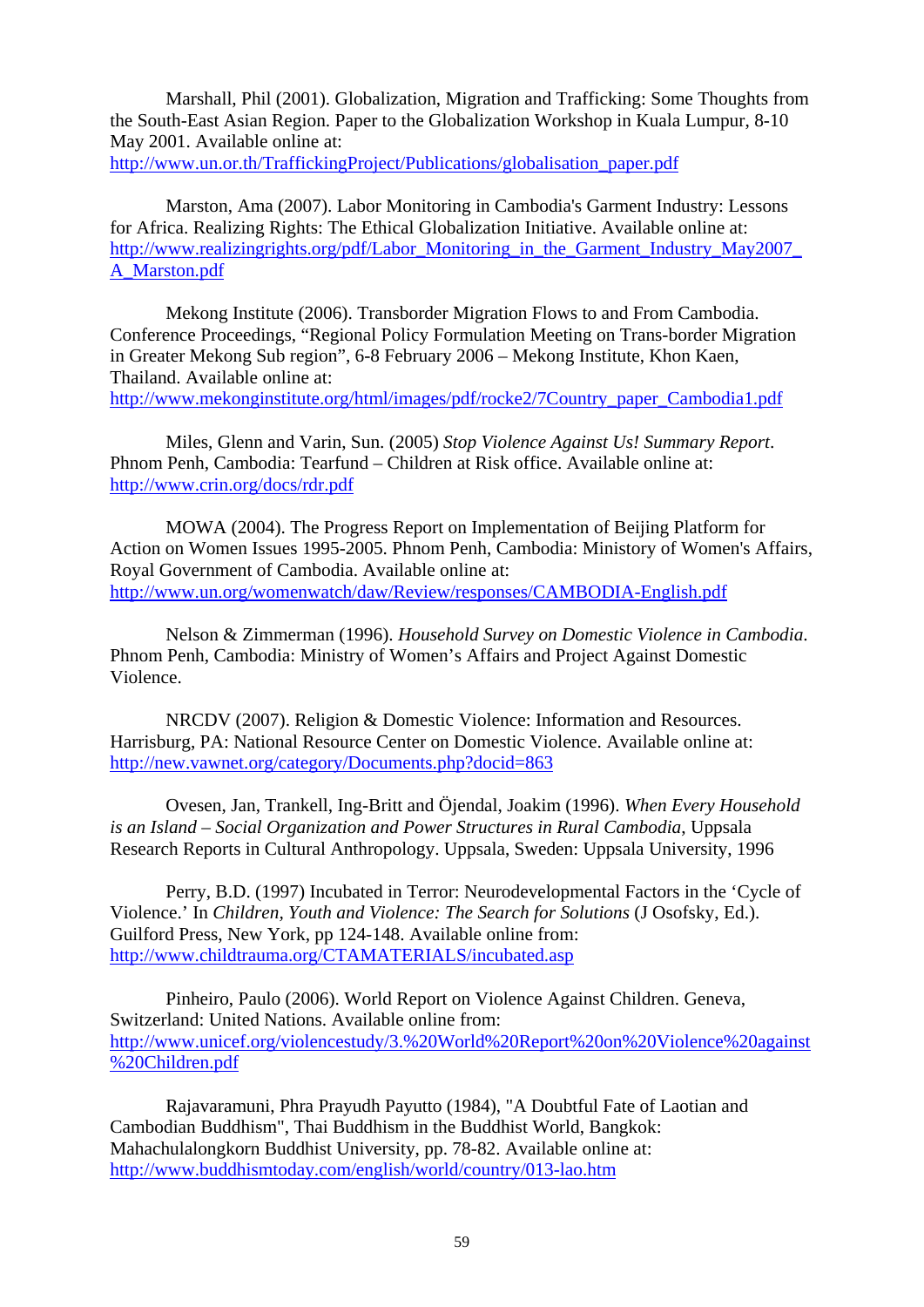Marshall, Phil (2001). Globalization, Migration and Trafficking: Some Thoughts from the South-East Asian Region. Paper to the Globalization Workshop in Kuala Lumpur, 8-10 May 2001. Available online at: http://www.un.or.th/TraffickingProject/Publications/globalisation_paper.pdf

Marston, Ama (2007). Labor Monitoring in Cambodia's Garment Industry: Lessons for Africa. Realizing Rights: The Ethical Globalization Initiative. Available online at: http://www.realizingrights.org/pdf/Labor_Monitoring_in_the_Garment_Industry_May2007_A_Marston.pdf

Mekong Institute (2006). Transborder Migration Flows to and From Cambodia. Conference Proceedings, "Regional Policy Formulation Meeting on Trans-border Migration in Greater Mekong Sub region", 6-8 February 2006 – Mekong Institute, Khon Kaen, Thailand. Available online at: http://www.mekonginstitute.org/html/images/pdf/rocke2/7Country_paper_Cambodia1.pdf

Miles, Glenn and Varin, Sun. (2005) *Stop Violence Against Us! Summary Report*. Phnom Penh, Cambodia: Tearfund – Children at Risk office. Available online at: http://www.crin.org/docs/rdr.pdf

MOWA (2004). The Progress Report on Implementation of Beijing Platform for Action on Women Issues 1995-2005. Phnom Penh, Cambodia: Ministry of Women's Affairs, Royal Government of Cambodia. Available online at: http://www.un.org/womenwatch/daw/Review/responses/CAMBODIA-English.pdf

Nelson & Zimmerman (1996). *Household Survey on Domestic Violence in Cambodia*. Phnom Penh, Cambodia: Ministry of Women's Affairs and Project Against Domestic Violence.

NRCDV (2007). Religion & Domestic Violence: Information and Resources. Harrisburg, PA: National Resource Center on Domestic Violence. Available online at: http://new.vawnet.org/category/Documents.php?docid=863

Ovesen, Jan, Trankell, Ing-Britt and Öjendal, Joakim (1996). *When Every Household is an Island – Social Organization and Power Structures in Rural Cambodia*, Uppsala Research Reports in Cultural Anthropology. Uppsala, Sweden: Uppsala University, 1996

Perry, B.D. (1997) Incubated in Terror: Neurodevelopmental Factors in the 'Cycle of Violence.' In *Children, Youth and Violence: The Search for Solutions* (J Osofsky, Ed.). Guilford Press, New York, pp 124-148. Available online from: http://www.childtrauma.org/CTAMATERIALS/incubated.asp

Pinheiro, Paulo (2006). World Report on Violence Against Children. Geneva, Switzerland: United Nations. Available online from: http://www.unicef.org/violencestudy/3.%20World%20Report%20on%20Violence%20against%20Children.pdf

Rajavaramuni, Phra Prayudh Payutto (1984), "A Doubtful Fate of Laotian and Cambodian Buddhism", Thai Buddhism in the Buddhist World, Bangkok: Mahachulalongkorn Buddhist University, pp. 78-82. Available online at: http://www.buddhismtoday.com/english/world/country/013-lao.htm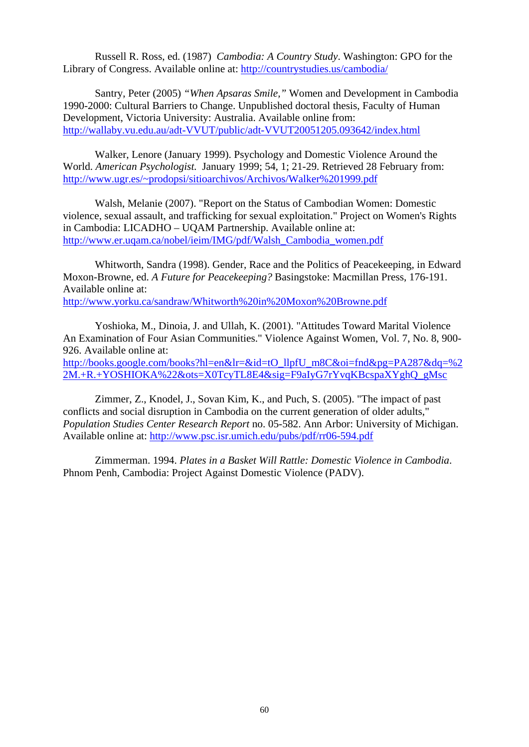Russell R. Ross, ed. (1987) *Cambodia: A Country Study*. Washington: GPO for the Library of Congress. Available online at: http://countrystudies.us/cambodia/

Santry, Peter (2005) *"When Apsaras Smile,"* Women and Development in Cambodia 1990-2000: Cultural Barriers to Change. Unpublished doctoral thesis, Faculty of Human Development, Victoria University: Australia. Available online from: http://wallaby.vu.edu.au/adt-VVUT/public/adt-VVUT20051205.093642/index.html

Walker, Lenore (January 1999). Psychology and Domestic Violence Around the World. *American Psychologist.* January 1999; 54, 1; 21-29. Retrieved 28 February from: http://www.ugr.es/~prodopsi/sitioarchivos/Archivos/Walker%201999.pdf

Walsh, Melanie (2007). "Report on the Status of Cambodian Women: Domestic violence, sexual assault, and trafficking for sexual exploitation." Project on Women's Rights in Cambodia: LICADHO – UQAM Partnership. Available online at: http://www.er.uqam.ca/nobel/ieim/IMG/pdf/Walsh_Cambodia_women.pdf

Whitworth, Sandra (1998). Gender, Race and the Politics of Peacekeeping, in Edward Moxon-Browne, ed. *A Future for Peacekeeping?* Basingstoke: Macmillan Press, 176-191. Available online at: http://www.yorku.ca/sandraw/Whitworth%20in%20Moxon%20Browne.pdf

Yoshioka, M., Dinoia, J. and Ullah, K. (2001). "Attitudes Toward Marital Violence An Examination of Four Asian Communities." Violence Against Women, Vol. 7, No. 8, 900-926. Available online at: http://books.google.com/books?hl=en&lr=&id=tO_llpfU_m8C&oi=fnd&pg=PA287&dq=%22M.+R.+YOSHIOKA%22&ots=X0TcyTL8E4&sig=F9aIyG7rYvqKBcspaXYghQ_gMsc

Zimmer, Z., Knodel, J., Sovan Kim, K., and Puch, S. (2005). "The impact of past conflicts and social disruption in Cambodia on the current generation of older adults," *Population Studies Center Research Report* no. 05-582. Ann Arbor: University of Michigan. Available online at: http://www.psc.isr.umich.edu/pubs/pdf/rr06-594.pdf

Zimmerman. 1994. *Plates in a Basket Will Rattle: Domestic Violence in Cambodia*. Phnom Penh, Cambodia: Project Against Domestic Violence (PADV).